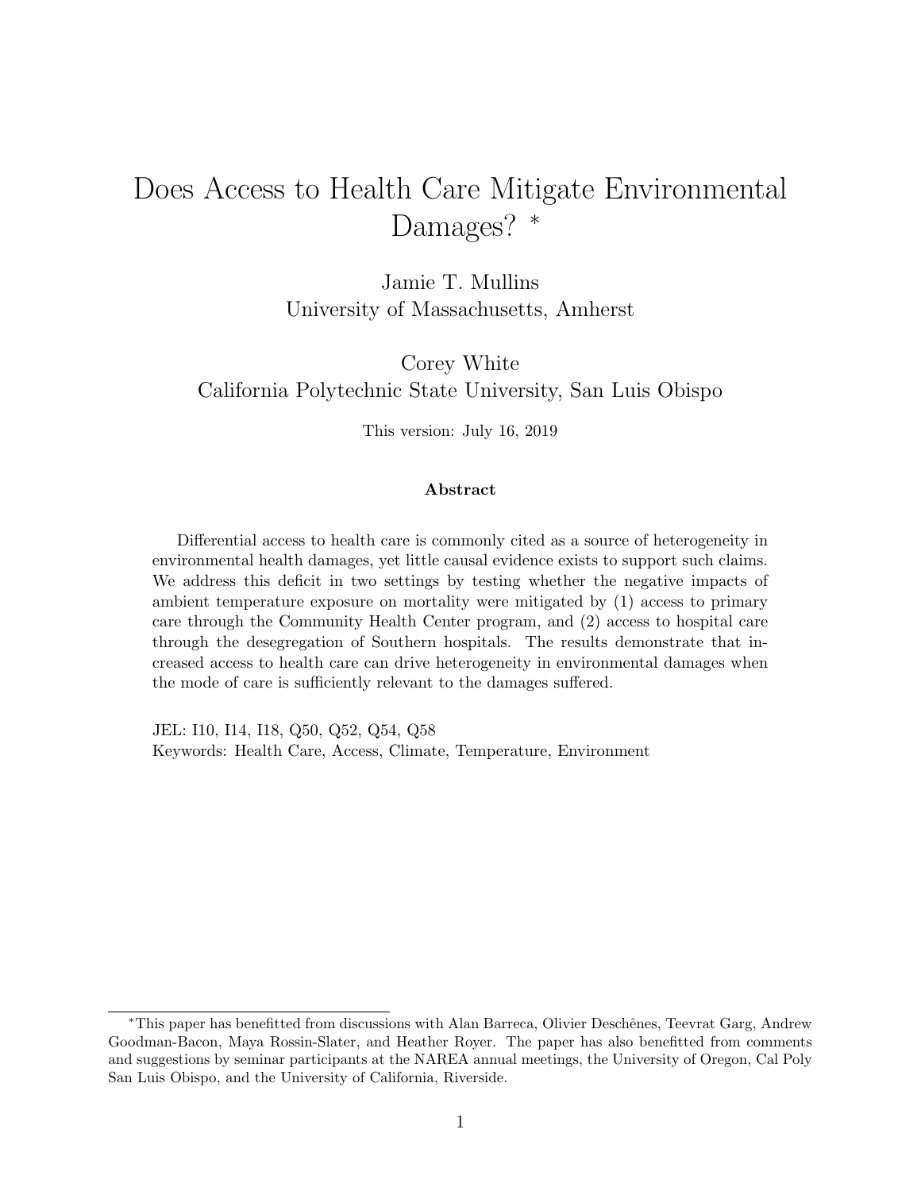# Does Access to Health Care Mitigate Environmental Damages? *

Jamie T. Mullins
University of Massachusetts, Amherst

Corey White
California Polytechnic State University, San Luis Obispo

This version: July 16, 2019

### Abstract

Differential access to health care is commonly cited as a source of heterogeneity in environmental health damages, yet little causal evidence exists to support such claims. We address this deficit in two settings by testing whether the negative impacts of ambient temperature exposure on mortality were mitigated by (1) access to primary care through the Community Health Center program, and (2) access to hospital care through the desegregation of Southern hospitals. The results demonstrate that increased access to health care can drive heterogeneity in environmental damages when the mode of care is sufficiently relevant to the damages suffered.

JEL: I10, I14, I18, Q50, Q52, Q54, Q58
Keywords: Health Care, Access, Climate, Temperature, Environment

---

*This paper has benefitted from discussions with Alan Barreca, Olivier Deschênes, Teevrat Garg, Andrew Goodman-Bacon, Maya Rossin-Slater, and Heather Royer. The paper has also benefitted from comments and suggestions by seminar participants at the NAREA annual meetings, the University of Oregon, Cal Poly San Luis Obispo, and the University of California, Riverside.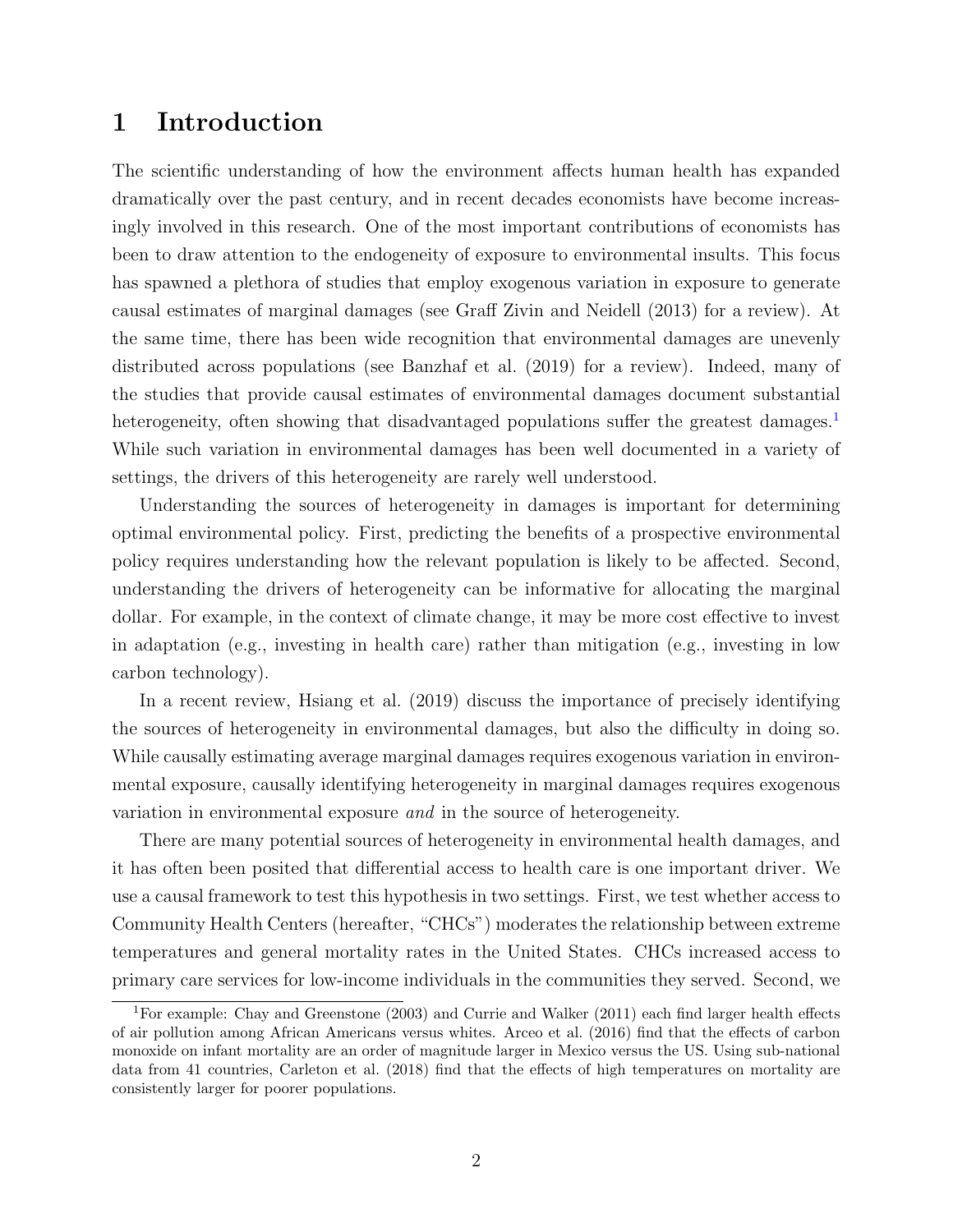# 1 Introduction

The scientific understanding of how the environment affects human health has expanded dramatically over the past century, and in recent decades economists have become increasingly involved in this research. One of the most important contributions of economists has been to draw attention to the endogeneity of exposure to environmental insults. This focus has spawned a plethora of studies that employ exogenous variation in exposure to generate causal estimates of marginal damages (see Graff Zivin and Neidell (2013) for a review). At the same time, there has been wide recognition that environmental damages are unevenly distributed across populations (see Banzhaf et al. (2019) for a review). Indeed, many of the studies that provide causal estimates of environmental damages document substantial heterogeneity, often showing that disadvantaged populations suffer the greatest damages.[1] While such variation in environmental damages has been well documented in a variety of settings, the drivers of this heterogeneity are rarely well understood.

Understanding the sources of heterogeneity in damages is important for determining optimal environmental policy. First, predicting the benefits of a prospective environmental policy requires understanding how the relevant population is likely to be affected. Second, understanding the drivers of heterogeneity can be informative for allocating the marginal dollar. For example, in the context of climate change, it may be more cost effective to invest in adaptation (e.g., investing in health care) rather than mitigation (e.g., investing in low carbon technology).

In a recent review, Hsiang et al. (2019) discuss the importance of precisely identifying the sources of heterogeneity in environmental damages, but also the difficulty in doing so. While causally estimating average marginal damages requires exogenous variation in environmental exposure, causally identifying heterogeneity in marginal damages requires exogenous variation in environmental exposure *and* in the source of heterogeneity.

There are many potential sources of heterogeneity in environmental health damages, and it has often been posited that differential access to health care is one important driver. We use a causal framework to test this hypothesis in two settings. First, we test whether access to Community Health Centers (hereafter, "CHCs") moderates the relationship between extreme temperatures and general mortality rates in the United States. CHCs increased access to primary care services for low-income individuals in the communities they served. Second, we

[1] For example: Chay and Greenstone (2003) and Currie and Walker (2011) each find larger health effects of air pollution among African Americans versus whites. Arceo et al. (2016) find that the effects of carbon monoxide on infant mortality are an order of magnitude larger in Mexico versus the US. Using sub-national data from 41 countries, Carleton et al. (2018) find that the effects of high temperatures on mortality are consistently larger for poorer populations.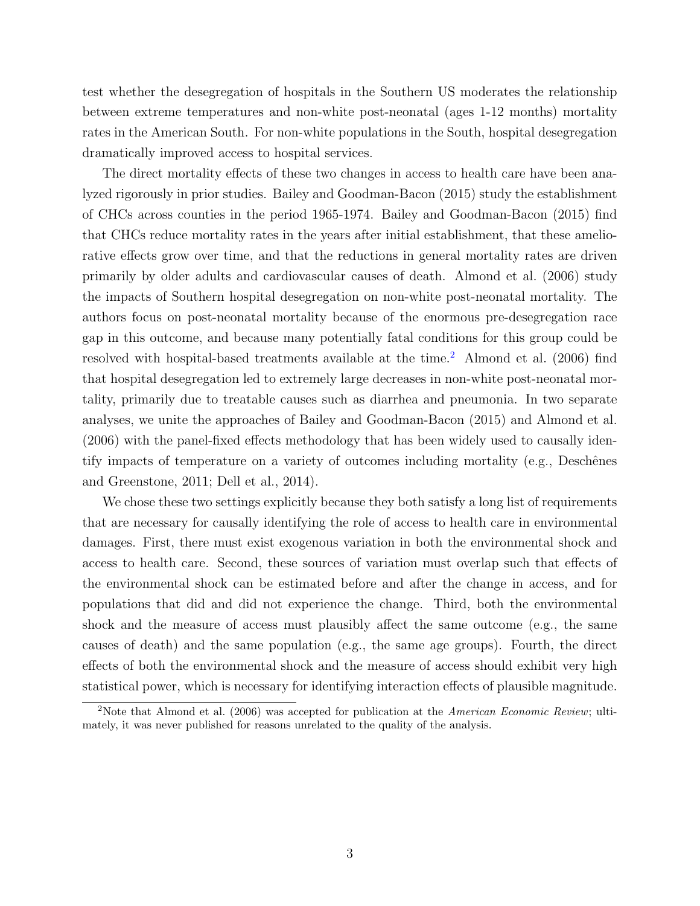test whether the desegregation of hospitals in the Southern US moderates the relationship between extreme temperatures and non-white post-neonatal (ages 1-12 months) mortality rates in the American South. For non-white populations in the South, hospital desegregation dramatically improved access to hospital services.

The direct mortality effects of these two changes in access to health care have been analyzed rigorously in prior studies. Bailey and Goodman-Bacon (2015) study the establishment of CHCs across counties in the period 1965-1974. Bailey and Goodman-Bacon (2015) find that CHCs reduce mortality rates in the years after initial establishment, that these ameliorative effects grow over time, and that the reductions in general mortality rates are driven primarily by older adults and cardiovascular causes of death. Almond et al. (2006) study the impacts of Southern hospital desegregation on non-white post-neonatal mortality. The authors focus on post-neonatal mortality because of the enormous pre-desegregation race gap in this outcome, and because many potentially fatal conditions for this group could be resolved with hospital-based treatments available at the time.[2] Almond et al. (2006) find that hospital desegregation led to extremely large decreases in non-white post-neonatal mortality, primarily due to treatable causes such as diarrhea and pneumonia. In two separate analyses, we unite the approaches of Bailey and Goodman-Bacon (2015) and Almond et al. (2006) with the panel-fixed effects methodology that has been widely used to causally identify impacts of temperature on a variety of outcomes including mortality (e.g., Deschênes and Greenstone, 2011; Dell et al., 2014).

We chose these two settings explicitly because they both satisfy a long list of requirements that are necessary for causally identifying the role of access to health care in environmental damages. First, there must exist exogenous variation in both the environmental shock and access to health care. Second, these sources of variation must overlap such that effects of the environmental shock can be estimated before and after the change in access, and for populations that did and did not experience the change. Third, both the environmental shock and the measure of access must plausibly affect the same outcome (e.g., the same causes of death) and the same population (e.g., the same age groups). Fourth, the direct effects of both the environmental shock and the measure of access should exhibit very high statistical power, which is necessary for identifying interaction effects of plausible magnitude.

[2] Note that Almond et al. (2006) was accepted for publication at the *American Economic Review*; ultimately, it was never published for reasons unrelated to the quality of the analysis.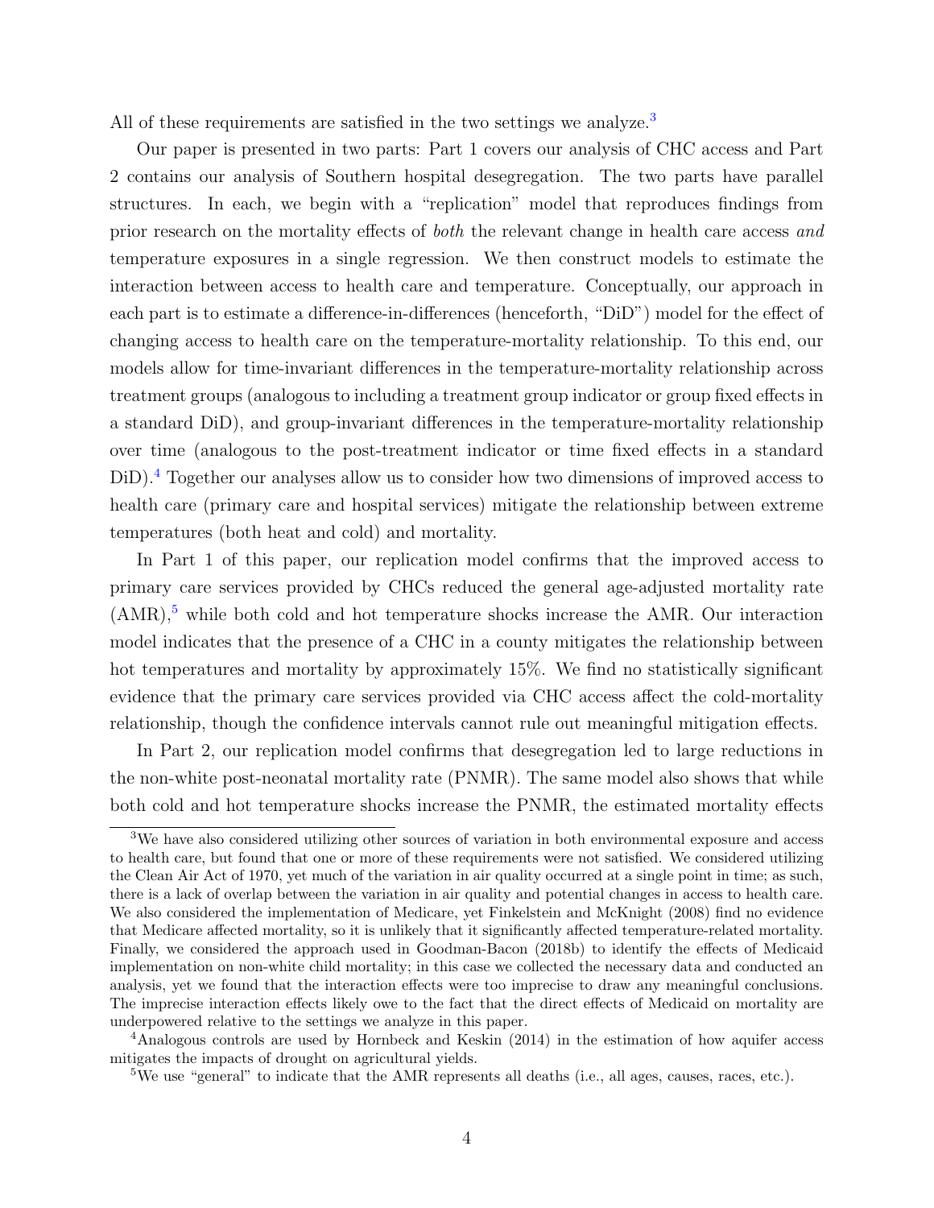All of these requirements are satisfied in the two settings we analyze.[3]

Our paper is presented in two parts: Part 1 covers our analysis of CHC access and Part 2 contains our analysis of Southern hospital desegregation. The two parts have parallel structures. In each, we begin with a "replication" model that reproduces findings from prior research on the mortality effects of *both* the relevant change in health care access *and* temperature exposures in a single regression. We then construct models to estimate the interaction between access to health care and temperature. Conceptually, our approach in each part is to estimate a difference-in-differences (henceforth, "DiD") model for the effect of changing access to health care on the temperature-mortality relationship. To this end, our models allow for time-invariant differences in the temperature-mortality relationship across treatment groups (analogous to including a treatment group indicator or group fixed effects in a standard DiD), and group-invariant differences in the temperature-mortality relationship over time (analogous to the post-treatment indicator or time fixed effects in a standard DiD).[4] Together our analyses allow us to consider how two dimensions of improved access to health care (primary care and hospital services) mitigate the relationship between extreme temperatures (both heat and cold) and mortality.

In Part 1 of this paper, our replication model confirms that the improved access to primary care services provided by CHCs reduced the general age-adjusted mortality rate (AMR),[5] while both cold and hot temperature shocks increase the AMR. Our interaction model indicates that the presence of a CHC in a county mitigates the relationship between hot temperatures and mortality by approximately 15%. We find no statistically significant evidence that the primary care services provided via CHC access affect the cold-mortality relationship, though the confidence intervals cannot rule out meaningful mitigation effects.

In Part 2, our replication model confirms that desegregation led to large reductions in the non-white post-neonatal mortality rate (PNMR). The same model also shows that while both cold and hot temperature shocks increase the PNMR, the estimated mortality effects

---

[3] We have also considered utilizing other sources of variation in both environmental exposure and access to health care, but found that one or more of these requirements were not satisfied. We considered utilizing the Clean Air Act of 1970, yet much of the variation in air quality occurred at a single point in time; as such, there is a lack of overlap between the variation in air quality and potential changes in access to health care. We also considered the implementation of Medicare, yet Finkelstein and McKnight (2008) find no evidence that Medicare affected mortality, so it is unlikely that it significantly affected temperature-related mortality. Finally, we considered the approach used in Goodman-Bacon (2018b) to identify the effects of Medicaid implementation on non-white child mortality; in this case we collected the necessary data and conducted an analysis, yet we found that the interaction effects were too imprecise to draw any meaningful conclusions. The imprecise interaction effects likely owe to the fact that the direct effects of Medicaid on mortality are underpowered relative to the settings we analyze in this paper.

[4] Analogous controls are used by Hornbeck and Keskin (2014) in the estimation of how aquifer access mitigates the impacts of drought on agricultural yields.

[5] We use "general" to indicate that the AMR represents all deaths (i.e., all ages, causes, races, etc.).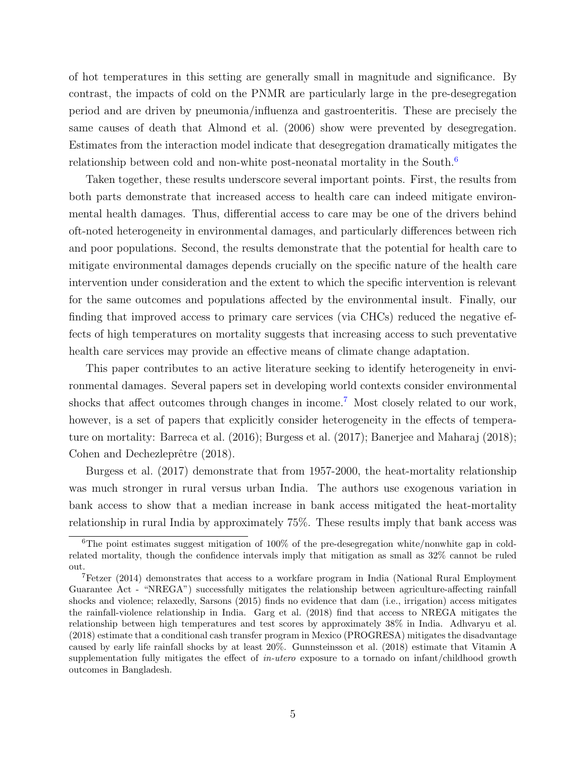of hot temperatures in this setting are generally small in magnitude and significance. By contrast, the impacts of cold on the PNMR are particularly large in the pre-desegregation period and are driven by pneumonia/influenza and gastroenteritis. These are precisely the same causes of death that Almond et al. (2006) show were prevented by desegregation. Estimates from the interaction model indicate that desegregation dramatically mitigates the relationship between cold and non-white post-neonatal mortality in the South.[6]

Taken together, these results underscore several important points. First, the results from both parts demonstrate that increased access to health care can indeed mitigate environmental health damages. Thus, differential access to care may be one of the drivers behind oft-noted heterogeneity in environmental damages, and particularly differences between rich and poor populations. Second, the results demonstrate that the potential for health care to mitigate environmental damages depends crucially on the specific nature of the health care intervention under consideration and the extent to which the specific intervention is relevant for the same outcomes and populations affected by the environmental insult. Finally, our finding that improved access to primary care services (via CHCs) reduced the negative effects of high temperatures on mortality suggests that increasing access to such preventative health care services may provide an effective means of climate change adaptation.

This paper contributes to an active literature seeking to identify heterogeneity in environmental damages. Several papers set in developing world contexts consider environmental shocks that affect outcomes through changes in income.[7] Most closely related to our work, however, is a set of papers that explicitly consider heterogeneity in the effects of temperature on mortality: Barreca et al. (2016); Burgess et al. (2017); Banerjee and Maharaj (2018); Cohen and Dechezleprêtre (2018).

Burgess et al. (2017) demonstrate that from 1957-2000, the heat-mortality relationship was much stronger in rural versus urban India. The authors use exogenous variation in bank access to show that a median increase in bank access mitigated the heat-mortality relationship in rural India by approximately 75%. These results imply that bank access was

[6] The point estimates suggest mitigation of 100% of the pre-desegregation white/nonwhite gap in cold-related mortality, though the confidence intervals imply that mitigation as small as 32% cannot be ruled out.

[7] Fetzer (2014) demonstrates that access to a workfare program in India (National Rural Employment Guarantee Act - "NREGA") successfully mitigates the relationship between agriculture-affecting rainfall shocks and violence; relaxedly, Sarsons (2015) finds no evidence that dam (i.e., irrigation) access mitigates the rainfall-violence relationship in India. Garg et al. (2018) find that access to NREGA mitigates the relationship between high temperatures and test scores by approximately 38% in India. Adhvaryu et al. (2018) estimate that a conditional cash transfer program in Mexico (PROGRESA) mitigates the disadvantage caused by early life rainfall shocks by at least 20%. Gunnsteinsson et al. (2018) estimate that Vitamin A supplementation fully mitigates the effect of *in-utero* exposure to a tornado on infant/childhood growth outcomes in Bangladesh.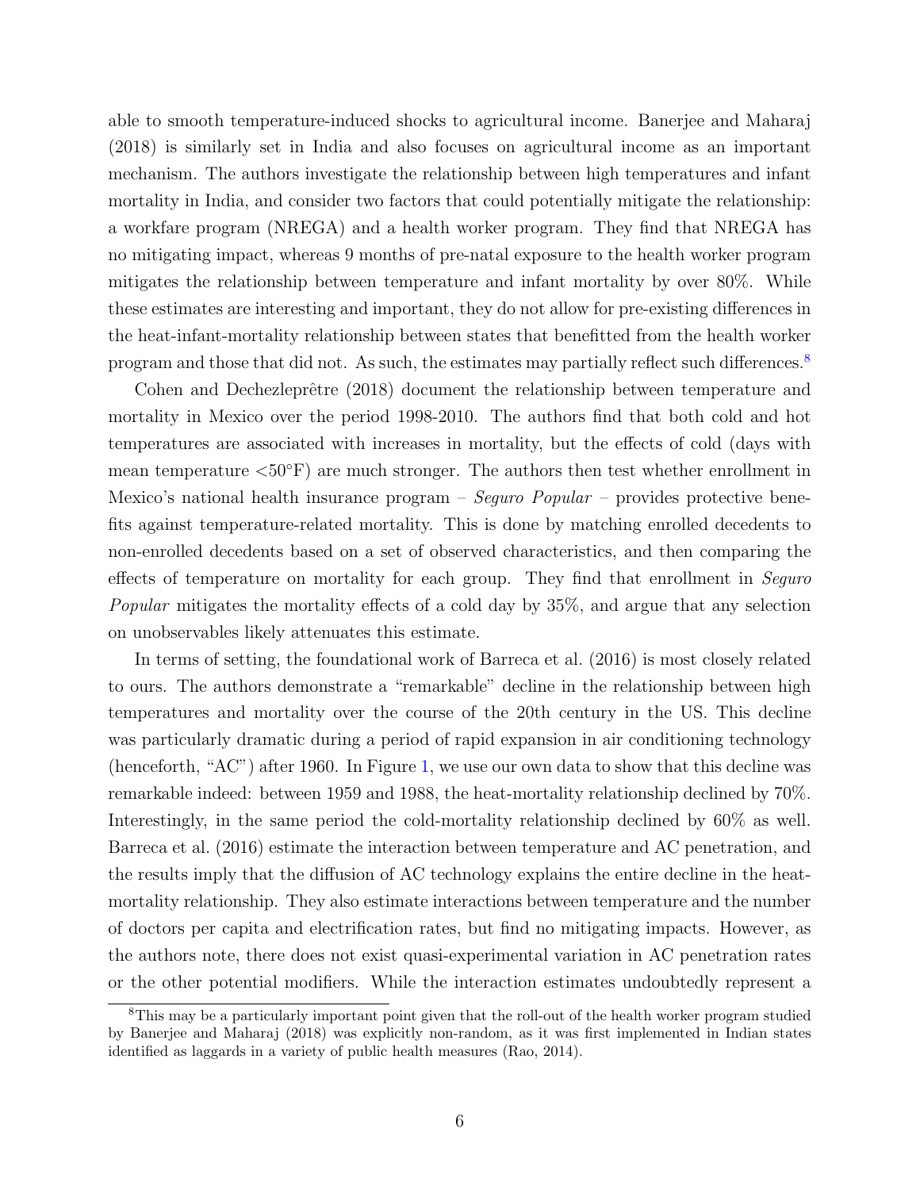able to smooth temperature-induced shocks to agricultural income. Banerjee and Maharaj (2018) is similarly set in India and also focuses on agricultural income as an important mechanism. The authors investigate the relationship between high temperatures and infant mortality in India, and consider two factors that could potentially mitigate the relationship: a workfare program (NREGA) and a health worker program. They find that NREGA has no mitigating impact, whereas 9 months of pre-natal exposure to the health worker program mitigates the relationship between temperature and infant mortality by over 80%. While these estimates are interesting and important, they do not allow for pre-existing differences in the heat-infant-mortality relationship between states that benefitted from the health worker program and those that did not. As such, the estimates may partially reflect such differences.[8]

Cohen and Dechezleprêtre (2018) document the relationship between temperature and mortality in Mexico over the period 1998-2010. The authors find that both cold and hot temperatures are associated with increases in mortality, but the effects of cold (days with mean temperature <50°F) are much stronger. The authors then test whether enrollment in Mexico's national health insurance program – *Seguro Popular* – provides protective benefits against temperature-related mortality. This is done by matching enrolled decedents to non-enrolled decedents based on a set of observed characteristics, and then comparing the effects of temperature on mortality for each group. They find that enrollment in *Seguro Popular* mitigates the mortality effects of a cold day by 35%, and argue that any selection on unobservables likely attenuates this estimate.

In terms of setting, the foundational work of Barreca et al. (2016) is most closely related to ours. The authors demonstrate a "remarkable" decline in the relationship between high temperatures and mortality over the course of the 20th century in the US. This decline was particularly dramatic during a period of rapid expansion in air conditioning technology (henceforth, "AC") after 1960. In Figure 1, we use our own data to show that this decline was remarkable indeed: between 1959 and 1988, the heat-mortality relationship declined by 70%. Interestingly, in the same period the cold-mortality relationship declined by 60% as well. Barreca et al. (2016) estimate the interaction between temperature and AC penetration, and the results imply that the diffusion of AC technology explains the entire decline in the heat-mortality relationship. They also estimate interactions between temperature and the number of doctors per capita and electrification rates, but find no mitigating impacts. However, as the authors note, there does not exist quasi-experimental variation in AC penetration rates or the other potential modifiers. While the interaction estimates undoubtedly represent a

[8] This may be a particularly important point given that the roll-out of the health worker program studied by Banerjee and Maharaj (2018) was explicitly non-random, as it was first implemented in Indian states identified as laggards in a variety of public health measures (Rao, 2014).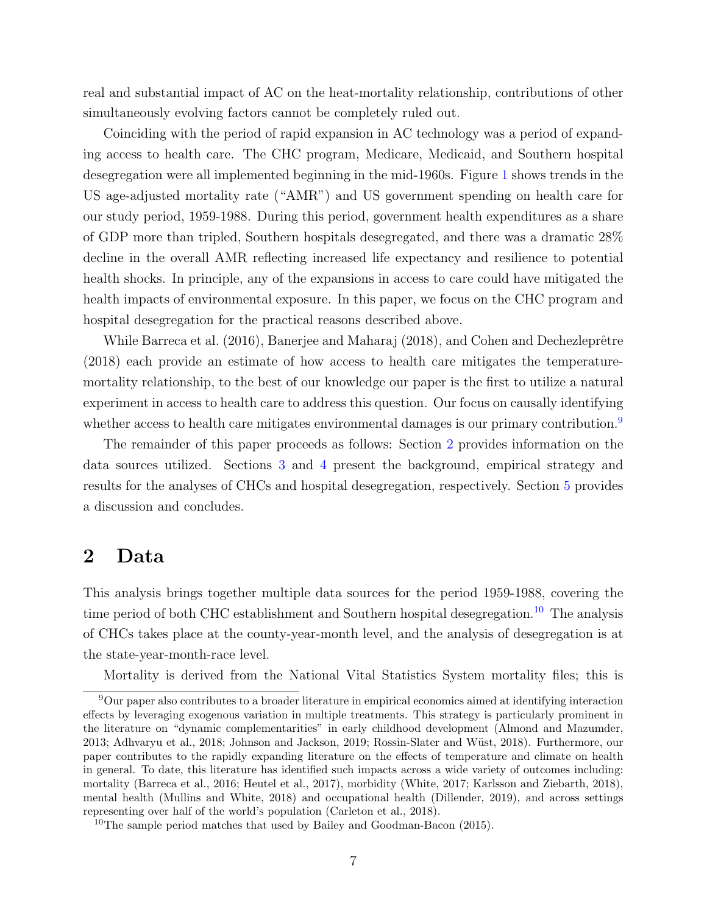real and substantial impact of AC on the heat-mortality relationship, contributions of other simultaneously evolving factors cannot be completely ruled out.

Coinciding with the period of rapid expansion in AC technology was a period of expanding access to health care. The CHC program, Medicare, Medicaid, and Southern hospital desegregation were all implemented beginning in the mid-1960s. Figure 1 shows trends in the US age-adjusted mortality rate ("AMR") and US government spending on health care for our study period, 1959-1988. During this period, government health expenditures as a share of GDP more than tripled, Southern hospitals desegregated, and there was a dramatic 28% decline in the overall AMR reflecting increased life expectancy and resilience to potential health shocks. In principle, any of the expansions in access to care could have mitigated the health impacts of environmental exposure. In this paper, we focus on the CHC program and hospital desegregation for the practical reasons described above.

While Barreca et al. (2016), Banerjee and Maharaj (2018), and Cohen and Dechezleprêtre (2018) each provide an estimate of how access to health care mitigates the temperature-mortality relationship, to the best of our knowledge our paper is the first to utilize a natural experiment in access to health care to address this question. Our focus on causally identifying whether access to health care mitigates environmental damages is our primary contribution.[9]

The remainder of this paper proceeds as follows: Section 2 provides information on the data sources utilized. Sections 3 and 4 present the background, empirical strategy and results for the analyses of CHCs and hospital desegregation, respectively. Section 5 provides a discussion and concludes.

## 2 Data

This analysis brings together multiple data sources for the period 1959-1988, covering the time period of both CHC establishment and Southern hospital desegregation.[10] The analysis of CHCs takes place at the county-year-month level, and the analysis of desegregation is at the state-year-month-race level.

Mortality is derived from the National Vital Statistics System mortality files; this is

[9] Our paper also contributes to a broader literature in empirical economics aimed at identifying interaction effects by leveraging exogenous variation in multiple treatments. This strategy is particularly prominent in the literature on "dynamic complementarities" in early childhood development (Almond and Mazumder, 2013; Adhvaryu et al., 2018; Johnson and Jackson, 2019; Rossin-Slater and Wüst, 2018). Furthermore, our paper contributes to the rapidly expanding literature on the effects of temperature and climate on health in general. To date, this literature has identified such impacts across a wide variety of outcomes including: mortality (Barreca et al., 2016; Heutel et al., 2017), morbidity (White, 2017; Karlsson and Ziebarth, 2018), mental health (Mullins and White, 2018) and occupational health (Dillender, 2019), and across settings representing over half of the world's population (Carleton et al., 2018).

[10] The sample period matches that used by Bailey and Goodman-Bacon (2015).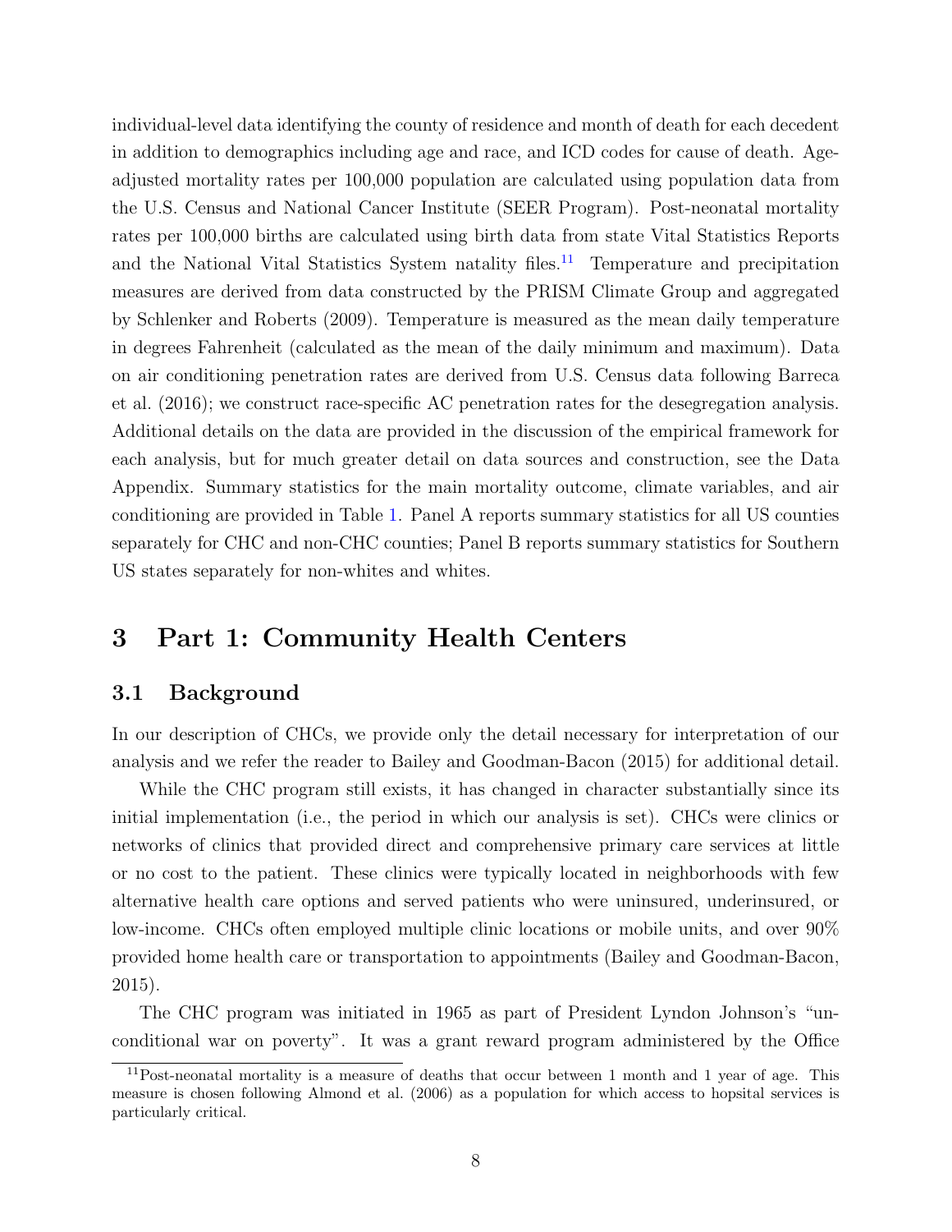individual-level data identifying the county of residence and month of death for each decedent in addition to demographics including age and race, and ICD codes for cause of death. Age-adjusted mortality rates per 100,000 population are calculated using population data from the U.S. Census and National Cancer Institute (SEER Program). Post-neonatal mortality rates per 100,000 births are calculated using birth data from state Vital Statistics Reports and the National Vital Statistics System natality files.[11] Temperature and precipitation measures are derived from data constructed by the PRISM Climate Group and aggregated by Schlenker and Roberts (2009). Temperature is measured as the mean daily temperature in degrees Fahrenheit (calculated as the mean of the daily minimum and maximum). Data on air conditioning penetration rates are derived from U.S. Census data following Barreca et al. (2016); we construct race-specific AC penetration rates for the desegregation analysis. Additional details on the data are provided in the discussion of the empirical framework for each analysis, but for much greater detail on data sources and construction, see the Data Appendix. Summary statistics for the main mortality outcome, climate variables, and air conditioning are provided in Table 1. Panel A reports summary statistics for all US counties separately for CHC and non-CHC counties; Panel B reports summary statistics for Southern US states separately for non-whites and whites.

# 3 Part 1: Community Health Centers

## 3.1 Background

In our description of CHCs, we provide only the detail necessary for interpretation of our analysis and we refer the reader to Bailey and Goodman-Bacon (2015) for additional detail.

While the CHC program still exists, it has changed in character substantially since its initial implementation (i.e., the period in which our analysis is set). CHCs were clinics or networks of clinics that provided direct and comprehensive primary care services at little or no cost to the patient. These clinics were typically located in neighborhoods with few alternative health care options and served patients who were uninsured, underinsured, or low-income. CHCs often employed multiple clinic locations or mobile units, and over 90% provided home health care or transportation to appointments (Bailey and Goodman-Bacon, 2015).

The CHC program was initiated in 1965 as part of President Lyndon Johnson's "unconditional war on poverty". It was a grant reward program administered by the Office

[11] Post-neonatal mortality is a measure of deaths that occur between 1 month and 1 year of age. This measure is chosen following Almond et al. (2006) as a population for which access to hopsital services is particularly critical.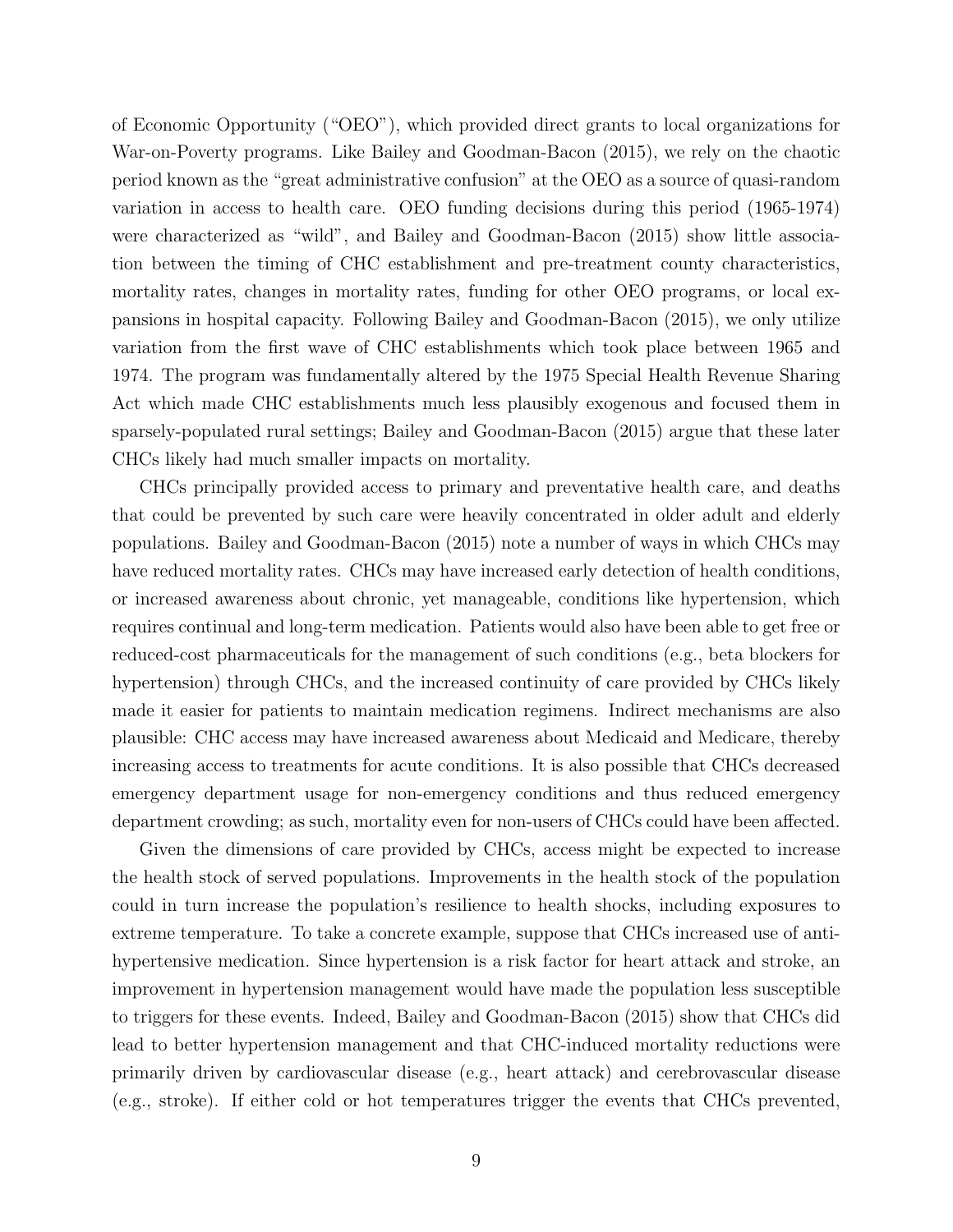of Economic Opportunity ("OEO"), which provided direct grants to local organizations for War-on-Poverty programs. Like Bailey and Goodman-Bacon (2015), we rely on the chaotic period known as the "great administrative confusion" at the OEO as a source of quasi-random variation in access to health care. OEO funding decisions during this period (1965-1974) were characterized as "wild", and Bailey and Goodman-Bacon (2015) show little association between the timing of CHC establishment and pre-treatment county characteristics, mortality rates, changes in mortality rates, funding for other OEO programs, or local expansions in hospital capacity. Following Bailey and Goodman-Bacon (2015), we only utilize variation from the first wave of CHC establishments which took place between 1965 and 1974. The program was fundamentally altered by the 1975 Special Health Revenue Sharing Act which made CHC establishments much less plausibly exogenous and focused them in sparsely-populated rural settings; Bailey and Goodman-Bacon (2015) argue that these later CHCs likely had much smaller impacts on mortality.

CHCs principally provided access to primary and preventative health care, and deaths that could be prevented by such care were heavily concentrated in older adult and elderly populations. Bailey and Goodman-Bacon (2015) note a number of ways in which CHCs may have reduced mortality rates. CHCs may have increased early detection of health conditions, or increased awareness about chronic, yet manageable, conditions like hypertension, which requires continual and long-term medication. Patients would also have been able to get free or reduced-cost pharmaceuticals for the management of such conditions (e.g., beta blockers for hypertension) through CHCs, and the increased continuity of care provided by CHCs likely made it easier for patients to maintain medication regimens. Indirect mechanisms are also plausible: CHC access may have increased awareness about Medicaid and Medicare, thereby increasing access to treatments for acute conditions. It is also possible that CHCs decreased emergency department usage for non-emergency conditions and thus reduced emergency department crowding; as such, mortality even for non-users of CHCs could have been affected.

Given the dimensions of care provided by CHCs, access might be expected to increase the health stock of served populations. Improvements in the health stock of the population could in turn increase the population's resilience to health shocks, including exposures to extreme temperature. To take a concrete example, suppose that CHCs increased use of anti-hypertensive medication. Since hypertension is a risk factor for heart attack and stroke, an improvement in hypertension management would have made the population less susceptible to triggers for these events. Indeed, Bailey and Goodman-Bacon (2015) show that CHCs did lead to better hypertension management and that CHC-induced mortality reductions were primarily driven by cardiovascular disease (e.g., heart attack) and cerebrovascular disease (e.g., stroke). If either cold or hot temperatures trigger the events that CHCs prevented,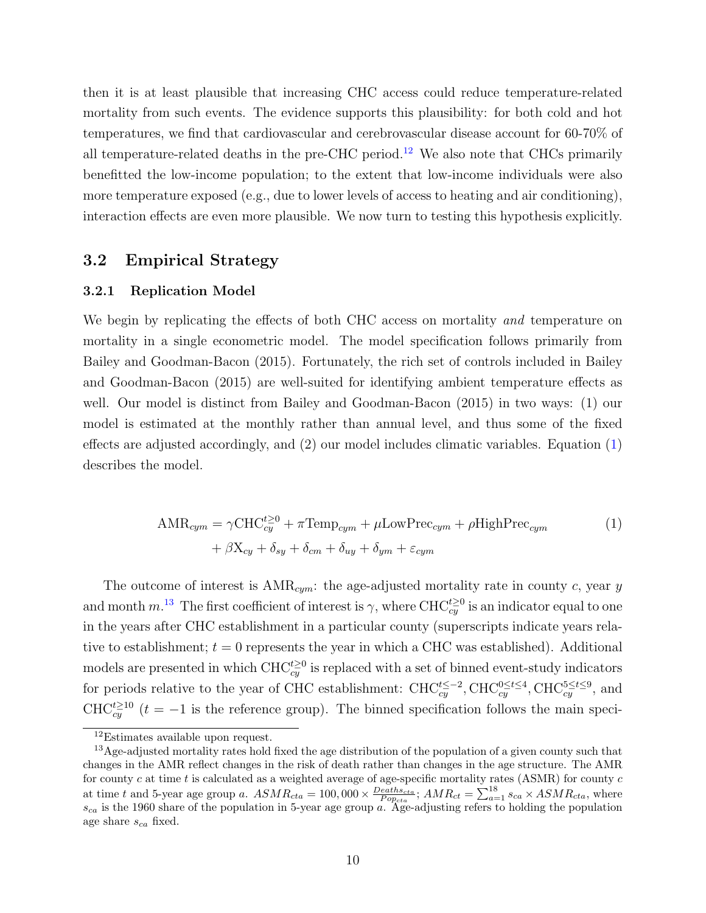then it is at least plausible that increasing CHC access could reduce temperature-related mortality from such events. The evidence supports this plausibility: for both cold and hot temperatures, we find that cardiovascular and cerebrovascular disease account for 60-70% of all temperature-related deaths in the pre-CHC period.[12] We also note that CHCs primarily benefitted the low-income population; to the extent that low-income individuals were also more temperature exposed (e.g., due to lower levels of access to heating and air conditioning), interaction effects are even more plausible. We now turn to testing this hypothesis explicitly.

## 3.2 Empirical Strategy

### 3.2.1 Replication Model

We begin by replicating the effects of both CHC access on mortality *and* temperature on mortality in a single econometric model. The model specification follows primarily from Bailey and Goodman-Bacon (2015). Fortunately, the rich set of controls included in Bailey and Goodman-Bacon (2015) are well-suited for identifying ambient temperature effects as well. Our model is distinct from Bailey and Goodman-Bacon (2015) in two ways: (1) our model is estimated at the monthly rather than annual level, and thus some of the fixed effects are adjusted accordingly, and (2) our model includes climatic variables. Equation (1) describes the model.

$$
\begin{aligned}
\text{AMR}_{cym} = {} & \gamma \text{CHC}_{cy}^{t\geq 0} + \pi \text{Temp}_{cym} + \mu \text{LowPrec}_{cym} + \rho \text{HighPrec}_{cym} \\
& + \beta \text{X}_{cy} + \delta_{sy} + \delta_{cm} + \delta_{uy} + \delta_{ym} + \varepsilon_{cym}
\end{aligned} \tag{1}
$$

The outcome of interest is $\text{AMR}_{cym}$: the age-adjusted mortality rate in county $c$, year $y$ and month $m$.[13] The first coefficient of interest is $\gamma$, where $\text{CHC}_{cy}^{t\geq 0}$ is an indicator equal to one in the years after CHC establishment in a particular county (superscripts indicate years relative to establishment; $t = 0$ represents the year in which a CHC was established). Additional models are presented in which $\text{CHC}_{cy}^{t\geq 0}$ is replaced with a set of binned event-study indicators for periods relative to the year of CHC establishment: $\text{CHC}_{cy}^{t\leq -2}$, $\text{CHC}_{cy}^{0\leq t\leq 4}$, $\text{CHC}_{cy}^{5\leq t\leq 9}$, and $\text{CHC}_{cy}^{t\geq 10}$ ($t = -1$ is the reference group). The binned specification follows the main speci-

[12] Estimates available upon request.

[13] Age-adjusted mortality rates hold fixed the age distribution of the population of a given county such that changes in the AMR reflect changes in the risk of death rather than changes in the age structure. The AMR for county $c$ at time $t$ is calculated as a weighted average of age-specific mortality rates (ASMR) for county $c$ at time $t$ and 5-year age group $a$. $ASMR_{cta} = 100,000 \times \frac{Deaths_{cta}}{Pop_{cta}}$; $AMR_{ct} = \sum_{a=1}^{18} s_{ca} \times ASMR_{cta}$, where $s_{ca}$ is the 1960 share of the population in 5-year age group $a$. Age-adjusting refers to holding the population age share $s_{ca}$ fixed.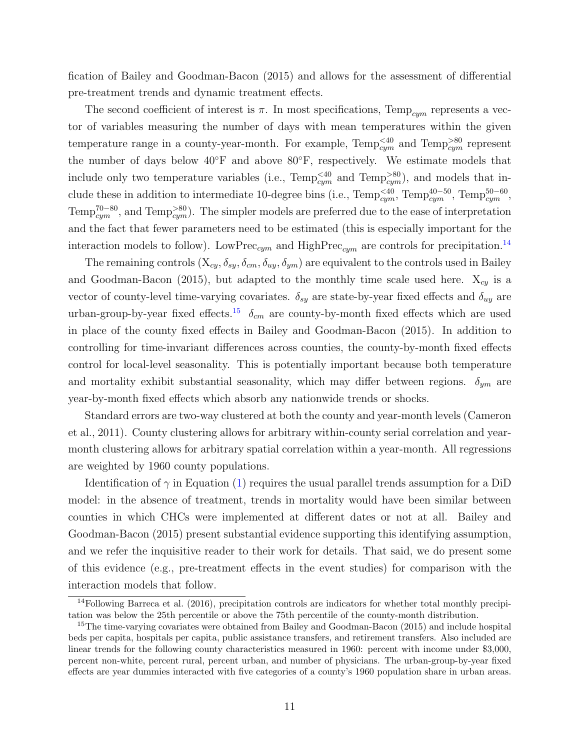fication of Bailey and Goodman-Bacon (2015) and allows for the assessment of differential pre-treatment trends and dynamic treatment effects.

The second coefficient of interest is $\pi$. In most specifications, $\text{Temp}_{cym}$ represents a vector of variables measuring the number of days with mean temperatures within the given temperature range in a county-year-month. For example, $\text{Temp}_{cym}^{<40}$ and $\text{Temp}_{cym}^{>80}$ represent the number of days below 40°F and above 80°F, respectively. We estimate models that include only two temperature variables (i.e., $\text{Temp}_{cym}^{<40}$ and $\text{Temp}_{cym}^{>80}$), and models that include these in addition to intermediate 10-degree bins (i.e., $\text{Temp}_{cym}^{<40}$, $\text{Temp}_{cym}^{40-50}$, $\text{Temp}_{cym}^{50-60}$, $\text{Temp}_{cym}^{70-80}$, and $\text{Temp}_{cym}^{>80}$). The simpler models are preferred due to the ease of interpretation and the fact that fewer parameters need to be estimated (this is especially important for the interaction models to follow). $\text{LowPrec}_{cym}$ and $\text{HighPrec}_{cym}$ are controls for precipitation.[14]

The remaining controls ($\text{X}_{cy}, \delta_{sy}, \delta_{cm}, \delta_{uy}, \delta_{ym}$) are equivalent to the controls used in Bailey and Goodman-Bacon (2015), but adapted to the monthly time scale used here. $\text{X}_{cy}$ is a vector of county-level time-varying covariates. $\delta_{sy}$ are state-by-year fixed effects and $\delta_{uy}$ are urban-group-by-year fixed effects.[15] $\delta_{cm}$ are county-by-month fixed effects which are used in place of the county fixed effects in Bailey and Goodman-Bacon (2015). In addition to controlling for time-invariant differences across counties, the county-by-month fixed effects control for local-level seasonality. This is potentially important because both temperature and mortality exhibit substantial seasonality, which may differ between regions. $\delta_{ym}$ are year-by-month fixed effects which absorb any nationwide trends or shocks.

Standard errors are two-way clustered at both the county and year-month levels (Cameron et al., 2011). County clustering allows for arbitrary within-county serial correlation and year-month clustering allows for arbitrary spatial correlation within a year-month. All regressions are weighted by 1960 county populations.

Identification of $\gamma$ in Equation (1) requires the usual parallel trends assumption for a DiD model: in the absence of treatment, trends in mortality would have been similar between counties in which CHCs were implemented at different dates or not at all. Bailey and Goodman-Bacon (2015) present substantial evidence supporting this identifying assumption, and we refer the inquisitive reader to their work for details. That said, we do present some of this evidence (e.g., pre-treatment effects in the event studies) for comparison with the interaction models that follow.

[14] Following Barreca et al. (2016), precipitation controls are indicators for whether total monthly precipitation was below the 25th percentile or above the 75th percentile of the county-month distribution.

[15] The time-varying covariates were obtained from Bailey and Goodman-Bacon (2015) and include hospital beds per capita, hospitals per capita, public assistance transfers, and retirement transfers. Also included are linear trends for the following county characteristics measured in 1960: percent with income under \$3,000, percent non-white, percent rural, percent urban, and number of physicians. The urban-group-by-year fixed effects are year dummies interacted with five categories of a county's 1960 population share in urban areas.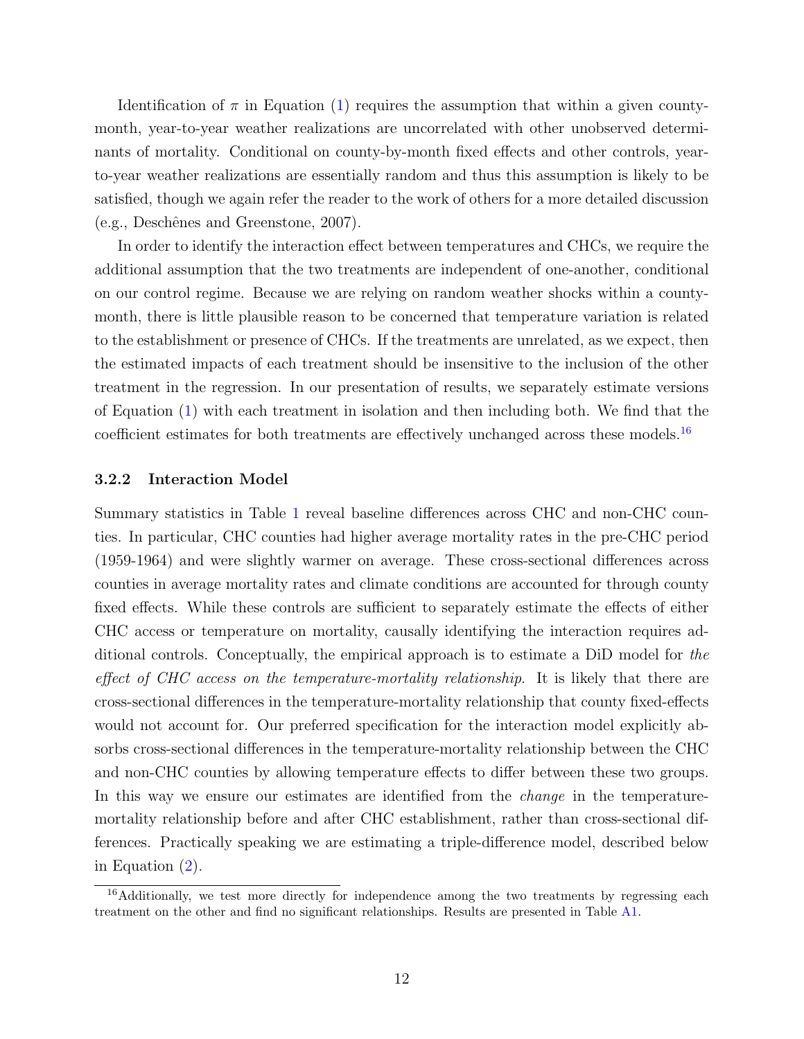Identification of $\pi$ in Equation (1) requires the assumption that within a given county-month, year-to-year weather realizations are uncorrelated with other unobserved determinants of mortality. Conditional on county-by-month fixed effects and other controls, year-to-year weather realizations are essentially random and thus this assumption is likely to be satisfied, though we again refer the reader to the work of others for a more detailed discussion (e.g., Deschênes and Greenstone, 2007).

In order to identify the interaction effect between temperatures and CHCs, we require the additional assumption that the two treatments are independent of one-another, conditional on our control regime. Because we are relying on random weather shocks within a county-month, there is little plausible reason to be concerned that temperature variation is related to the establishment or presence of CHCs. If the treatments are unrelated, as we expect, then the estimated impacts of each treatment should be insensitive to the inclusion of the other treatment in the regression. In our presentation of results, we separately estimate versions of Equation (1) with each treatment in isolation and then including both. We find that the coefficient estimates for both treatments are effectively unchanged across these models.[16]

### 3.2.2 Interaction Model

Summary statistics in Table 1 reveal baseline differences across CHC and non-CHC counties. In particular, CHC counties had higher average mortality rates in the pre-CHC period (1959-1964) and were slightly warmer on average. These cross-sectional differences across counties in average mortality rates and climate conditions are accounted for through county fixed effects. While these controls are sufficient to separately estimate the effects of either CHC access or temperature on mortality, causally identifying the interaction requires additional controls. Conceptually, the empirical approach is to estimate a DiD model for *the effect of CHC access on the temperature-mortality relationship*. It is likely that there are cross-sectional differences in the temperature-mortality relationship that county fixed-effects would not account for. Our preferred specification for the interaction model explicitly absorbs cross-sectional differences in the temperature-mortality relationship between the CHC and non-CHC counties by allowing temperature effects to differ between these two groups. In this way we ensure our estimates are identified from the *change* in the temperature-mortality relationship before and after CHC establishment, rather than cross-sectional differences. Practically speaking we are estimating a triple-difference model, described below in Equation (2).

[16] Additionally, we test more directly for independence among the two treatments by regressing each treatment on the other and find no significant relationships. Results are presented in Table A1.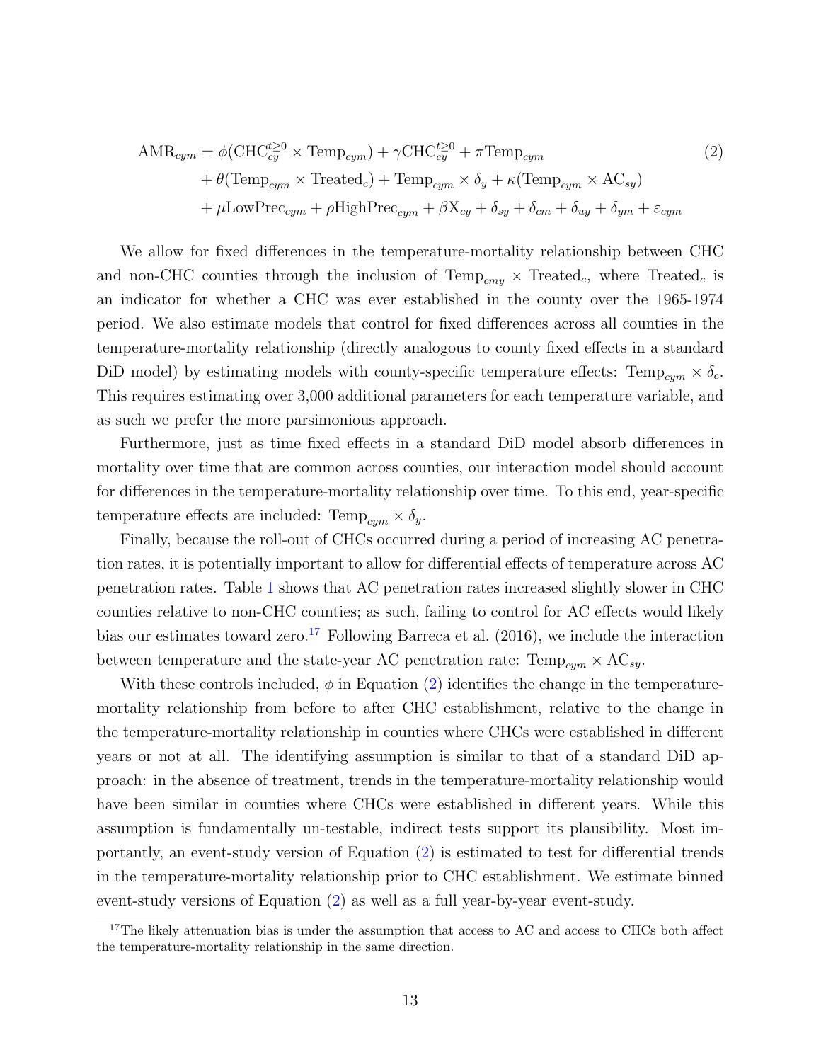$$
\begin{aligned}
\text{AMR}_{cym} = {} & \phi(\text{CHC}_{cy}^{t\geq 0} \times \text{Temp}_{cym}) + \gamma \text{CHC}_{cy}^{t\geq 0} + \pi \text{Temp}_{cym} \\
& + \theta(\text{Temp}_{cym} \times \text{Treated}_{c}) + \text{Temp}_{cym} \times \delta_{y} + \kappa(\text{Temp}_{cym} \times \text{AC}_{sy}) \\
& + \mu \text{LowPrec}_{cym} + \rho \text{HighPrec}_{cym} + \beta \text{X}_{cy} + \delta_{sy} + \delta_{cm} + \delta_{uy} + \delta_{ym} + \varepsilon_{cym}
\end{aligned} \tag{2}
$$

We allow for fixed differences in the temperature-mortality relationship between CHC and non-CHC counties through the inclusion of $\text{Temp}_{cmy} \times \text{Treated}_{c}$, where $\text{Treated}_{c}$ is an indicator for whether a CHC was ever established in the county over the 1965-1974 period. We also estimate models that control for fixed differences across all counties in the temperature-mortality relationship (directly analogous to county fixed effects in a standard DiD model) by estimating models with county-specific temperature effects: $\text{Temp}_{cym} \times \delta_{c}$. This requires estimating over 3,000 additional parameters for each temperature variable, and as such we prefer the more parsimonious approach.

Furthermore, just as time fixed effects in a standard DiD model absorb differences in mortality over time that are common across counties, our interaction model should account for differences in the temperature-mortality relationship over time. To this end, year-specific temperature effects are included: $\text{Temp}_{cym} \times \delta_{y}$.

Finally, because the roll-out of CHCs occurred during a period of increasing AC penetration rates, it is potentially important to allow for differential effects of temperature across AC penetration rates. Table 1 shows that AC penetration rates increased slightly slower in CHC counties relative to non-CHC counties; as such, failing to control for AC effects would likely bias our estimates toward zero.[17] Following Barreca et al. (2016), we include the interaction between temperature and the state-year AC penetration rate: $\text{Temp}_{cym} \times \text{AC}_{sy}$.

With these controls included, $\phi$ in Equation (2) identifies the change in the temperature-mortality relationship from before to after CHC establishment, relative to the change in the temperature-mortality relationship in counties where CHCs were established in different years or not at all. The identifying assumption is similar to that of a standard DiD approach: in the absence of treatment, trends in the temperature-mortality relationship would have been similar in counties where CHCs were established in different years. While this assumption is fundamentally un-testable, indirect tests support its plausibility. Most importantly, an event-study version of Equation (2) is estimated to test for differential trends in the temperature-mortality relationship prior to CHC establishment. We estimate binned event-study versions of Equation (2) as well as a full year-by-year event-study.

[17] The likely attenuation bias is under the assumption that access to AC and access to CHCs both affect the temperature-mortality relationship in the same direction.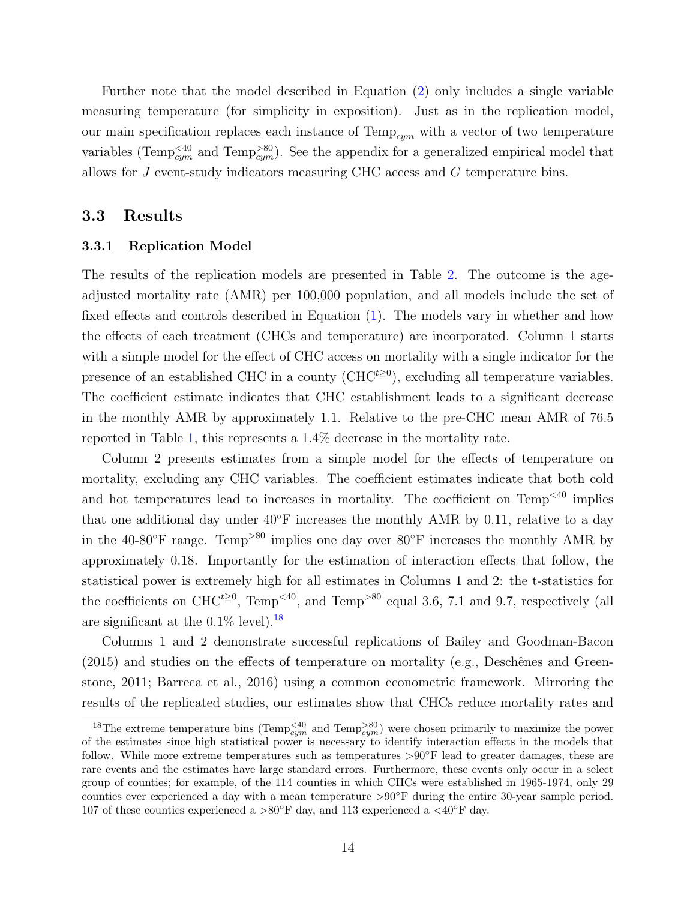Further note that the model described in Equation (2) only includes a single variable measuring temperature (for simplicity in exposition). Just as in the replication model, our main specification replaces each instance of $\text{Temp}_{cym}$ with a vector of two temperature variables ($\text{Temp}^{<40}_{cym}$ and $\text{Temp}^{>80}_{cym}$). See the appendix for a generalized empirical model that allows for $J$ event-study indicators measuring CHC access and $G$ temperature bins.

## 3.3 Results

### 3.3.1 Replication Model

The results of the replication models are presented in Table 2. The outcome is the age-adjusted mortality rate (AMR) per 100,000 population, and all models include the set of fixed effects and controls described in Equation (1). The models vary in whether and how the effects of each treatment (CHCs and temperature) are incorporated. Column 1 starts with a simple model for the effect of CHC access on mortality with a single indicator for the presence of an established CHC in a county ($\text{CHC}^{t\geq 0}$), excluding all temperature variables. The coefficient estimate indicates that CHC establishment leads to a significant decrease in the monthly AMR by approximately 1.1. Relative to the pre-CHC mean AMR of 76.5 reported in Table 1, this represents a 1.4% decrease in the mortality rate.

Column 2 presents estimates from a simple model for the effects of temperature on mortality, excluding any CHC variables. The coefficient estimates indicate that both cold and hot temperatures lead to increases in mortality. The coefficient on $\text{Temp}^{<40}$ implies that one additional day under 40°F increases the monthly AMR by 0.11, relative to a day in the 40-80°F range. $\text{Temp}^{>80}$ implies one day over 80°F increases the monthly AMR by approximately 0.18. Importantly for the estimation of interaction effects that follow, the statistical power is extremely high for all estimates in Columns 1 and 2: the t-statistics for the coefficients on $\text{CHC}^{t\geq 0}$, $\text{Temp}^{<40}$, and $\text{Temp}^{>80}$ equal 3.6, 7.1 and 9.7, respectively (all are significant at the 0.1% level).[18]

Columns 1 and 2 demonstrate successful replications of Bailey and Goodman-Bacon (2015) and studies on the effects of temperature on mortality (e.g., Deschênes and Greenstone, 2011; Barreca et al., 2016) using a common econometric framework. Mirroring the results of the replicated studies, our estimates show that CHCs reduce mortality rates and

[18] The extreme temperature bins ($\text{Temp}^{<40}_{cym}$ and $\text{Temp}^{>80}_{cym}$) were chosen primarily to maximize the power of the estimates since high statistical power is necessary to identify interaction effects in the models that follow. While more extreme temperatures such as temperatures >90°F lead to greater damages, these are rare events and the estimates have large standard errors. Furthermore, these events only occur in a select group of counties; for example, of the 114 counties in which CHCs were established in 1965-1974, only 29 counties ever experienced a day with a mean temperature >90°F during the entire 30-year sample period. 107 of these counties experienced a >80°F day, and 113 experienced a <40°F day.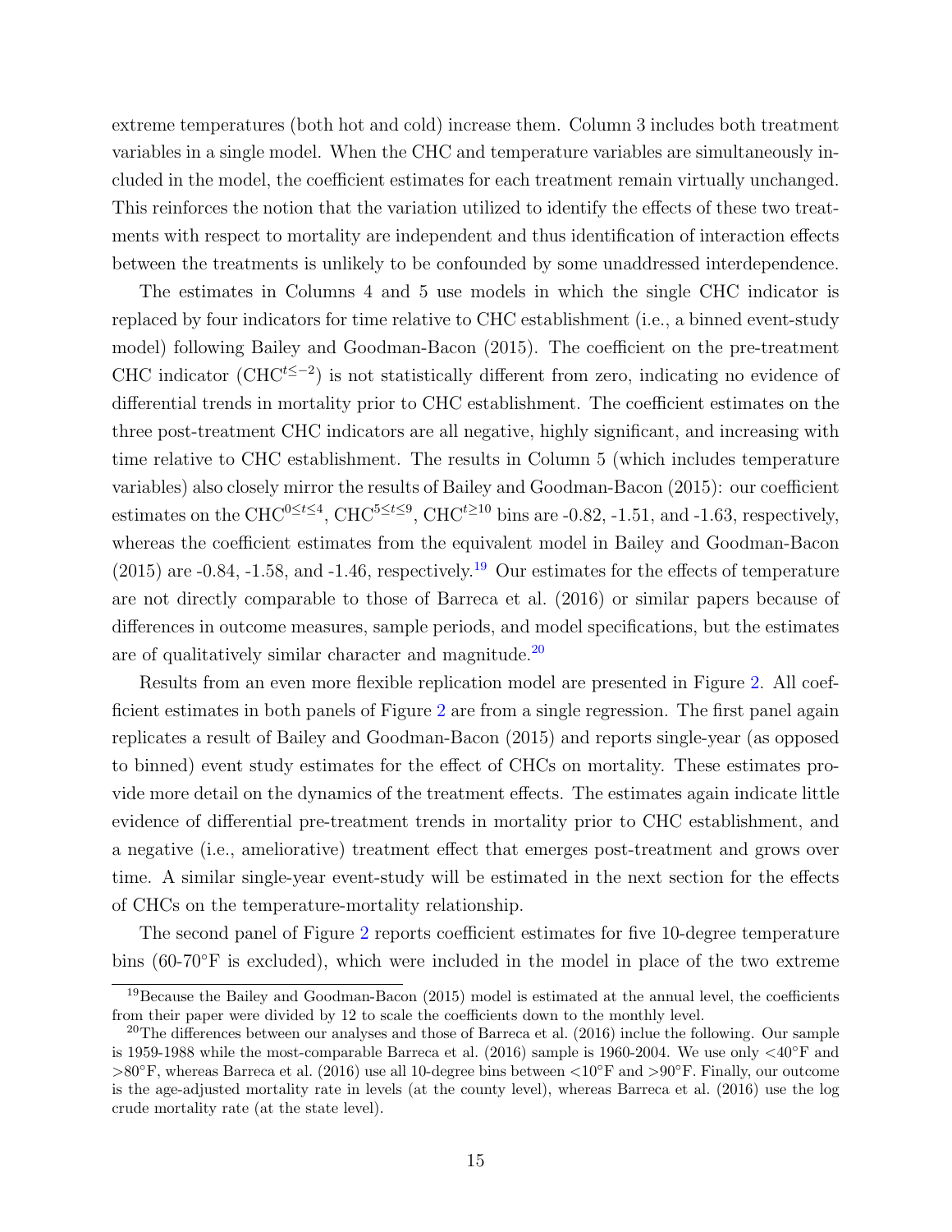extreme temperatures (both hot and cold) increase them. Column 3 includes both treatment variables in a single model. When the CHC and temperature variables are simultaneously included in the model, the coefficient estimates for each treatment remain virtually unchanged. This reinforces the notion that the variation utilized to identify the effects of these two treatments with respect to mortality are independent and thus identification of interaction effects between the treatments is unlikely to be confounded by some unaddressed interdependence.

The estimates in Columns 4 and 5 use models in which the single CHC indicator is replaced by four indicators for time relative to CHC establishment (i.e., a binned event-study model) following Bailey and Goodman-Bacon (2015). The coefficient on the pre-treatment CHC indicator ($\text{CHC}^{t \leq -2}$) is not statistically different from zero, indicating no evidence of differential trends in mortality prior to CHC establishment. The coefficient estimates on the three post-treatment CHC indicators are all negative, highly significant, and increasing with time relative to CHC establishment. The results in Column 5 (which includes temperature variables) also closely mirror the results of Bailey and Goodman-Bacon (2015): our coefficient estimates on the $\text{CHC}^{0 \leq t \leq 4}$, $\text{CHC}^{5 \leq t \leq 9}$, $\text{CHC}^{t \geq 10}$ bins are -0.82, -1.51, and -1.63, respectively, whereas the coefficient estimates from the equivalent model in Bailey and Goodman-Bacon (2015) are -0.84, -1.58, and -1.46, respectively.[19] Our estimates for the effects of temperature are not directly comparable to those of Barreca et al. (2016) or similar papers because of differences in outcome measures, sample periods, and model specifications, but the estimates are of qualitatively similar character and magnitude.[20]

Results from an even more flexible replication model are presented in Figure 2. All coefficient estimates in both panels of Figure 2 are from a single regression. The first panel again replicates a result of Bailey and Goodman-Bacon (2015) and reports single-year (as opposed to binned) event study estimates for the effect of CHCs on mortality. These estimates provide more detail on the dynamics of the treatment effects. The estimates again indicate little evidence of differential pre-treatment trends in mortality prior to CHC establishment, and a negative (i.e., ameliorative) treatment effect that emerges post-treatment and grows over time. A similar single-year event-study will be estimated in the next section for the effects of CHCs on the temperature-mortality relationship.

The second panel of Figure 2 reports coefficient estimates for five 10-degree temperature bins (60-70°F is excluded), which were included in the model in place of the two extreme

[19]Because the Bailey and Goodman-Bacon (2015) model is estimated at the annual level, the coefficients from their paper were divided by 12 to scale the coefficients down to the monthly level.

[20]The differences between our analyses and those of Barreca et al. (2016) inclue the following. Our sample is 1959-1988 while the most-comparable Barreca et al. (2016) sample is 1960-2004. We use only <40°F and >80°F, whereas Barreca et al. (2016) use all 10-degree bins between <10°F and >90°F. Finally, our outcome is the age-adjusted mortality rate in levels (at the county level), whereas Barreca et al. (2016) use the log crude mortality rate (at the state level).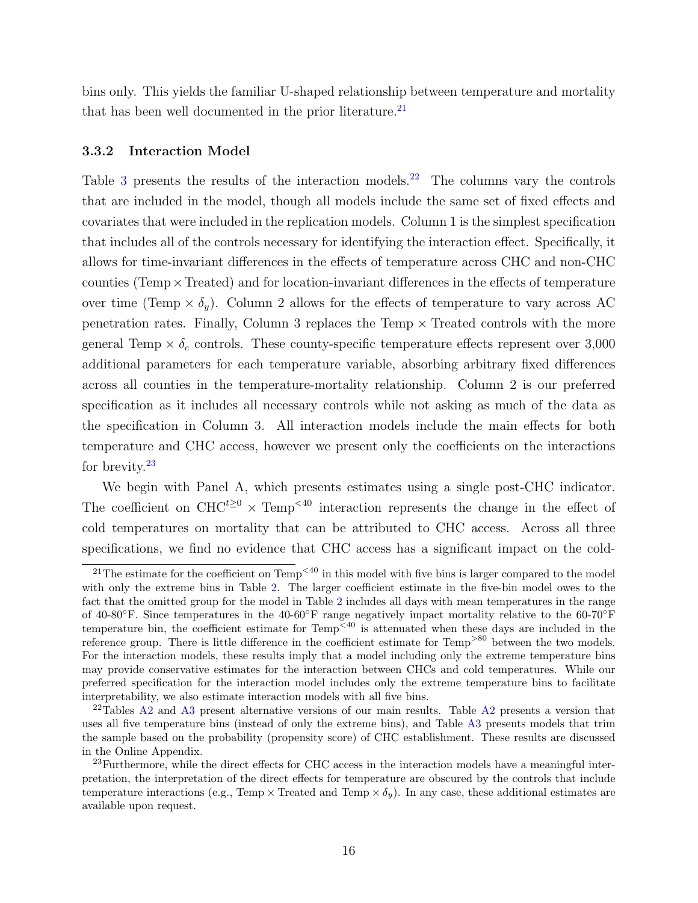bins only. This yields the familiar U-shaped relationship between temperature and mortality that has been well documented in the prior literature.[21]

### 3.3.2 Interaction Model

Table 3 presents the results of the interaction models.[22] The columns vary the controls that are included in the model, though all models include the same set of fixed effects and covariates that were included in the replication models. Column 1 is the simplest specification that includes all of the controls necessary for identifying the interaction effect. Specifically, it allows for time-invariant differences in the effects of temperature across CHC and non-CHC counties (Temp × Treated) and for location-invariant differences in the effects of temperature over time (Temp × $\delta_y$). Column 2 allows for the effects of temperature to vary across AC penetration rates. Finally, Column 3 replaces the Temp × Treated controls with the more general Temp × $\delta_c$ controls. These county-specific temperature effects represent over 3,000 additional parameters for each temperature variable, absorbing arbitrary fixed differences across all counties in the temperature-mortality relationship. Column 2 is our preferred specification as it includes all necessary controls while not asking as much of the data as the specification in Column 3. All interaction models include the main effects for both temperature and CHC access, however we present only the coefficients on the interactions for brevity.[23]

We begin with Panel A, which presents estimates using a single post-CHC indicator. The coefficient on $\text{CHC}^{t\geq 0} \times \text{Temp}^{<40}$ interaction represents the change in the effect of cold temperatures on mortality that can be attributed to CHC access. Across all three specifications, we find no evidence that CHC access has a significant impact on the cold-

[21] The estimate for the coefficient on $\text{Temp}^{<40}$ in this model with five bins is larger compared to the model with only the extreme bins in Table 2. The larger coefficient estimate in the five-bin model owes to the fact that the omitted group for the model in Table 2 includes all days with mean temperatures in the range of 40-80°F. Since temperatures in the 40-60°F range negatively impact mortality relative to the 60-70°F temperature bin, the coefficient estimate for $\text{Temp}^{<40}$ is attenuated when these days are included in the reference group. There is little difference in the coefficient estimate for $\text{Temp}^{>80}$ between the two models. For the interaction models, these results imply that a model including only the extreme temperature bins may provide conservative estimates for the interaction between CHCs and cold temperatures. While our preferred specification for the interaction model includes only the extreme temperature bins to facilitate interpretability, we also estimate interaction models with all five bins.

[22] Tables A2 and A3 present alternative versions of our main results. Table A2 presents a version that uses all five temperature bins (instead of only the extreme bins), and Table A3 presents models that trim the sample based on the probability (propensity score) of CHC establishment. These results are discussed in the Online Appendix.

[23] Furthermore, while the direct effects for CHC access in the interaction models have a meaningful interpretation, the interpretation of the direct effects for temperature are obscured by the controls that include temperature interactions (e.g., Temp × Treated and Temp × $\delta_y$). In any case, these additional estimates are available upon request.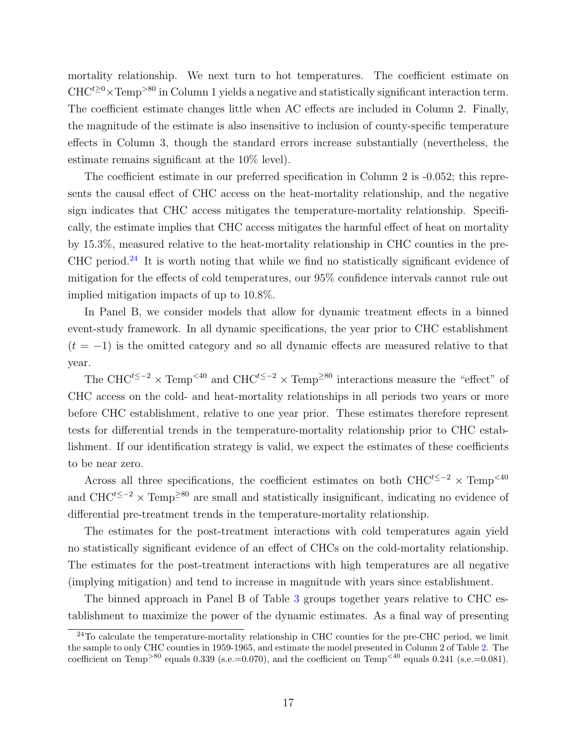mortality relationship. We next turn to hot temperatures. The coefficient estimate on $\text{CHC}^{t\geq 0}\times\text{Temp}^{>80}$ in Column 1 yields a negative and statistically significant interaction term. The coefficient estimate changes little when AC effects are included in Column 2. Finally, the magnitude of the estimate is also insensitive to inclusion of county-specific temperature effects in Column 3, though the standard errors increase substantially (nevertheless, the estimate remains significant at the 10% level).

The coefficient estimate in our preferred specification in Column 2 is -0.052; this represents the causal effect of CHC access on the heat-mortality relationship, and the negative sign indicates that CHC access mitigates the temperature-mortality relationship. Specifically, the estimate implies that CHC access mitigates the harmful effect of heat on mortality by 15.3%, measured relative to the heat-mortality relationship in CHC counties in the pre-CHC period.[24] It is worth noting that while we find no statistically significant evidence of mitigation for the effects of cold temperatures, our 95% confidence intervals cannot rule out implied mitigation impacts of up to 10.8%.

In Panel B, we consider models that allow for dynamic treatment effects in a binned event-study framework. In all dynamic specifications, the year prior to CHC establishment ($t = -1$) is the omitted category and so all dynamic effects are measured relative to that year.

The $\text{CHC}^{t\leq -2} \times \text{Temp}^{<40}$ and $\text{CHC}^{t\leq -2} \times \text{Temp}^{\geq 80}$ interactions measure the "effect" of CHC access on the cold- and heat-mortality relationships in all periods two years or more before CHC establishment, relative to one year prior. These estimates therefore represent tests for differential trends in the temperature-mortality relationship prior to CHC establishment. If our identification strategy is valid, we expect the estimates of these coefficients to be near zero.

Across all three specifications, the coefficient estimates on both $\text{CHC}^{t\leq -2} \times \text{Temp}^{<40}$ and $\text{CHC}^{t\leq -2} \times \text{Temp}^{\geq 80}$ are small and statistically insignificant, indicating no evidence of differential pre-treatment trends in the temperature-mortality relationship.

The estimates for the post-treatment interactions with cold temperatures again yield no statistically significant evidence of an effect of CHCs on the cold-mortality relationship. The estimates for the post-treatment interactions with high temperatures are all negative (implying mitigation) and tend to increase in magnitude with years since establishment.

The binned approach in Panel B of Table 3 groups together years relative to CHC establishment to maximize the power of the dynamic estimates. As a final way of presenting

[24] To calculate the temperature-mortality relationship in CHC counties for the pre-CHC period, we limit the sample to only CHC counties in 1959-1965, and estimate the model presented in Column 2 of Table 2. The coefficient on $\text{Temp}^{>80}$ equals 0.339 (s.e.=0.070), and the coefficient on $\text{Temp}^{<40}$ equals 0.241 (s.e.=0.081).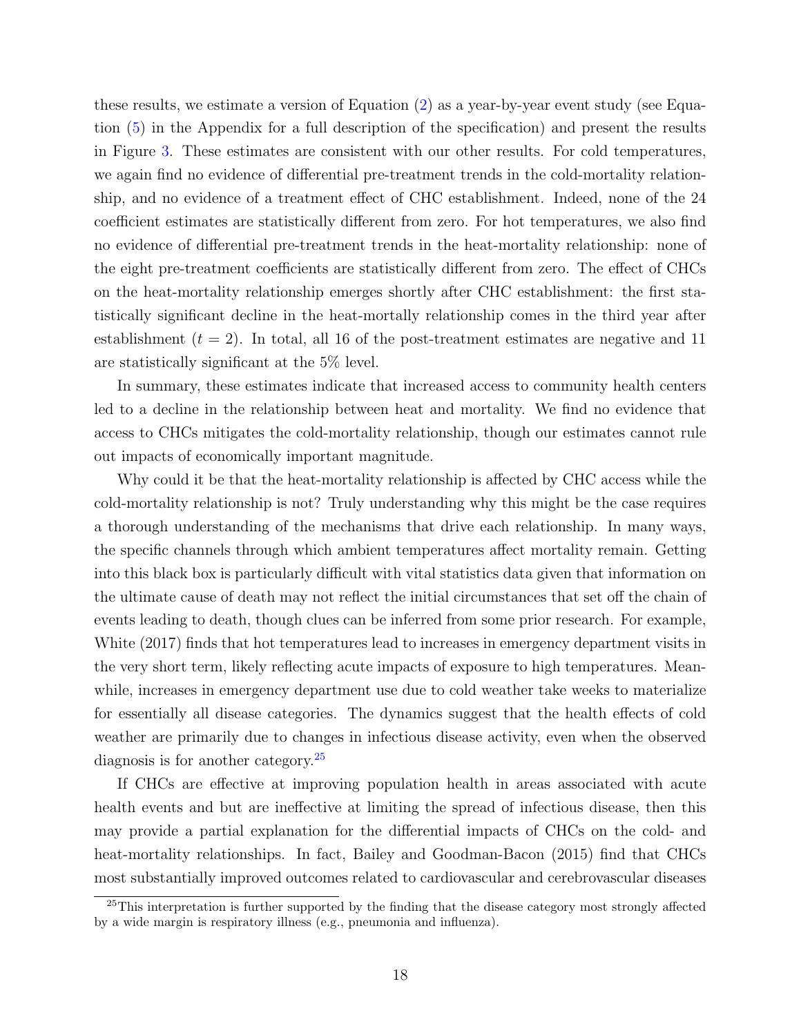these results, we estimate a version of Equation (2) as a year-by-year event study (see Equation (5) in the Appendix for a full description of the specification) and present the results in Figure 3. These estimates are consistent with our other results. For cold temperatures, we again find no evidence of differential pre-treatment trends in the cold-mortality relationship, and no evidence of a treatment effect of CHC establishment. Indeed, none of the 24 coefficient estimates are statistically different from zero. For hot temperatures, we also find no evidence of differential pre-treatment trends in the heat-mortality relationship: none of the eight pre-treatment coefficients are statistically different from zero. The effect of CHCs on the heat-mortality relationship emerges shortly after CHC establishment: the first statistically significant decline in the heat-mortally relationship comes in the third year after establishment ($t = 2$). In total, all 16 of the post-treatment estimates are negative and 11 are statistically significant at the 5% level.

In summary, these estimates indicate that increased access to community health centers led to a decline in the relationship between heat and mortality. We find no evidence that access to CHCs mitigates the cold-mortality relationship, though our estimates cannot rule out impacts of economically important magnitude.

Why could it be that the heat-mortality relationship is affected by CHC access while the cold-mortality relationship is not? Truly understanding why this might be the case requires a thorough understanding of the mechanisms that drive each relationship. In many ways, the specific channels through which ambient temperatures affect mortality remain. Getting into this black box is particularly difficult with vital statistics data given that information on the ultimate cause of death may not reflect the initial circumstances that set off the chain of events leading to death, though clues can be inferred from some prior research. For example, White (2017) finds that hot temperatures lead to increases in emergency department visits in the very short term, likely reflecting acute impacts of exposure to high temperatures. Meanwhile, increases in emergency department use due to cold weather take weeks to materialize for essentially all disease categories. The dynamics suggest that the health effects of cold weather are primarily due to changes in infectious disease activity, even when the observed diagnosis is for another category.[25]

If CHCs are effective at improving population health in areas associated with acute health events and but are ineffective at limiting the spread of infectious disease, then this may provide a partial explanation for the differential impacts of CHCs on the cold- and heat-mortality relationships. In fact, Bailey and Goodman-Bacon (2015) find that CHCs most substantially improved outcomes related to cardiovascular and cerebrovascular diseases

[25] This interpretation is further supported by the finding that the disease category most strongly affected by a wide margin is respiratory illness (e.g., pneumonia and influenza).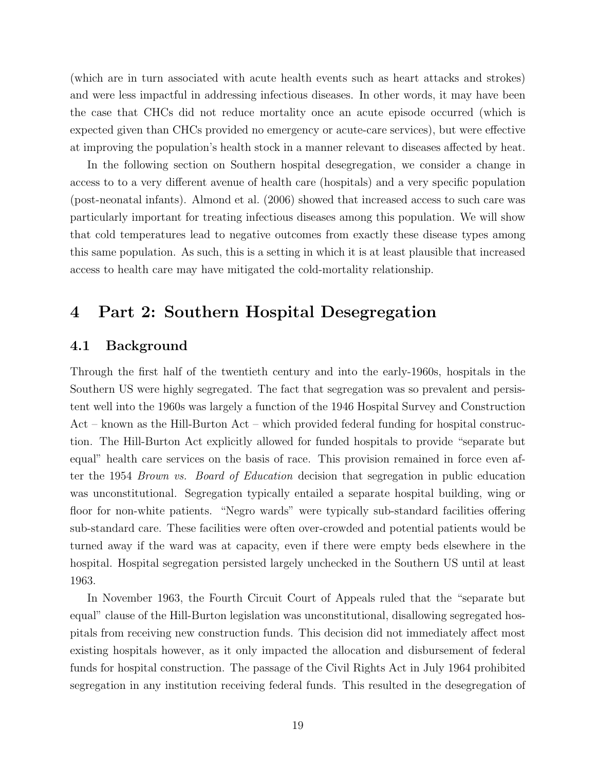(which are in turn associated with acute health events such as heart attacks and strokes) and were less impactful in addressing infectious diseases. In other words, it may have been the case that CHCs did not reduce mortality once an acute episode occurred (which is expected given than CHCs provided no emergency or acute-care services), but were effective at improving the population's health stock in a manner relevant to diseases affected by heat.

In the following section on Southern hospital desegregation, we consider a change in access to to a very different avenue of health care (hospitals) and a very specific population (post-neonatal infants). Almond et al. (2006) showed that increased access to such care was particularly important for treating infectious diseases among this population. We will show that cold temperatures lead to negative outcomes from exactly these disease types among this same population. As such, this is a setting in which it is at least plausible that increased access to health care may have mitigated the cold-mortality relationship.

# 4 Part 2: Southern Hospital Desegregation

## 4.1 Background

Through the first half of the twentieth century and into the early-1960s, hospitals in the Southern US were highly segregated. The fact that segregation was so prevalent and persistent well into the 1960s was largely a function of the 1946 Hospital Survey and Construction Act – known as the Hill-Burton Act – which provided federal funding for hospital construction. The Hill-Burton Act explicitly allowed for funded hospitals to provide "separate but equal" health care services on the basis of race. This provision remained in force even after the 1954 *Brown vs. Board of Education* decision that segregation in public education was unconstitutional. Segregation typically entailed a separate hospital building, wing or floor for non-white patients. "Negro wards" were typically sub-standard facilities offering sub-standard care. These facilities were often over-crowded and potential patients would be turned away if the ward was at capacity, even if there were empty beds elsewhere in the hospital. Hospital segregation persisted largely unchecked in the Southern US until at least 1963.

In November 1963, the Fourth Circuit Court of Appeals ruled that the "separate but equal" clause of the Hill-Burton legislation was unconstitutional, disallowing segregated hospitals from receiving new construction funds. This decision did not immediately affect most existing hospitals however, as it only impacted the allocation and disbursement of federal funds for hospital construction. The passage of the Civil Rights Act in July 1964 prohibited segregation in any institution receiving federal funds. This resulted in the desegregation of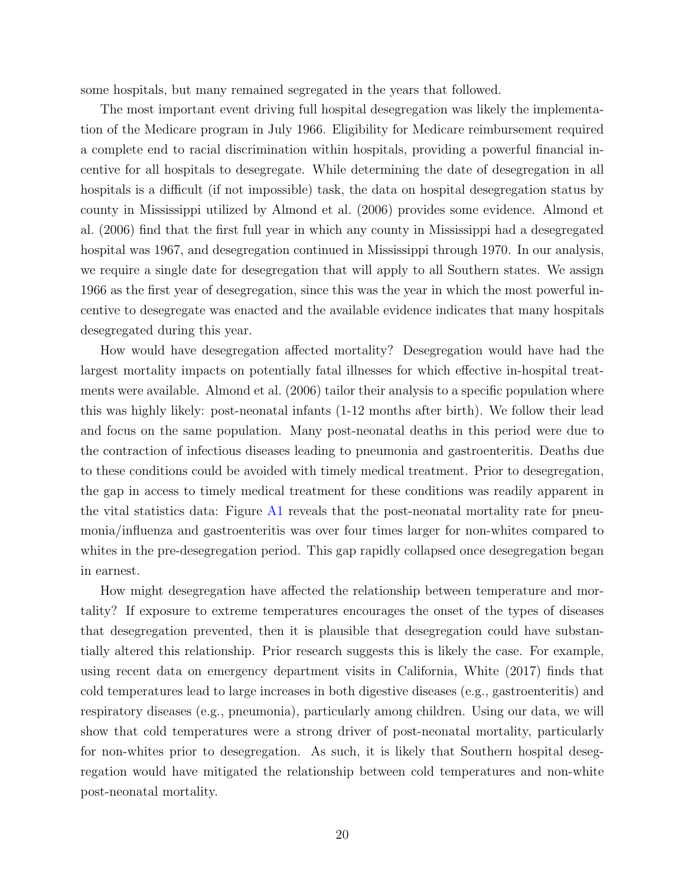some hospitals, but many remained segregated in the years that followed.

The most important event driving full hospital desegregation was likely the implementation of the Medicare program in July 1966. Eligibility for Medicare reimbursement required a complete end to racial discrimination within hospitals, providing a powerful financial incentive for all hospitals to desegregate. While determining the date of desegregation in all hospitals is a difficult (if not impossible) task, the data on hospital desegregation status by county in Mississippi utilized by Almond et al. (2006) provides some evidence. Almond et al. (2006) find that the first full year in which any county in Mississippi had a desegregated hospital was 1967, and desegregation continued in Mississippi through 1970. In our analysis, we require a single date for desegregation that will apply to all Southern states. We assign 1966 as the first year of desegregation, since this was the year in which the most powerful incentive to desegregate was enacted and the available evidence indicates that many hospitals desegregated during this year.

How would have desegregation affected mortality? Desegregation would have had the largest mortality impacts on potentially fatal illnesses for which effective in-hospital treatments were available. Almond et al. (2006) tailor their analysis to a specific population where this was highly likely: post-neonatal infants (1-12 months after birth). We follow their lead and focus on the same population. Many post-neonatal deaths in this period were due to the contraction of infectious diseases leading to pneumonia and gastroenteritis. Deaths due to these conditions could be avoided with timely medical treatment. Prior to desegregation, the gap in access to timely medical treatment for these conditions was readily apparent in the vital statistics data: Figure A1 reveals that the post-neonatal mortality rate for pneumonia/influenza and gastroenteritis was over four times larger for non-whites compared to whites in the pre-desegregation period. This gap rapidly collapsed once desegregation began in earnest.

How might desegregation have affected the relationship between temperature and mortality? If exposure to extreme temperatures encourages the onset of the types of diseases that desegregation prevented, then it is plausible that desegregation could have substantially altered this relationship. Prior research suggests this is likely the case. For example, using recent data on emergency department visits in California, White (2017) finds that cold temperatures lead to large increases in both digestive diseases (e.g., gastroenteritis) and respiratory diseases (e.g., pneumonia), particularly among children. Using our data, we will show that cold temperatures were a strong driver of post-neonatal mortality, particularly for non-whites prior to desegregation. As such, it is likely that Southern hospital desegregation would have mitigated the relationship between cold temperatures and non-white post-neonatal mortality.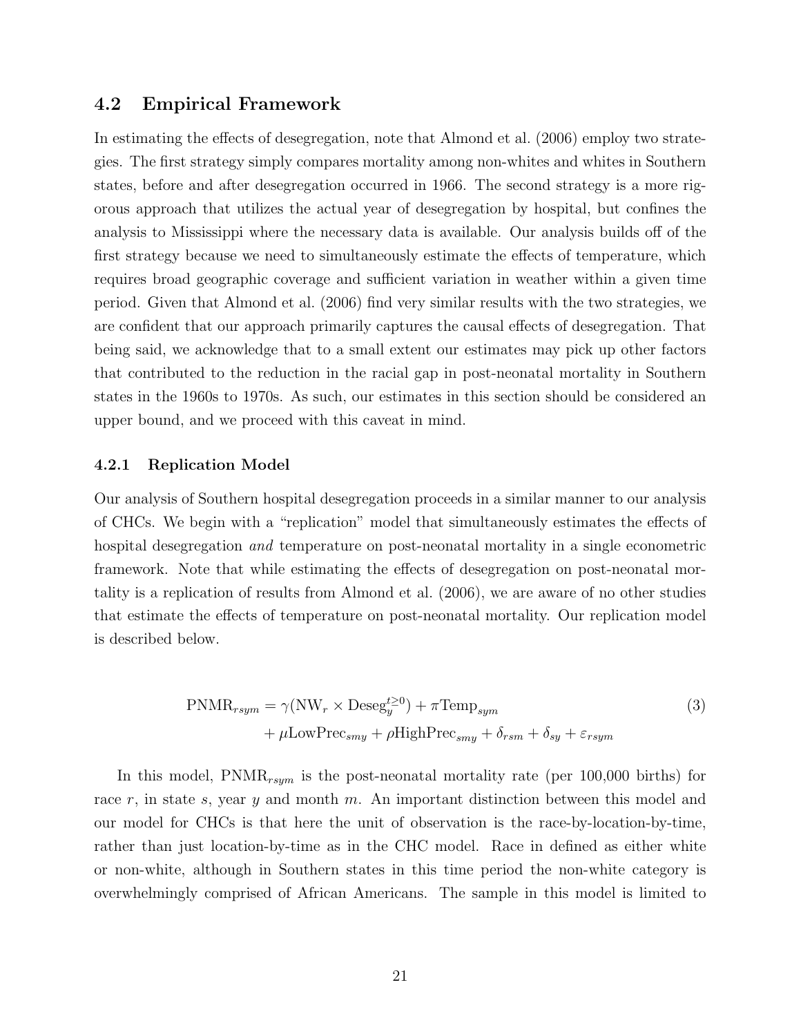## 4.2 Empirical Framework

In estimating the effects of desegregation, note that Almond et al. (2006) employ two strategies. The first strategy simply compares mortality among non-whites and whites in Southern states, before and after desegregation occurred in 1966. The second strategy is a more rigorous approach that utilizes the actual year of desegregation by hospital, but confines the analysis to Mississippi where the necessary data is available. Our analysis builds off of the first strategy because we need to simultaneously estimate the effects of temperature, which requires broad geographic coverage and sufficient variation in weather within a given time period. Given that Almond et al. (2006) find very similar results with the two strategies, we are confident that our approach primarily captures the causal effects of desegregation. That being said, we acknowledge that to a small extent our estimates may pick up other factors that contributed to the reduction in the racial gap in post-neonatal mortality in Southern states in the 1960s to 1970s. As such, our estimates in this section should be considered an upper bound, and we proceed with this caveat in mind.

### 4.2.1 Replication Model

Our analysis of Southern hospital desegregation proceeds in a similar manner to our analysis of CHCs. We begin with a "replication" model that simultaneously estimates the effects of hospital desegregation *and* temperature on post-neonatal mortality in a single econometric framework. Note that while estimating the effects of desegregation on post-neonatal mortality is a replication of results from Almond et al. (2006), we are aware of no other studies that estimate the effects of temperature on post-neonatal mortality. Our replication model is described below.

$$
\begin{aligned}
\text{PNMR}_{rsym} = {} & \gamma(\text{NW}_r \times \text{Deseg}_y^{t\geq 0}) + \pi \text{Temp}_{sym} \\
& + \mu \text{LowPrec}_{smy} + \rho \text{HighPrec}_{smy} + \delta_{rsm} + \delta_{sy} + \varepsilon_{rsym}
\end{aligned} \tag{3}
$$

In this model, $\text{PNMR}_{rsym}$ is the post-neonatal mortality rate (per 100,000 births) for race $r$, in state $s$, year $y$ and month $m$. An important distinction between this model and our model for CHCs is that here the unit of observation is the race-by-location-by-time, rather than just location-by-time as in the CHC model. Race in defined as either white or non-white, although in Southern states in this time period the non-white category is overwhelmingly comprised of African Americans. The sample in this model is limited to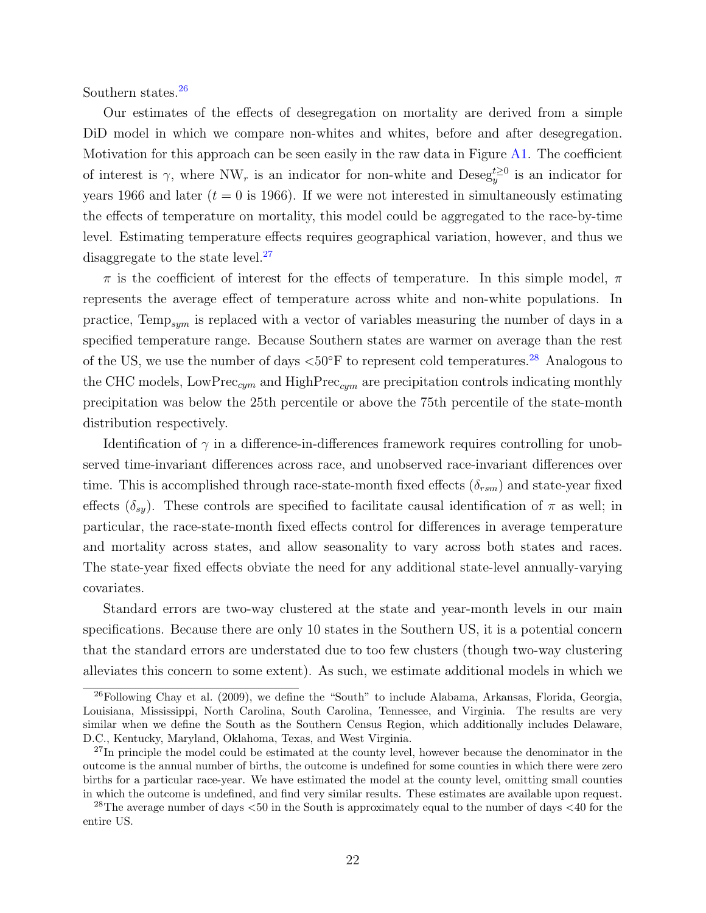Southern states.[26]

Our estimates of the effects of desegregation on mortality are derived from a simple DiD model in which we compare non-whites and whites, before and after desegregation. Motivation for this approach can be seen easily in the raw data in Figure A1. The coefficient of interest is $\gamma$, where $\text{NW}_r$ is an indicator for non-white and $\text{Deseg}_y^{t \geq 0}$ is an indicator for years 1966 and later ($t = 0$ is 1966). If we were not interested in simultaneously estimating the effects of temperature on mortality, this model could be aggregated to the race-by-time level. Estimating temperature effects requires geographical variation, however, and thus we disaggregate to the state level.[27]

$\pi$ is the coefficient of interest for the effects of temperature. In this simple model, $\pi$ represents the average effect of temperature across white and non-white populations. In practice, $\text{Temp}_{sym}$ is replaced with a vector of variables measuring the number of days in a specified temperature range. Because Southern states are warmer on average than the rest of the US, we use the number of days $<50°\text{F}$ to represent cold temperatures.[28] Analogous to the CHC models, $\text{LowPrec}_{cym}$ and $\text{HighPrec}_{cym}$ are precipitation controls indicating monthly precipitation was below the 25th percentile or above the 75th percentile of the state-month distribution respectively.

Identification of $\gamma$ in a difference-in-differences framework requires controlling for unobserved time-invariant differences across race, and unobserved race-invariant differences over time. This is accomplished through race-state-month fixed effects ($\delta_{rsm}$) and state-year fixed effects ($\delta_{sy}$). These controls are specified to facilitate causal identification of $\pi$ as well; in particular, the race-state-month fixed effects control for differences in average temperature and mortality across states, and allow seasonality to vary across both states and races. The state-year fixed effects obviate the need for any additional state-level annually-varying covariates.

Standard errors are two-way clustered at the state and year-month levels in our main specifications. Because there are only 10 states in the Southern US, it is a potential concern that the standard errors are understated due to too few clusters (though two-way clustering alleviates this concern to some extent). As such, we estimate additional models in which we

---

[26] Following Chay et al. (2009), we define the "South" to include Alabama, Arkansas, Florida, Georgia, Louisiana, Mississippi, North Carolina, South Carolina, Tennessee, and Virginia. The results are very similar when we define the South as the Southern Census Region, which additionally includes Delaware, D.C., Kentucky, Maryland, Oklahoma, Texas, and West Virginia.

[27] In principle the model could be estimated at the county level, however because the denominator in the outcome is the annual number of births, the outcome is undefined for some counties in which there were zero births for a particular race-year. We have estimated the model at the county level, omitting small counties in which the outcome is undefined, and find very similar results. These estimates are available upon request.

[28] The average number of days <50 in the South is approximately equal to the number of days <40 for the entire US.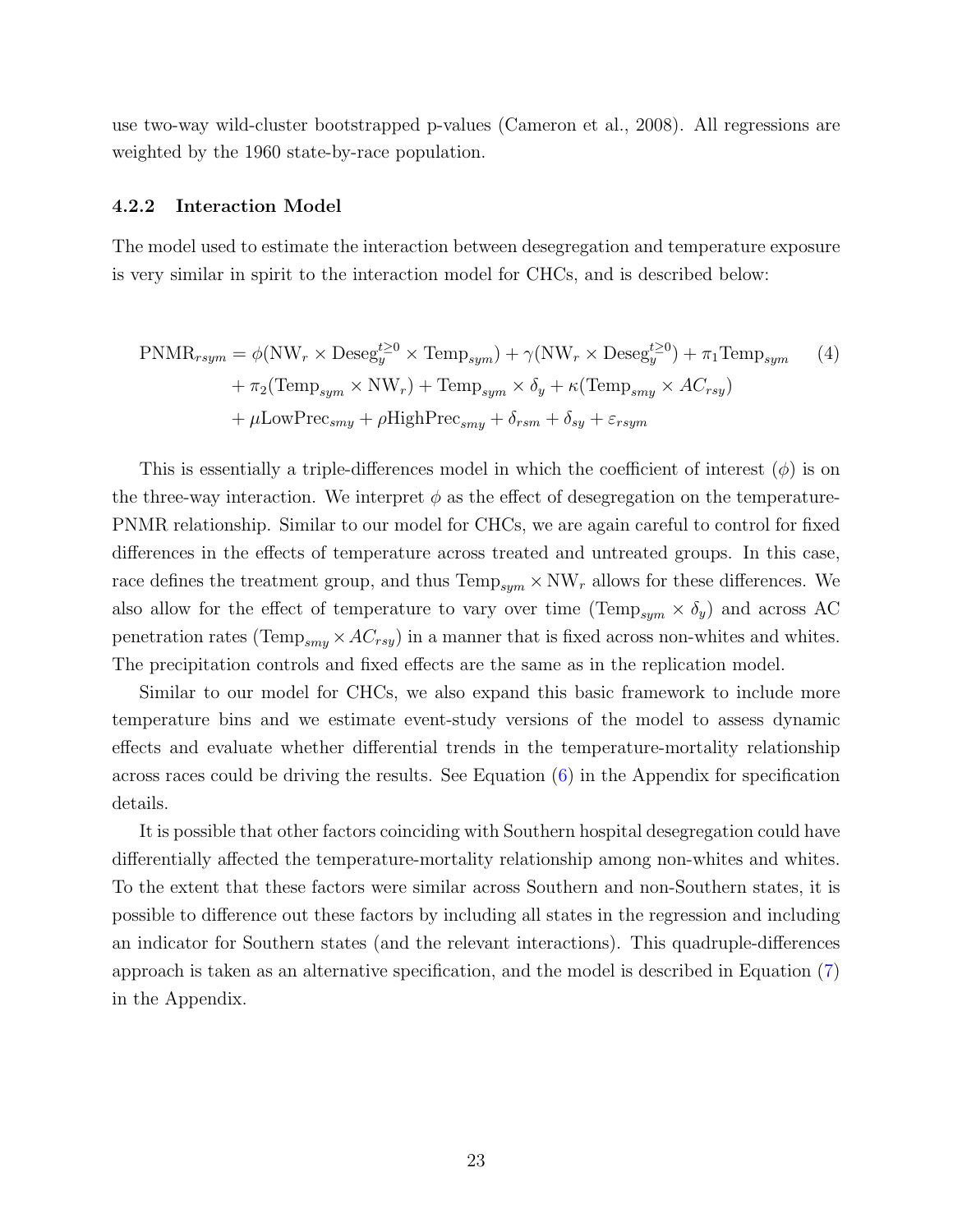use two-way wild-cluster bootstrapped p-values (Cameron et al., 2008). All regressions are weighted by the 1960 state-by-race population.

### 4.2.2 Interaction Model

The model used to estimate the interaction between desegregation and temperature exposure is very similar in spirit to the interaction model for CHCs, and is described below:

$$
\begin{aligned}
\text{PNMR}_{rsym} &= \phi(\text{NW}_r \times \text{Deseg}_y^{t\geq 0} \times \text{Temp}_{sym}) + \gamma(\text{NW}_r \times \text{Deseg}_y^{t\geq 0}) + \pi_1 \text{Temp}_{sym} \\
&\quad + \pi_2(\text{Temp}_{sym} \times \text{NW}_r) + \text{Temp}_{sym} \times \delta_y + \kappa(\text{Temp}_{smy} \times AC_{rsy}) \\
&\quad + \mu \text{LowPrec}_{smy} + \rho \text{HighPrec}_{smy} + \delta_{rsm} + \delta_{sy} + \varepsilon_{rsym}
\end{aligned} \tag{4}
$$

This is essentially a triple-differences model in which the coefficient of interest ($\phi$) is on the three-way interaction. We interpret $\phi$ as the effect of desegregation on the temperature-PNMR relationship. Similar to our model for CHCs, we are again careful to control for fixed differences in the effects of temperature across treated and untreated groups. In this case, race defines the treatment group, and thus $\text{Temp}_{sym} \times \text{NW}_r$ allows for these differences. We also allow for the effect of temperature to vary over time ($\text{Temp}_{sym} \times \delta_y$) and across AC penetration rates ($\text{Temp}_{smy} \times AC_{rsy}$) in a manner that is fixed across non-whites and whites. The precipitation controls and fixed effects are the same as in the replication model.

Similar to our model for CHCs, we also expand this basic framework to include more temperature bins and we estimate event-study versions of the model to assess dynamic effects and evaluate whether differential trends in the temperature-mortality relationship across races could be driving the results. See Equation (6) in the Appendix for specification details.

It is possible that other factors coinciding with Southern hospital desegregation could have differentially affected the temperature-mortality relationship among non-whites and whites. To the extent that these factors were similar across Southern and non-Southern states, it is possible to difference out these factors by including all states in the regression and including an indicator for Southern states (and the relevant interactions). This quadruple-differences approach is taken as an alternative specification, and the model is described in Equation (7) in the Appendix.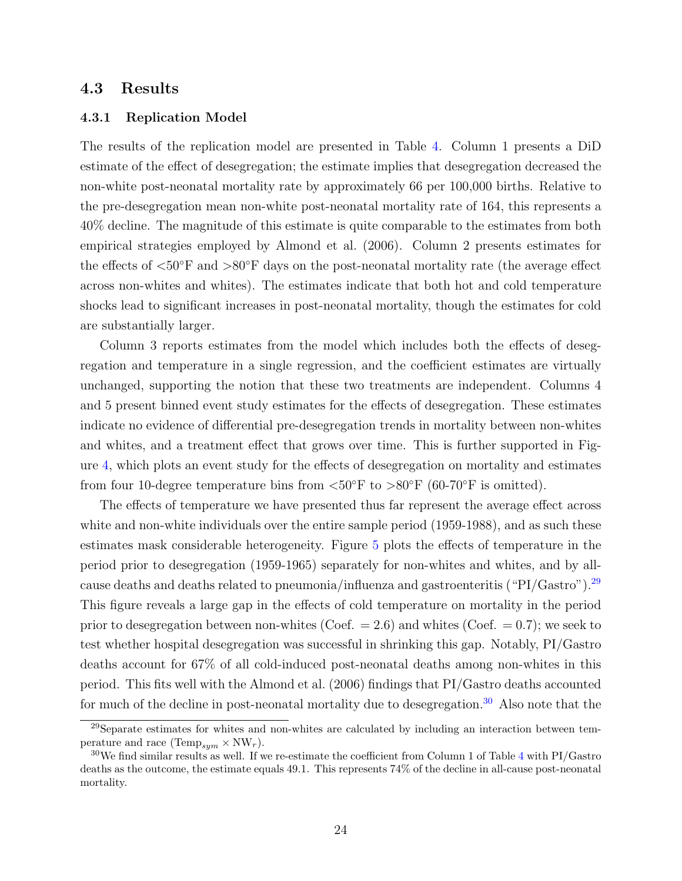## 4.3 Results

### 4.3.1 Replication Model

The results of the replication model are presented in Table 4. Column 1 presents a DiD estimate of the effect of desegregation; the estimate implies that desegregation decreased the non-white post-neonatal mortality rate by approximately 66 per 100,000 births. Relative to the pre-desegregation mean non-white post-neonatal mortality rate of 164, this represents a 40% decline. The magnitude of this estimate is quite comparable to the estimates from both empirical strategies employed by Almond et al. (2006). Column 2 presents estimates for the effects of <50°F and >80°F days on the post-neonatal mortality rate (the average effect across non-whites and whites). The estimates indicate that both hot and cold temperature shocks lead to significant increases in post-neonatal mortality, though the estimates for cold are substantially larger.

Column 3 reports estimates from the model which includes both the effects of desegregation and temperature in a single regression, and the coefficient estimates are virtually unchanged, supporting the notion that these two treatments are independent. Columns 4 and 5 present binned event study estimates for the effects of desegregation. These estimates indicate no evidence of differential pre-desegregation trends in mortality between non-whites and whites, and a treatment effect that grows over time. This is further supported in Figure 4, which plots an event study for the effects of desegregation on mortality and estimates from four 10-degree temperature bins from <50°F to >80°F (60-70°F is omitted).

The effects of temperature we have presented thus far represent the average effect across white and non-white individuals over the entire sample period (1959-1988), and as such these estimates mask considerable heterogeneity. Figure 5 plots the effects of temperature in the period prior to desegregation (1959-1965) separately for non-whites and whites, and by all-cause deaths and deaths related to pneumonia/influenza and gastroenteritis ("PI/Gastro").[29] This figure reveals a large gap in the effects of cold temperature on mortality in the period prior to desegregation between non-whites (Coef. = 2.6) and whites (Coef. = 0.7); we seek to test whether hospital desegregation was successful in shrinking this gap. Notably, PI/Gastro deaths account for 67% of all cold-induced post-neonatal deaths among non-whites in this period. This fits well with the Almond et al. (2006) findings that PI/Gastro deaths accounted for much of the decline in post-neonatal mortality due to desegregation.[30] Also note that the

---

[29] Separate estimates for whites and non-whites are calculated by including an interaction between temperature and race ($\text{Temp}_{sym} \times \text{NW}_r$).

[30] We find similar results as well. If we re-estimate the coefficient from Column 1 of Table 4 with PI/Gastro deaths as the outcome, the estimate equals 49.1. This represents 74% of the decline in all-cause post-neonatal mortality.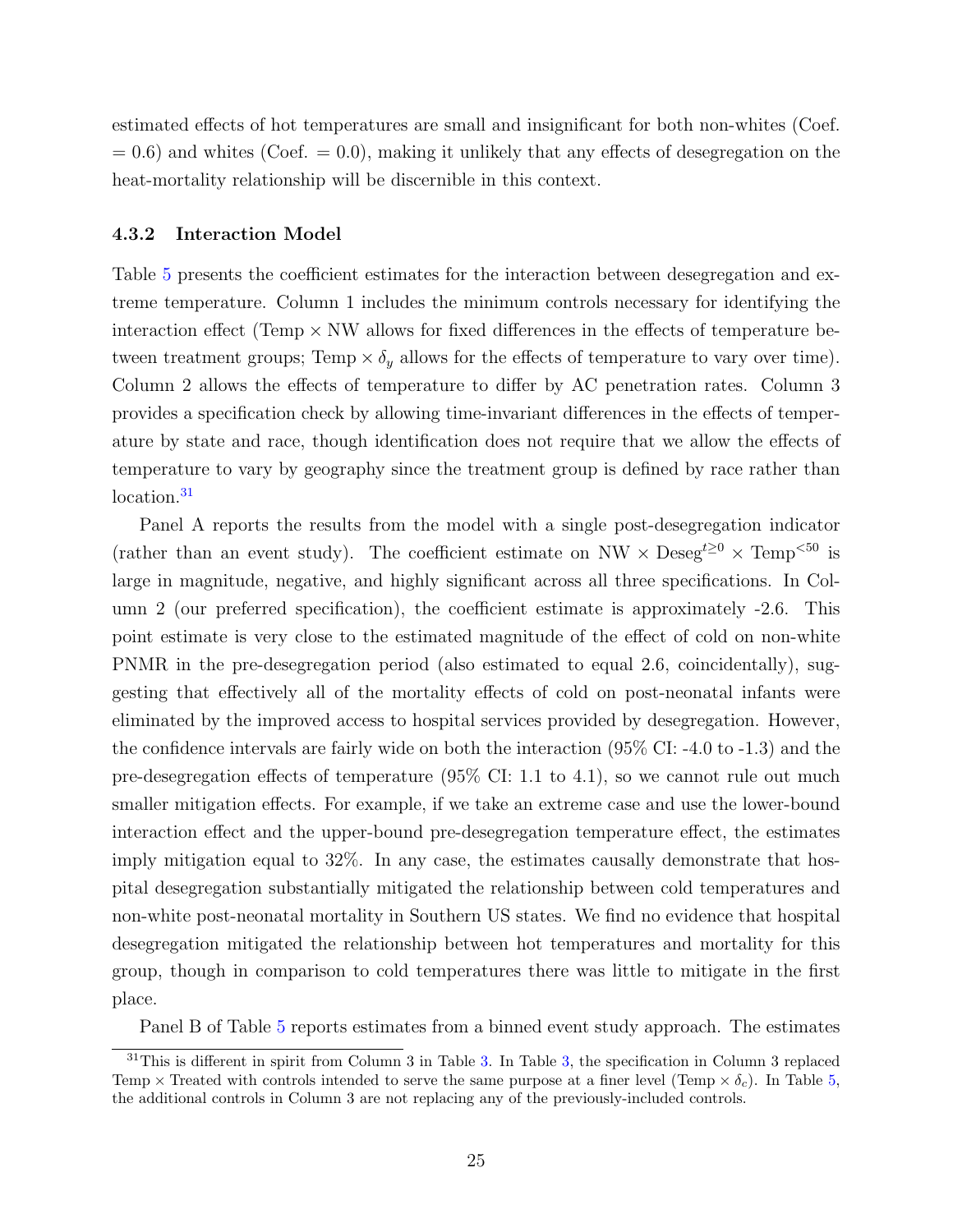estimated effects of hot temperatures are small and insignificant for both non-whites (Coef. = 0.6) and whites (Coef. = 0.0), making it unlikely that any effects of desegregation on the heat-mortality relationship will be discernible in this context.

### 4.3.2 Interaction Model

Table 5 presents the coefficient estimates for the interaction between desegregation and extreme temperature. Column 1 includes the minimum controls necessary for identifying the interaction effect (Temp × NW allows for fixed differences in the effects of temperature between treatment groups; Temp × $\delta_y$ allows for the effects of temperature to vary over time). Column 2 allows the effects of temperature to differ by AC penetration rates. Column 3 provides a specification check by allowing time-invariant differences in the effects of temperature by state and race, though identification does not require that we allow the effects of temperature to vary by geography since the treatment group is defined by race rather than location.[31]

Panel A reports the results from the model with a single post-desegregation indicator (rather than an event study). The coefficient estimate on NW × $\text{Deseg}^{t \geq 0}$ × $\text{Temp}^{<50}$ is large in magnitude, negative, and highly significant across all three specifications. In Column 2 (our preferred specification), the coefficient estimate is approximately -2.6. This point estimate is very close to the estimated magnitude of the effect of cold on non-white PNMR in the pre-desegregation period (also estimated to equal 2.6, coincidentally), suggesting that effectively all of the mortality effects of cold on post-neonatal infants were eliminated by the improved access to hospital services provided by desegregation. However, the confidence intervals are fairly wide on both the interaction (95% CI: -4.0 to -1.3) and the pre-desegregation effects of temperature (95% CI: 1.1 to 4.1), so we cannot rule out much smaller mitigation effects. For example, if we take an extreme case and use the lower-bound interaction effect and the upper-bound pre-desegregation temperature effect, the estimates imply mitigation equal to 32%. In any case, the estimates causally demonstrate that hospital desegregation substantially mitigated the relationship between cold temperatures and non-white post-neonatal mortality in Southern US states. We find no evidence that hospital desegregation mitigated the relationship between hot temperatures and mortality for this group, though in comparison to cold temperatures there was little to mitigate in the first place.

Panel B of Table 5 reports estimates from a binned event study approach. The estimates

[31] This is different in spirit from Column 3 in Table 3. In Table 3, the specification in Column 3 replaced Temp × Treated with controls intended to serve the same purpose at a finer level (Temp × $\delta_c$). In Table 5, the additional controls in Column 3 are not replacing any of the previously-included controls.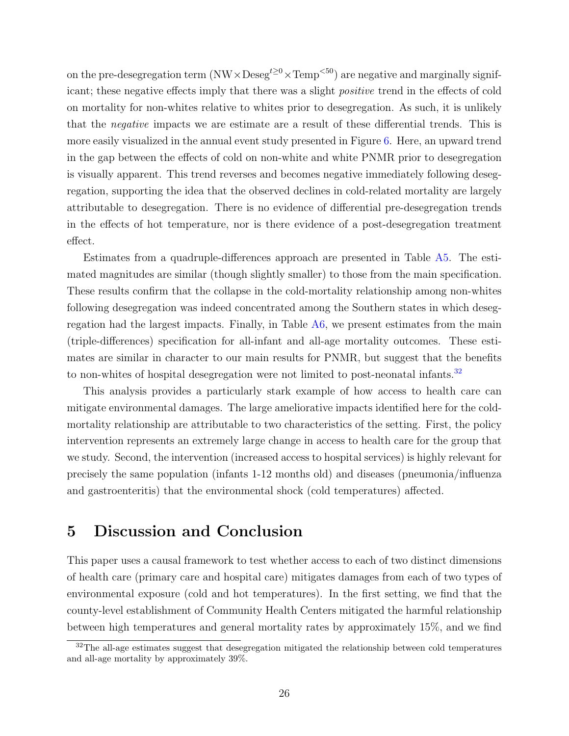on the pre-desegregation term ($\text{NW}\times\text{Deseg}^{t\geq0}\times\text{Temp}^{<50}$) are negative and marginally significant; these negative effects imply that there was a slight *positive* trend in the effects of cold on mortality for non-whites relative to whites prior to desegregation. As such, it is unlikely that the *negative* impacts we are estimate are a result of these differential trends. This is more easily visualized in the annual event study presented in Figure 6. Here, an upward trend in the gap between the effects of cold on non-white and white PNMR prior to desegregation is visually apparent. This trend reverses and becomes negative immediately following desegregation, supporting the idea that the observed declines in cold-related mortality are largely attributable to desegregation. There is no evidence of differential pre-desegregation trends in the effects of hot temperature, nor is there evidence of a post-desegregation treatment effect.

Estimates from a quadruple-differences approach are presented in Table A5. The estimated magnitudes are similar (though slightly smaller) to those from the main specification. These results confirm that the collapse in the cold-mortality relationship among non-whites following desegregation was indeed concentrated among the Southern states in which desegregation had the largest impacts. Finally, in Table A6, we present estimates from the main (triple-differences) specification for all-infant and all-age mortality outcomes. These estimates are similar in character to our main results for PNMR, but suggest that the benefits to non-whites of hospital desegregation were not limited to post-neonatal infants.[32]

This analysis provides a particularly stark example of how access to health care can mitigate environmental damages. The large ameliorative impacts identified here for the cold-mortality relationship are attributable to two characteristics of the setting. First, the policy intervention represents an extremely large change in access to health care for the group that we study. Second, the intervention (increased access to hospital services) is highly relevant for precisely the same population (infants 1-12 months old) and diseases (pneumonia/influenza and gastroenteritis) that the environmental shock (cold temperatures) affected.

## 5 Discussion and Conclusion

This paper uses a causal framework to test whether access to each of two distinct dimensions of health care (primary care and hospital care) mitigates damages from each of two types of environmental exposure (cold and hot temperatures). In the first setting, we find that the county-level establishment of Community Health Centers mitigated the harmful relationship between high temperatures and general mortality rates by approximately 15%, and we find

[32] The all-age estimates suggest that desegregation mitigated the relationship between cold temperatures and all-age mortality by approximately 39%.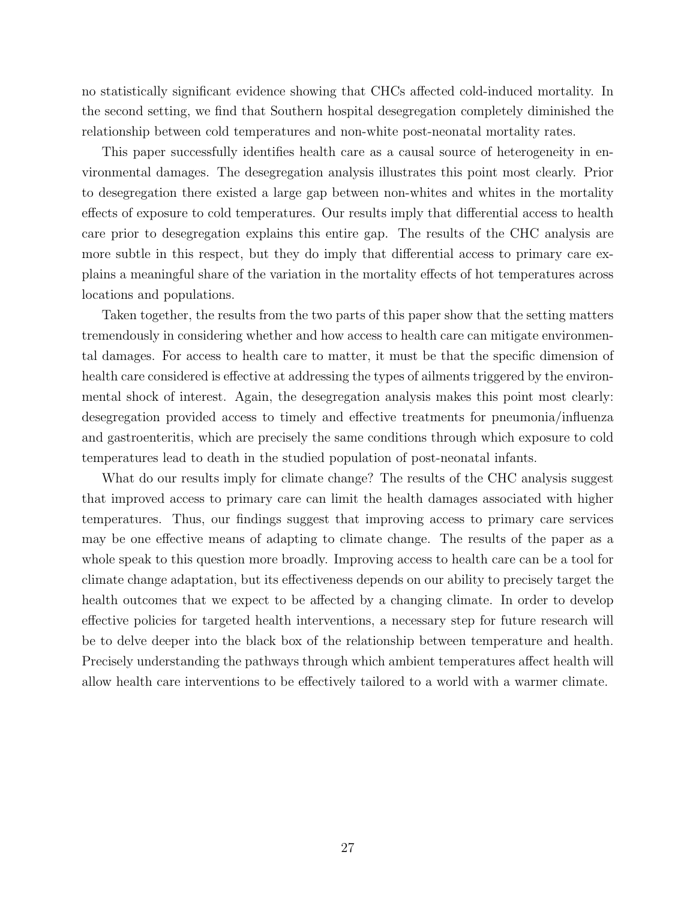no statistically significant evidence showing that CHCs affected cold-induced mortality. In the second setting, we find that Southern hospital desegregation completely diminished the relationship between cold temperatures and non-white post-neonatal mortality rates.

This paper successfully identifies health care as a causal source of heterogeneity in environmental damages. The desegregation analysis illustrates this point most clearly. Prior to desegregation there existed a large gap between non-whites and whites in the mortality effects of exposure to cold temperatures. Our results imply that differential access to health care prior to desegregation explains this entire gap. The results of the CHC analysis are more subtle in this respect, but they do imply that differential access to primary care explains a meaningful share of the variation in the mortality effects of hot temperatures across locations and populations.

Taken together, the results from the two parts of this paper show that the setting matters tremendously in considering whether and how access to health care can mitigate environmental damages. For access to health care to matter, it must be that the specific dimension of health care considered is effective at addressing the types of ailments triggered by the environmental shock of interest. Again, the desegregation analysis makes this point most clearly: desegregation provided access to timely and effective treatments for pneumonia/influenza and gastroenteritis, which are precisely the same conditions through which exposure to cold temperatures lead to death in the studied population of post-neonatal infants.

What do our results imply for climate change? The results of the CHC analysis suggest that improved access to primary care can limit the health damages associated with higher temperatures. Thus, our findings suggest that improving access to primary care services may be one effective means of adapting to climate change. The results of the paper as a whole speak to this question more broadly. Improving access to health care can be a tool for climate change adaptation, but its effectiveness depends on our ability to precisely target the health outcomes that we expect to be affected by a changing climate. In order to develop effective policies for targeted health interventions, a necessary step for future research will be to delve deeper into the black box of the relationship between temperature and health. Precisely understanding the pathways through which ambient temperatures affect health will allow health care interventions to be effectively tailored to a world with a warmer climate.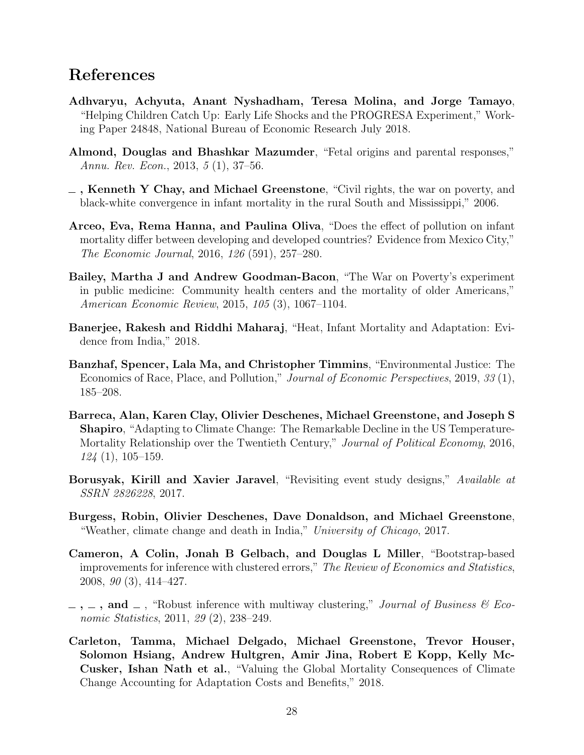## References

**Adhvaryu, Achyuta, Anant Nyshadham, Teresa Molina, and Jorge Tamayo**, "Helping Children Catch Up: Early Life Shocks and the PROGRESA Experiment," Working Paper 24848, National Bureau of Economic Research July 2018.

**Almond, Douglas and Bhashkar Mazumder**, "Fetal origins and parental responses," *Annu. Rev. Econ.*, 2013, *5* (1), 37–56.

**_ , Kenneth Y Chay, and Michael Greenstone**, "Civil rights, the war on poverty, and black-white convergence in infant mortality in the rural South and Mississippi," 2006.

**Arceo, Eva, Rema Hanna, and Paulina Oliva**, "Does the effect of pollution on infant mortality differ between developing and developed countries? Evidence from Mexico City," *The Economic Journal*, 2016, *126* (591), 257–280.

**Bailey, Martha J and Andrew Goodman-Bacon**, "The War on Poverty's experiment in public medicine: Community health centers and the mortality of older Americans," *American Economic Review*, 2015, *105* (3), 1067–1104.

**Banerjee, Rakesh and Riddhi Maharaj**, "Heat, Infant Mortality and Adaptation: Evidence from India," 2018.

**Banzhaf, Spencer, Lala Ma, and Christopher Timmins**, "Environmental Justice: The Economics of Race, Place, and Pollution," *Journal of Economic Perspectives*, 2019, *33* (1), 185–208.

**Barreca, Alan, Karen Clay, Olivier Deschenes, Michael Greenstone, and Joseph S Shapiro**, "Adapting to Climate Change: The Remarkable Decline in the US Temperature-Mortality Relationship over the Twentieth Century," *Journal of Political Economy*, 2016, *124* (1), 105–159.

**Borusyak, Kirill and Xavier Jaravel**, "Revisiting event study designs," *Available at SSRN 2826228*, 2017.

**Burgess, Robin, Olivier Deschenes, Dave Donaldson, and Michael Greenstone**, "Weather, climate change and death in India," *University of Chicago*, 2017.

**Cameron, A Colin, Jonah B Gelbach, and Douglas L Miller**, "Bootstrap-based improvements for inference with clustered errors," *The Review of Economics and Statistics*, 2008, *90* (3), 414–427.

**_ , _ , and _** , "Robust inference with multiway clustering," *Journal of Business & Economic Statistics*, 2011, *29* (2), 238–249.

**Carleton, Tamma, Michael Delgado, Michael Greenstone, Trevor Houser, Solomon Hsiang, Andrew Hultgren, Amir Jina, Robert E Kopp, Kelly McCusker, Ishan Nath et al.**, "Valuing the Global Mortality Consequences of Climate Change Accounting for Adaptation Costs and Benefits," 2018.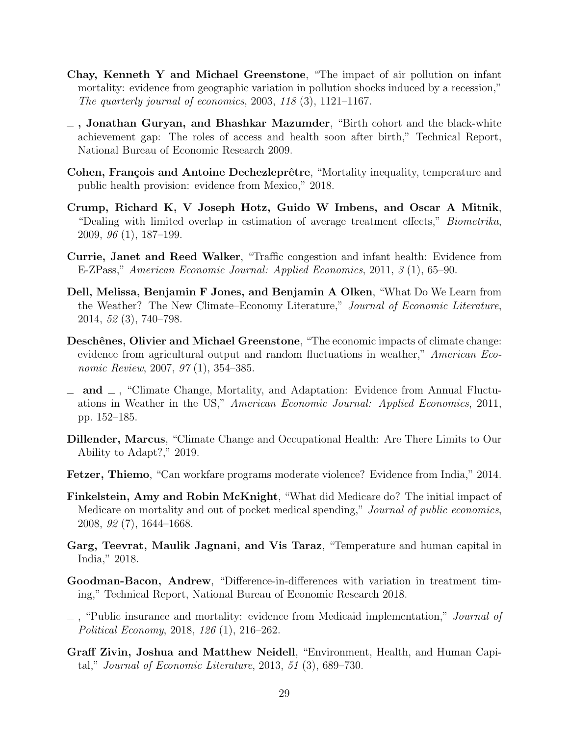**Chay, Kenneth Y and Michael Greenstone**, "The impact of air pollution on infant mortality: evidence from geographic variation in pollution shocks induced by a recession," *The quarterly journal of economics*, 2003, *118* (3), 1121–1167.

**\_ , Jonathan Guryan, and Bhashkar Mazumder**, "Birth cohort and the black-white achievement gap: The roles of access and health soon after birth," Technical Report, National Bureau of Economic Research 2009.

**Cohen, François and Antoine Dechezleprêtre**, "Mortality inequality, temperature and public health provision: evidence from Mexico," 2018.

**Crump, Richard K, V Joseph Hotz, Guido W Imbens, and Oscar A Mitnik**, "Dealing with limited overlap in estimation of average treatment effects," *Biometrika*, 2009, *96* (1), 187–199.

**Currie, Janet and Reed Walker**, "Traffic congestion and infant health: Evidence from E-ZPass," *American Economic Journal: Applied Economics*, 2011, *3* (1), 65–90.

**Dell, Melissa, Benjamin F Jones, and Benjamin A Olken**, "What Do We Learn from the Weather? The New Climate–Economy Literature," *Journal of Economic Literature*, 2014, *52* (3), 740–798.

**Deschênes, Olivier and Michael Greenstone**, "The economic impacts of climate change: evidence from agricultural output and random fluctuations in weather," *American Economic Review*, 2007, *97* (1), 354–385.

**\_ and \_** , "Climate Change, Mortality, and Adaptation: Evidence from Annual Fluctuations in Weather in the US," *American Economic Journal: Applied Economics*, 2011, pp. 152–185.

**Dillender, Marcus**, "Climate Change and Occupational Health: Are There Limits to Our Ability to Adapt?," 2019.

**Fetzer, Thiemo**, "Can workfare programs moderate violence? Evidence from India," 2014.

**Finkelstein, Amy and Robin McKnight**, "What did Medicare do? The initial impact of Medicare on mortality and out of pocket medical spending," *Journal of public economics*, 2008, *92* (7), 1644–1668.

**Garg, Teevrat, Maulik Jagnani, and Vis Taraz**, "Temperature and human capital in India," 2018.

**Goodman-Bacon, Andrew**, "Difference-in-differences with variation in treatment timing," Technical Report, National Bureau of Economic Research 2018.

**\_** , "Public insurance and mortality: evidence from Medicaid implementation," *Journal of Political Economy*, 2018, *126* (1), 216–262.

**Graff Zivin, Joshua and Matthew Neidell**, "Environment, Health, and Human Capital," *Journal of Economic Literature*, 2013, *51* (3), 689–730.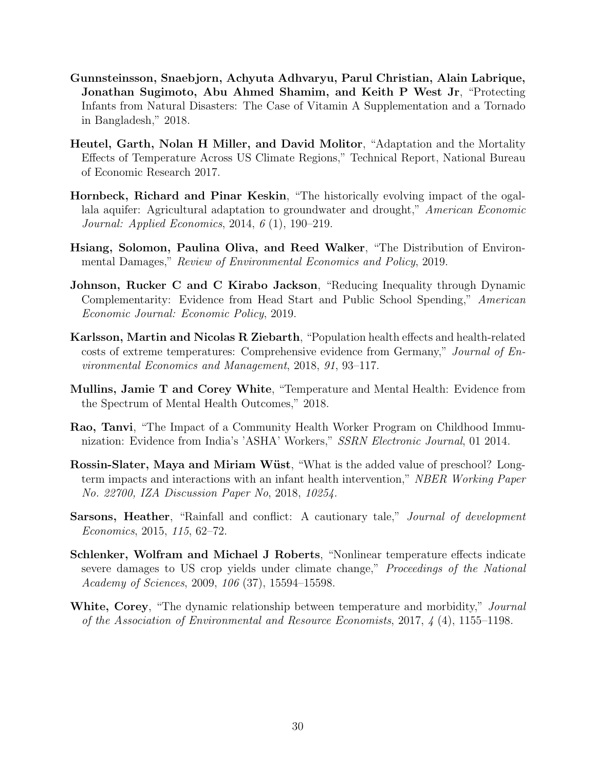**Gunnsteinsson, Snaebjorn, Achyuta Adhvaryu, Parul Christian, Alain Labrique, Jonathan Sugimoto, Abu Ahmed Shamim, and Keith P West Jr**, "Protecting Infants from Natural Disasters: The Case of Vitamin A Supplementation and a Tornado in Bangladesh," 2018.

**Heutel, Garth, Nolan H Miller, and David Molitor**, "Adaptation and the Mortality Effects of Temperature Across US Climate Regions," Technical Report, National Bureau of Economic Research 2017.

**Hornbeck, Richard and Pinar Keskin**, "The historically evolving impact of the ogallala aquifer: Agricultural adaptation to groundwater and drought," *American Economic Journal: Applied Economics*, 2014, *6* (1), 190–219.

**Hsiang, Solomon, Paulina Oliva, and Reed Walker**, "The Distribution of Environmental Damages," *Review of Environmental Economics and Policy*, 2019.

**Johnson, Rucker C and C Kirabo Jackson**, "Reducing Inequality through Dynamic Complementarity: Evidence from Head Start and Public School Spending," *American Economic Journal: Economic Policy*, 2019.

**Karlsson, Martin and Nicolas R Ziebarth**, "Population health effects and health-related costs of extreme temperatures: Comprehensive evidence from Germany," *Journal of Environmental Economics and Management*, 2018, *91*, 93–117.

**Mullins, Jamie T and Corey White**, "Temperature and Mental Health: Evidence from the Spectrum of Mental Health Outcomes," 2018.

**Rao, Tanvi**, "The Impact of a Community Health Worker Program on Childhood Immunization: Evidence from India's 'ASHA' Workers," *SSRN Electronic Journal*, 01 2014.

**Rossin-Slater, Maya and Miriam Wüst**, "What is the added value of preschool? Long-term impacts and interactions with an infant health intervention," *NBER Working Paper No. 22700, IZA Discussion Paper No*, 2018, *10254.*

**Sarsons, Heather**, "Rainfall and conflict: A cautionary tale," *Journal of development Economics*, 2015, *115*, 62–72.

**Schlenker, Wolfram and Michael J Roberts**, "Nonlinear temperature effects indicate severe damages to US crop yields under climate change," *Proceedings of the National Academy of Sciences*, 2009, *106* (37), 15594–15598.

**White, Corey**, "The dynamic relationship between temperature and morbidity," *Journal of the Association of Environmental and Resource Economists*, 2017, *4* (4), 1155–1198.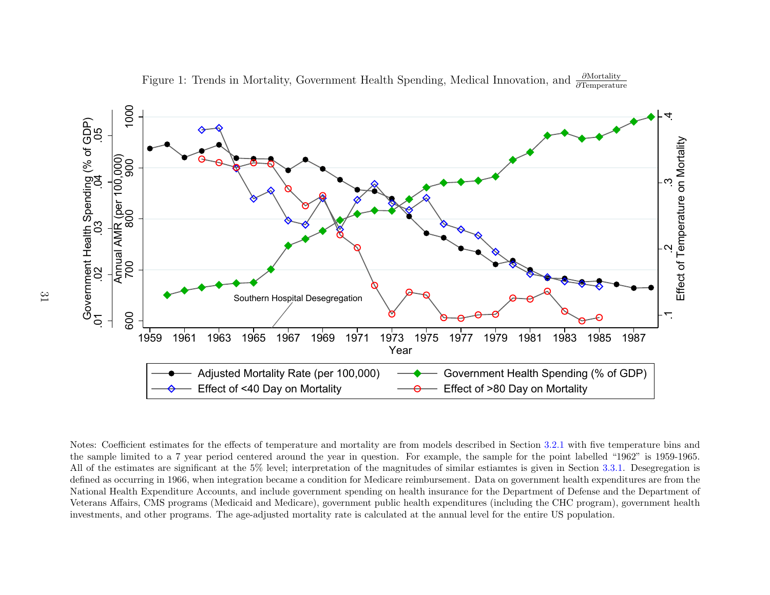Figure 1: Trends in Mortality, Government Health Spending, Medical Innovation, and $\frac{\partial \text{Mortality}}{\partial \text{Temperature}}$

Notes: Coefficient estimates for the effects of temperature and mortality are from models described in Section 3.2.1 with five temperature bins and the sample limited to a 7 year period centered around the year in question. For example, the sample for the point labelled "1962" is 1959-1965. All of the estimates are significant at the 5% level; interpretation of the magnitudes of similar estiamtes is given in Section 3.3.1. Desegregation is defined as occurring in 1966, when integration became a condition for Medicare reimbursement. Data on government health expenditures are from the National Health Expenditure Accounts, and include government spending on health insurance for the Department of Defense and the Department of Veterans Affairs, CMS programs (Medicaid and Medicare), government public health expenditures (including the CHC program), government health investments, and other programs. The age-adjusted mortality rate is calculated at the annual level for the entire US population.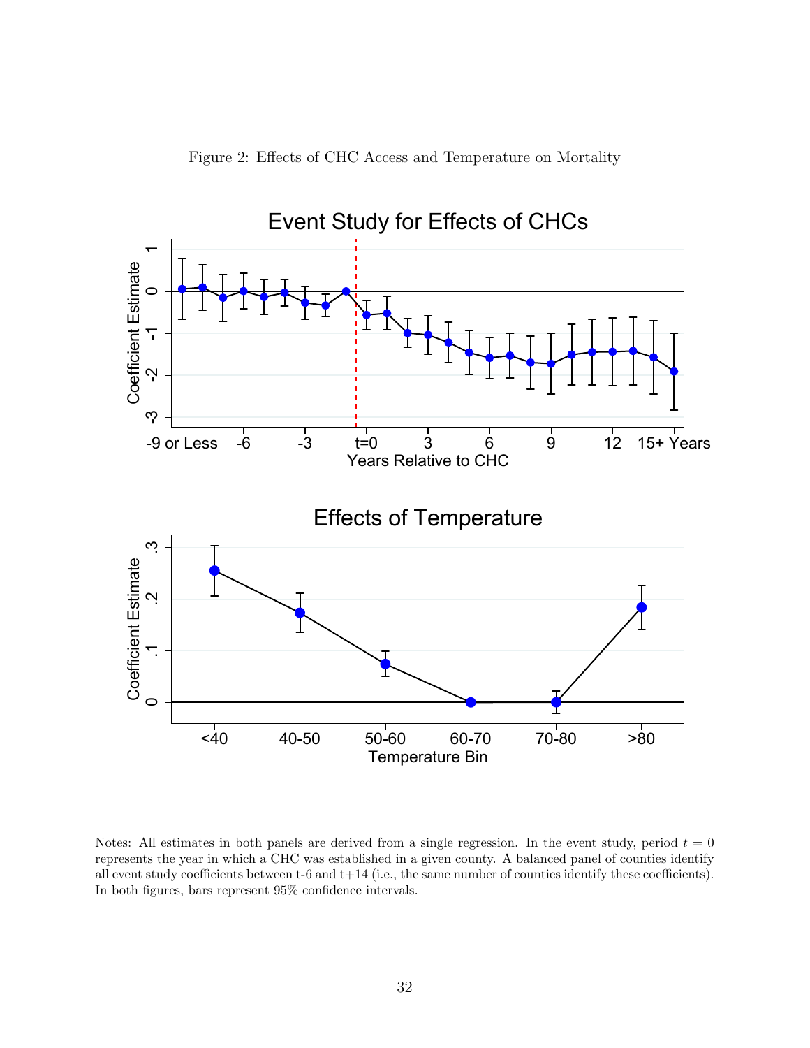Figure 2: Effects of CHC Access and Temperature on Mortality

Notes: All estimates in both panels are derived from a single regression. In the event study, period $t = 0$ represents the year in which a CHC was established in a given county. A balanced panel of counties identify all event study coefficients between t-6 and t+14 (i.e., the same number of counties identify these coefficients). In both figures, bars represent 95% confidence intervals.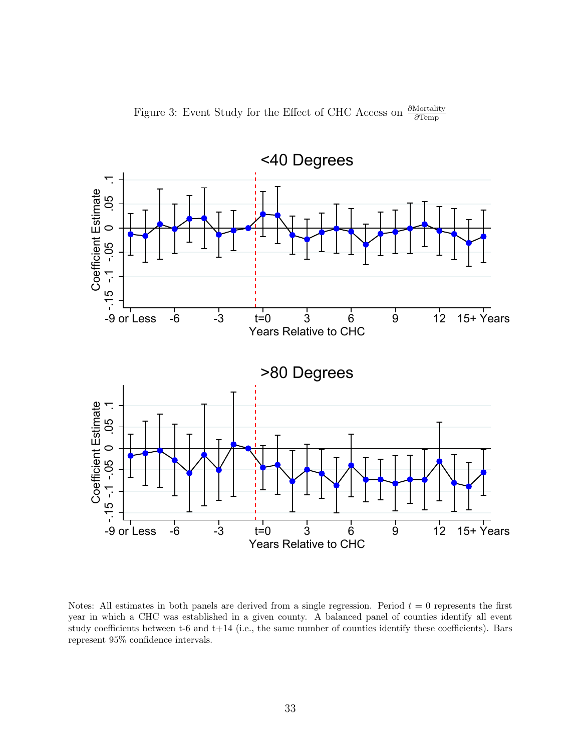Figure 3: Event Study for the Effect of CHC Access on $\frac{\partial \text{Mortality}}{\partial \text{Temp}}$

Notes: All estimates in both panels are derived from a single regression. Period $t = 0$ represents the first year in which a CHC was established in a given county. A balanced panel of counties identify all event study coefficients between t-6 and t+14 (i.e., the same number of counties identify these coefficients). Bars represent 95% confidence intervals.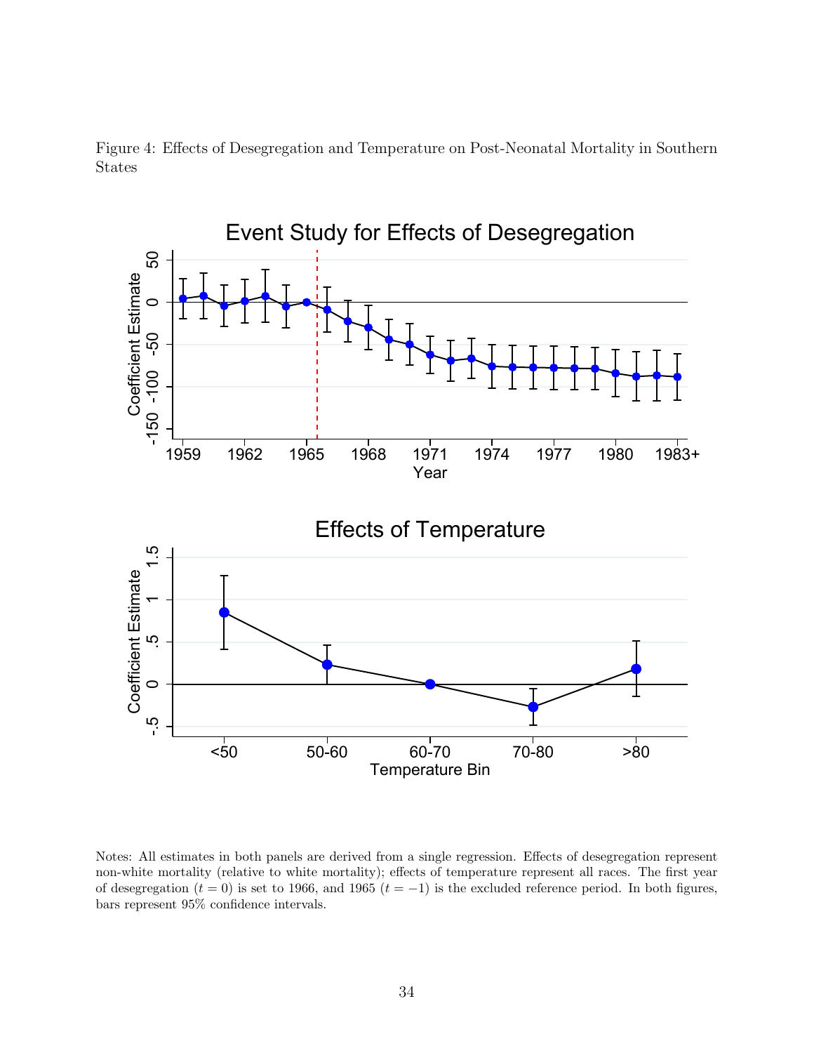Figure 4: Effects of Desegregation and Temperature on Post-Neonatal Mortality in Southern States

Notes: All estimates in both panels are derived from a single regression. Effects of desegregation represent non-white mortality (relative to white mortality); effects of temperature represent all races. The first year of desegregation ($t = 0$) is set to 1966, and 1965 ($t = -1$) is the excluded reference period. In both figures, bars represent 95% confidence intervals.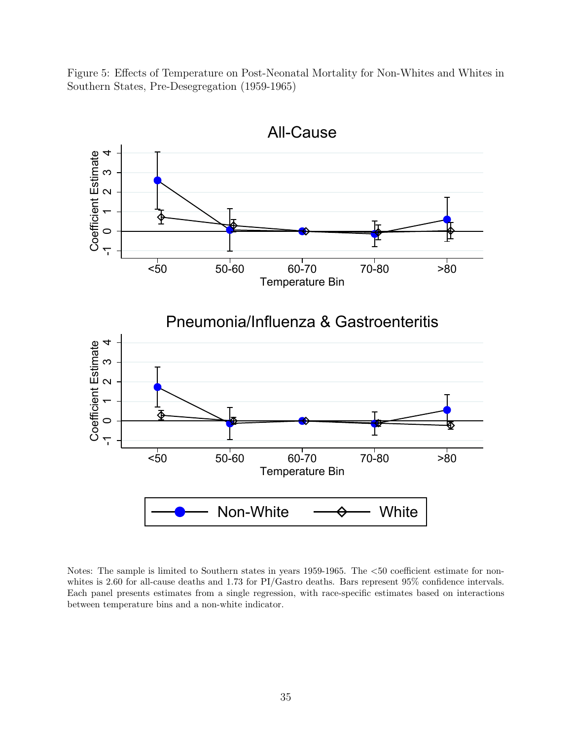Figure 5: Effects of Temperature on Post-Neonatal Mortality for Non-Whites and Whites in Southern States, Pre-Desegregation (1959-1965)

Notes: The sample is limited to Southern states in years 1959-1965. The <50 coefficient estimate for non-whites is 2.60 for all-cause deaths and 1.73 for PI/Gastro deaths. Bars represent 95% confidence intervals. Each panel presents estimates from a single regression, with race-specific estimates based on interactions between temperature bins and a non-white indicator.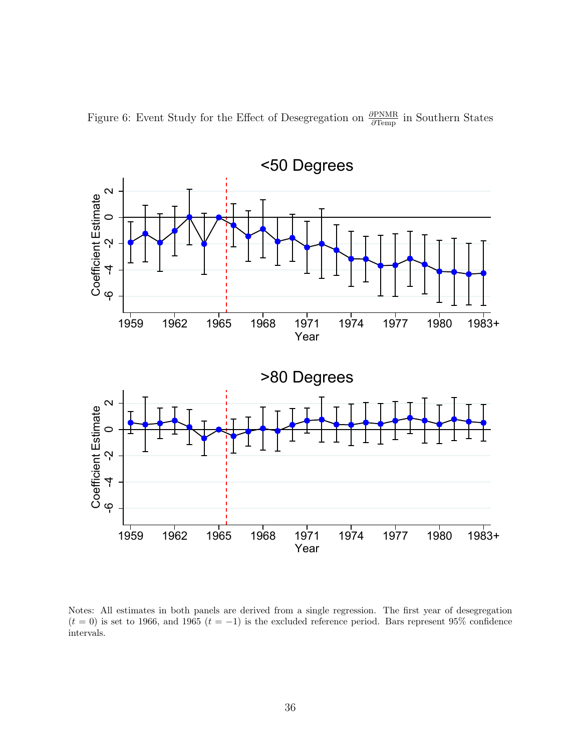Figure 6: Event Study for the Effect of Desegregation on $\frac{\partial \text{PNMR}}{\partial \text{Temp}}$ in Southern States

Notes: All estimates in both panels are derived from a single regression. The first year of desegregation ($t = 0$) is set to 1966, and 1965 ($t = -1$) is the excluded reference period. Bars represent 95% confidence intervals.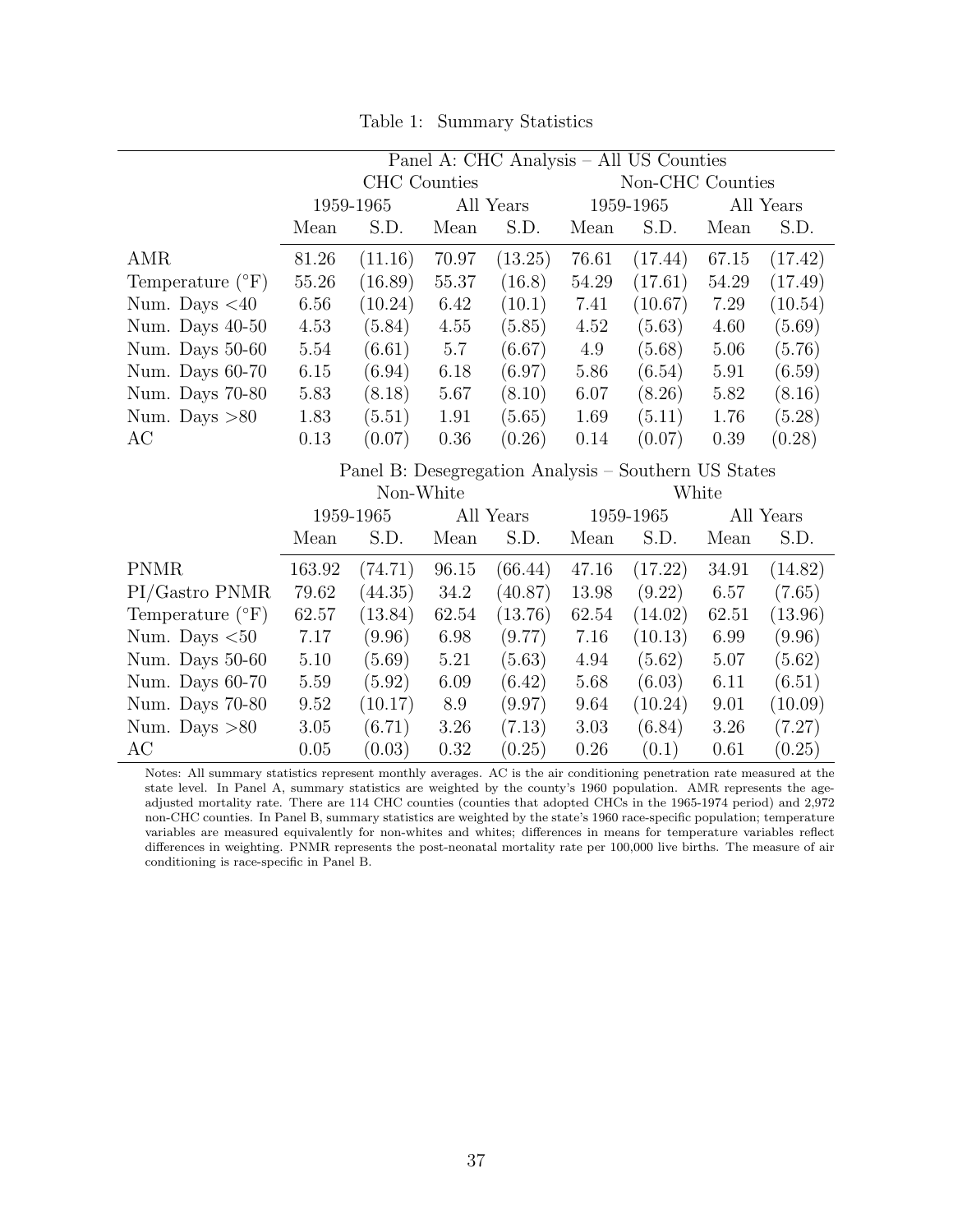Table 1: Summary Statistics

| | Panel A: CHC Analysis – All US Counties | | | | | | | |
|---|---|---|---|---|---|---|---|---|
| | CHC Counties | | | | Non-CHC Counties | | | |
| | 1959-1965 | | All Years | | 1959-1965 | | All Years | |
| | Mean | S.D. | Mean | S.D. | Mean | S.D. | Mean | S.D. |
| AMR | 81.26 | (11.16) | 70.97 | (13.25) | 76.61 | (17.44) | 67.15 | (17.42) |
| Temperature (°F) | 55.26 | (16.89) | 55.37 | (16.8) | 54.29 | (17.61) | 54.29 | (17.49) |
| Num. Days <40 | 6.56 | (10.24) | 6.42 | (10.1) | 7.41 | (10.67) | 7.29 | (10.54) |
| Num. Days 40-50 | 4.53 | (5.84) | 4.55 | (5.85) | 4.52 | (5.63) | 4.60 | (5.69) |
| Num. Days 50-60 | 5.54 | (6.61) | 5.7 | (6.67) | 4.9 | (5.68) | 5.06 | (5.76) |
| Num. Days 60-70 | 6.15 | (6.94) | 6.18 | (6.97) | 5.86 | (6.54) | 5.91 | (6.59) |
| Num. Days 70-80 | 5.83 | (8.18) | 5.67 | (8.10) | 6.07 | (8.26) | 5.82 | (8.16) |
| Num. Days >80 | 1.83 | (5.51) | 1.91 | (5.65) | 1.69 | (5.11) | 1.76 | (5.28) |
| AC | 0.13 | (0.07) | 0.36 | (0.26) | 0.14 | (0.07) | 0.39 | (0.28) |
| | Panel B: Desegregation Analysis – Southern US States | | | | | | | |
| | Non-White | | | | White | | | |
| | 1959-1965 | | All Years | | 1959-1965 | | All Years | |
| | Mean | S.D. | Mean | S.D. | Mean | S.D. | Mean | S.D. |
| PNMR | 163.92 | (74.71) | 96.15 | (66.44) | 47.16 | (17.22) | 34.91 | (14.82) |
| PI/Gastro PNMR | 79.62 | (44.35) | 34.2 | (40.87) | 13.98 | (9.22) | 6.57 | (7.65) |
| Temperature (°F) | 62.57 | (13.84) | 62.54 | (13.76) | 62.54 | (14.02) | 62.51 | (13.96) |
| Num. Days <50 | 7.17 | (9.96) | 6.98 | (9.77) | 7.16 | (10.13) | 6.99 | (9.96) |
| Num. Days 50-60 | 5.10 | (5.69) | 5.21 | (5.63) | 4.94 | (5.62) | 5.07 | (5.62) |
| Num. Days 60-70 | 5.59 | (5.92) | 6.09 | (6.42) | 5.68 | (6.03) | 6.11 | (6.51) |
| Num. Days 70-80 | 9.52 | (10.17) | 8.9 | (9.97) | 9.64 | (10.24) | 9.01 | (10.09) |
| Num. Days >80 | 3.05 | (6.71) | 3.26 | (7.13) | 3.03 | (6.84) | 3.26 | (7.27) |
| AC | 0.05 | (0.03) | 0.32 | (0.25) | 0.26 | (0.1) | 0.61 | (0.25) |

Notes: All summary statistics represent monthly averages. AC is the air conditioning penetration rate measured at the state level. In Panel A, summary statistics are weighted by the county's 1960 population. AMR represents the age-adjusted mortality rate. There are 114 CHC counties (counties that adopted CHCs in the 1965-1974 period) and 2,972 non-CHC counties. In Panel B, summary statistics are weighted by the state's 1960 race-specific population; temperature variables are measured equivalently for non-whites and whites; differences in means for temperature variables reflect differences in weighting. PNMR represents the post-neonatal mortality rate per 100,000 live births. The measure of air conditioning is race-specific in Panel B.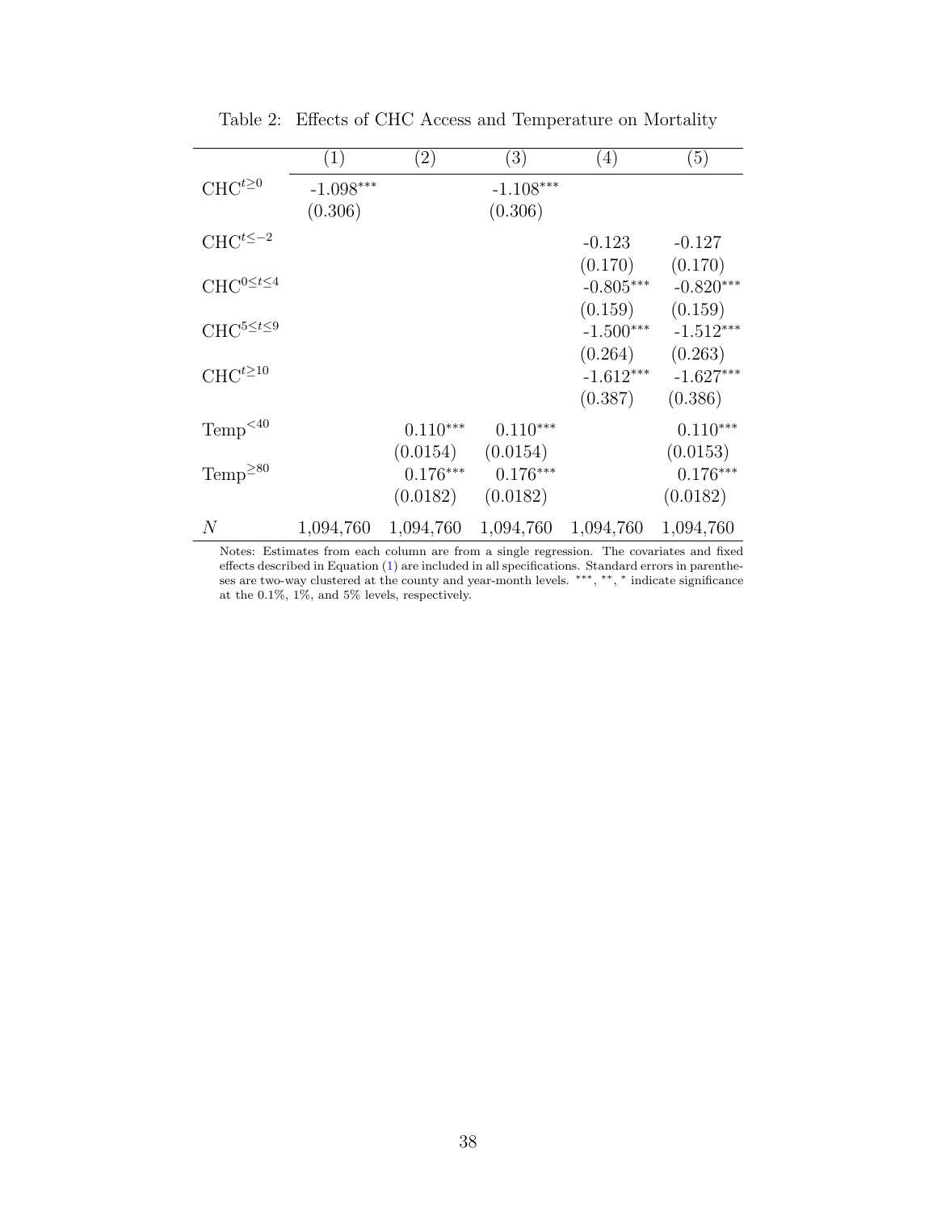Table 2: Effects of CHC Access and Temperature on Mortality

| | (1) | (2) | (3) | (4) | (5) |
|---|---|---|---|---|---|
| $\text{CHC}^{t\geq 0}$ | -1.098*** | | -1.108*** | | |
| | (0.306) | | (0.306) | | |
| $\text{CHC}^{t\leq -2}$ | | | | -0.123 | -0.127 |
| | | | | (0.170) | (0.170) |
| $\text{CHC}^{0\leq t\leq 4}$ | | | | -0.805*** | -0.820*** |
| | | | | (0.159) | (0.159) |
| $\text{CHC}^{5\leq t\leq 9}$ | | | | -1.500*** | -1.512*** |
| | | | | (0.264) | (0.263) |
| $\text{CHC}^{t\geq 10}$ | | | | -1.612*** | -1.627*** |
| | | | | (0.387) | (0.386) |
| $\text{Temp}^{<40}$ | | 0.110*** | 0.110*** | | 0.110*** |
| | | (0.0154) | (0.0154) | | (0.0153) |
| $\text{Temp}^{\geq 80}$ | | 0.176*** | 0.176*** | | 0.176*** |
| | | (0.0182) | (0.0182) | | (0.0182) |
| $N$ | 1,094,760 | 1,094,760 | 1,094,760 | 1,094,760 | 1,094,760 |

Notes: Estimates from each column are from a single regression. The covariates and fixed effects described in Equation (1) are included in all specifications. Standard errors in parentheses are two-way clustered at the county and year-month levels. ***, **, * indicate significance at the 0.1%, 1%, and 5% levels, respectively.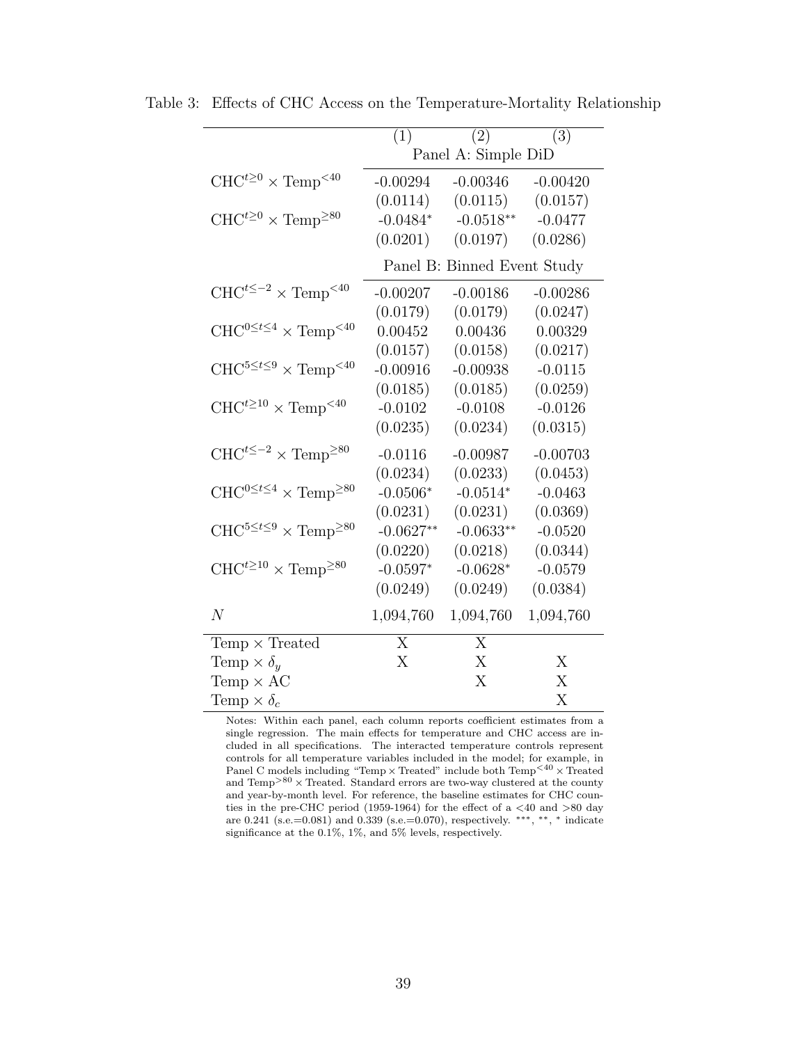Table 3: Effects of CHC Access on the Temperature-Mortality Relationship

| | (1) | (2) | (3) |
|---|---|---|---|
| | Panel A: Simple DiD | | |
| $\text{CHC}^{t\geq 0} \times \text{Temp}^{<40}$ | -0.00294 | -0.00346 | -0.00420 |
| | (0.0114) | (0.0115) | (0.0157) |
| $\text{CHC}^{t\geq 0} \times \text{Temp}^{\geq 80}$ | -0.0484* | -0.0518** | -0.0477 |
| | (0.0201) | (0.0197) | (0.0286) |
| | Panel B: Binned Event Study | | |
| $\text{CHC}^{t\leq -2} \times \text{Temp}^{<40}$ | -0.00207 | -0.00186 | -0.00286 |
| | (0.0179) | (0.0179) | (0.0247) |
| $\text{CHC}^{0\leq t\leq 4} \times \text{Temp}^{<40}$ | 0.00452 | 0.00436 | 0.00329 |
| | (0.0157) | (0.0158) | (0.0217) |
| $\text{CHC}^{5\leq t\leq 9} \times \text{Temp}^{<40}$ | -0.00916 | -0.00938 | -0.0115 |
| | (0.0185) | (0.0185) | (0.0259) |
| $\text{CHC}^{t\geq 10} \times \text{Temp}^{<40}$ | -0.0102 | -0.0108 | -0.0126 |
| | (0.0235) | (0.0234) | (0.0315) |
| $\text{CHC}^{t\leq -2} \times \text{Temp}^{\geq 80}$ | -0.0116 | -0.00987 | -0.00703 |
| | (0.0234) | (0.0233) | (0.0453) |
| $\text{CHC}^{0\leq t\leq 4} \times \text{Temp}^{\geq 80}$ | -0.0506* | -0.0514* | -0.0463 |
| | (0.0231) | (0.0231) | (0.0369) |
| $\text{CHC}^{5\leq t\leq 9} \times \text{Temp}^{\geq 80}$ | -0.0627** | -0.0633** | -0.0520 |
| | (0.0220) | (0.0218) | (0.0344) |
| $\text{CHC}^{t\geq 10} \times \text{Temp}^{\geq 80}$ | -0.0597* | -0.0628* | -0.0579 |
| | (0.0249) | (0.0249) | (0.0384) |
| $N$ | 1,094,760 | 1,094,760 | 1,094,760 |
| Temp × Treated | X | X | |
| Temp × $\delta_y$ | X | X | X |
| Temp × AC | | X | X |
| Temp × $\delta_c$ | | | X |

Notes: Within each panel, each column reports coefficient estimates from a single regression. The main effects for temperature and CHC access are included in all specifications. The interacted temperature controls represent controls for all temperature variables included in the model; for example, in Panel C models including "Temp × Treated" include both $\text{Temp}^{<40} \times$ Treated and $\text{Temp}^{>80} \times$ Treated. Standard errors are two-way clustered at the county and year-by-month level. For reference, the baseline estimates for CHC counties in the pre-CHC period (1959-1964) for the effect of a <40 and >80 day are 0.241 (s.e.=0.081) and 0.339 (s.e.=0.070), respectively. ***, **, * indicate significance at the 0.1%, 1%, and 5% levels, respectively.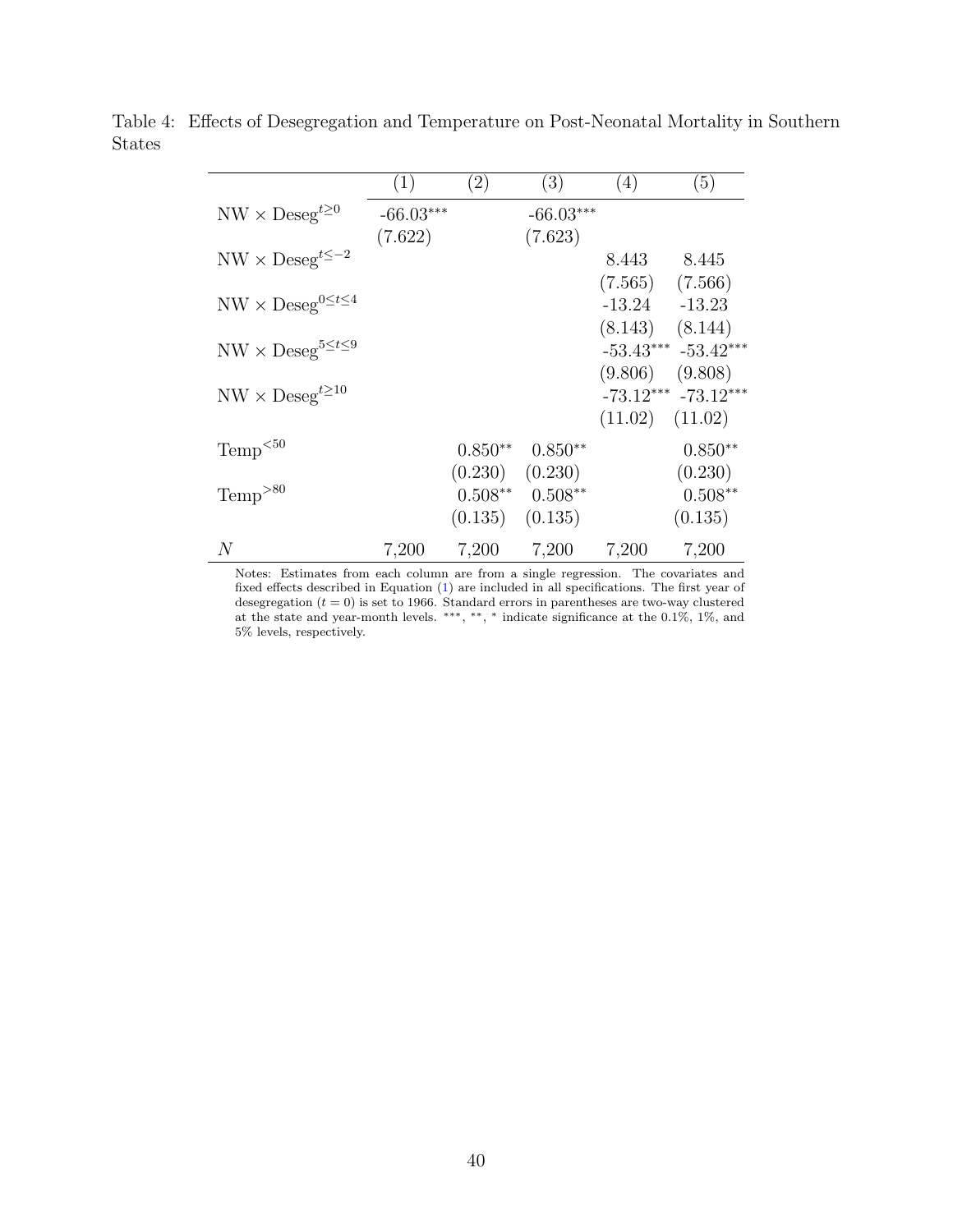Table 4: Effects of Desegregation and Temperature on Post-Neonatal Mortality in Southern States

| | (1) | (2) | (3) | (4) | (5) |
|---|---|---|---|---|---|
| NW × $\text{Deseg}^{t\geq 0}$ | -66.03*** | | -66.03*** | | |
| | (7.622) | | (7.623) | | |
| NW × $\text{Deseg}^{t\leq -2}$ | | | | 8.443 | 8.445 |
| | | | | (7.565) | (7.566) |
| NW × $\text{Deseg}^{0\leq t\leq 4}$ | | | | -13.24 | -13.23 |
| | | | | (8.143) | (8.144) |
| NW × $\text{Deseg}^{5\leq t\leq 9}$ | | | | -53.43*** | -53.42*** |
| | | | | (9.806) | (9.808) |
| NW × $\text{Deseg}^{t\geq 10}$ | | | | -73.12*** | -73.12*** |
| | | | | (11.02) | (11.02) |
| $\text{Temp}^{<50}$ | | 0.850** | 0.850** | | 0.850** |
| | | (0.230) | (0.230) | | (0.230) |
| $\text{Temp}^{>80}$ | | 0.508** | 0.508** | | 0.508** |
| | | (0.135) | (0.135) | | (0.135) |
| $N$ | 7,200 | 7,200 | 7,200 | 7,200 | 7,200 |

Notes: Estimates from each column are from a single regression. The covariates and fixed effects described in Equation (1) are included in all specifications. The first year of desegregation ($t = 0$) is set to 1966. Standard errors in parentheses are two-way clustered at the state and year-month levels. ***, **, * indicate significance at the 0.1%, 1%, and 5% levels, respectively.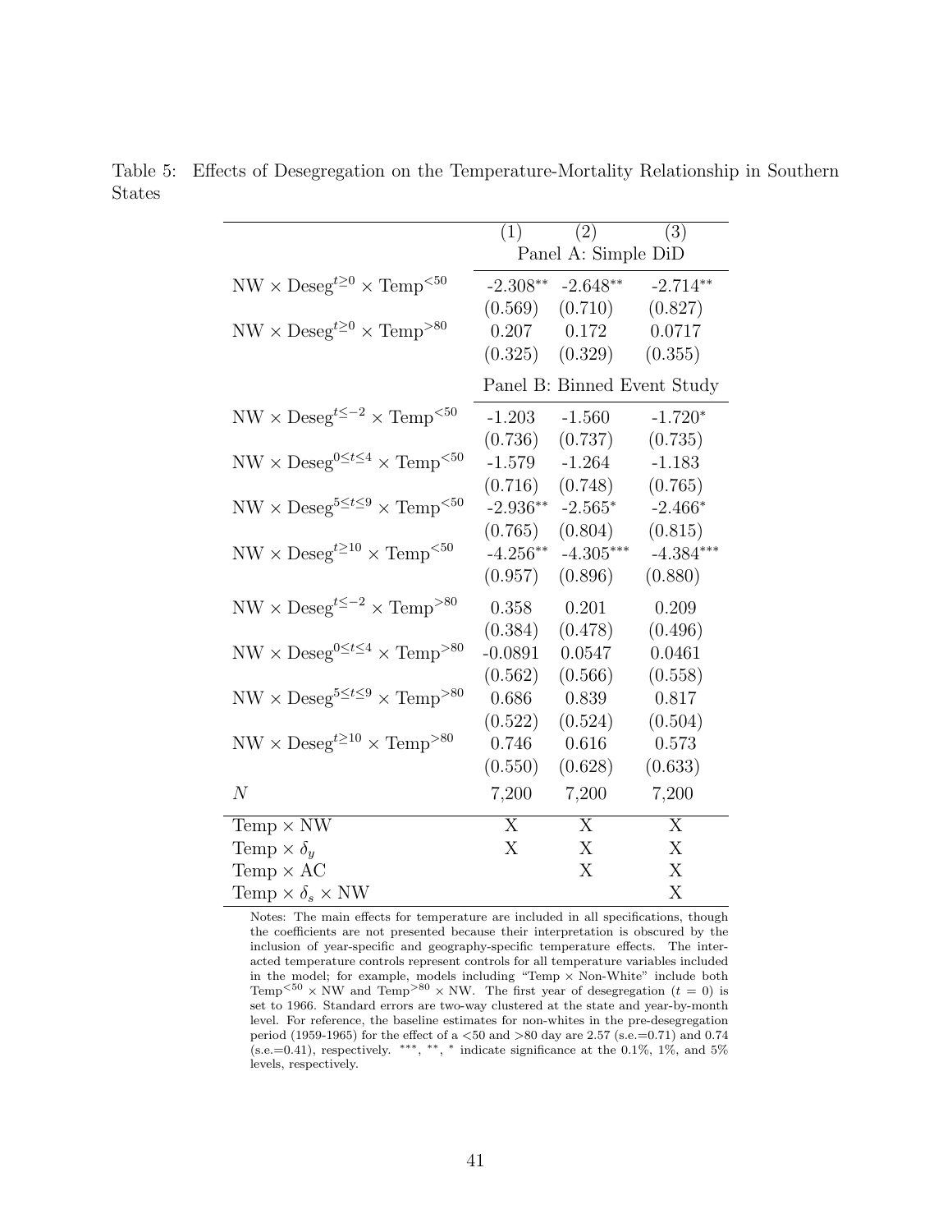Table 5: Effects of Desegregation on the Temperature-Mortality Relationship in Southern States

| | (1) | (2) | (3) |
|---|---|---|---|
| | Panel A: Simple DiD | | |
| $\text{NW} \times \text{Deseg}^{t\geq 0} \times \text{Temp}^{<50}$ | -2.308** | -2.648** | -2.714** |
| | (0.569) | (0.710) | (0.827) |
| $\text{NW} \times \text{Deseg}^{t\geq 0} \times \text{Temp}^{>80}$ | 0.207 | 0.172 | 0.0717 |
| | (0.325) | (0.329) | (0.355) |
| | Panel B: Binned Event Study | | |
| $\text{NW} \times \text{Deseg}^{t\leq -2} \times \text{Temp}^{<50}$ | -1.203 | -1.560 | -1.720* |
| | (0.736) | (0.737) | (0.735) |
| $\text{NW} \times \text{Deseg}^{0\leq t\leq 4} \times \text{Temp}^{<50}$ | -1.579 | -1.264 | -1.183 |
| | (0.716) | (0.748) | (0.765) |
| $\text{NW} \times \text{Deseg}^{5\leq t\leq 9} \times \text{Temp}^{<50}$ | -2.936** | -2.565* | -2.466* |
| | (0.765) | (0.804) | (0.815) |
| $\text{NW} \times \text{Deseg}^{t\geq 10} \times \text{Temp}^{<50}$ | -4.256** | -4.305*** | -4.384*** |
| | (0.957) | (0.896) | (0.880) |
| $\text{NW} \times \text{Deseg}^{t\leq -2} \times \text{Temp}^{>80}$ | 0.358 | 0.201 | 0.209 |
| | (0.384) | (0.478) | (0.496) |
| $\text{NW} \times \text{Deseg}^{0\leq t\leq 4} \times \text{Temp}^{>80}$ | -0.0891 | 0.0547 | 0.0461 |
| | (0.562) | (0.566) | (0.558) |
| $\text{NW} \times \text{Deseg}^{5\leq t\leq 9} \times \text{Temp}^{>80}$ | 0.686 | 0.839 | 0.817 |
| | (0.522) | (0.524) | (0.504) |
| $\text{NW} \times \text{Deseg}^{t\geq 10} \times \text{Temp}^{>80}$ | 0.746 | 0.616 | 0.573 |
| | (0.550) | (0.628) | (0.633) |
| $N$ | 7,200 | 7,200 | 7,200 |
| $\text{Temp} \times \text{NW}$ | X | X | X |
| $\text{Temp} \times \delta_y$ | X | X | X |
| $\text{Temp} \times \text{AC}$ | | X | X |
| $\text{Temp} \times \delta_s \times \text{NW}$ | | | X |

Notes: The main effects for temperature are included in all specifications, though the coefficients are not presented because their interpretation is obscured by the inclusion of year-specific and geography-specific temperature effects. The interacted temperature controls represent controls for all temperature variables included in the model; for example, models including "Temp × Non-White" include both $\text{Temp}^{<50} \times \text{NW}$ and $\text{Temp}^{>80} \times \text{NW}$. The first year of desegregation ($t = 0$) is set to 1966. Standard errors are two-way clustered at the state and year-by-month level. For reference, the baseline estimates for non-whites in the pre-desegregation period (1959-1965) for the effect of a <50 and >80 day are 2.57 (s.e.=0.71) and 0.74 (s.e.=0.41), respectively. ***, **, * indicate significance at the 0.1%, 1%, and 5% levels, respectively.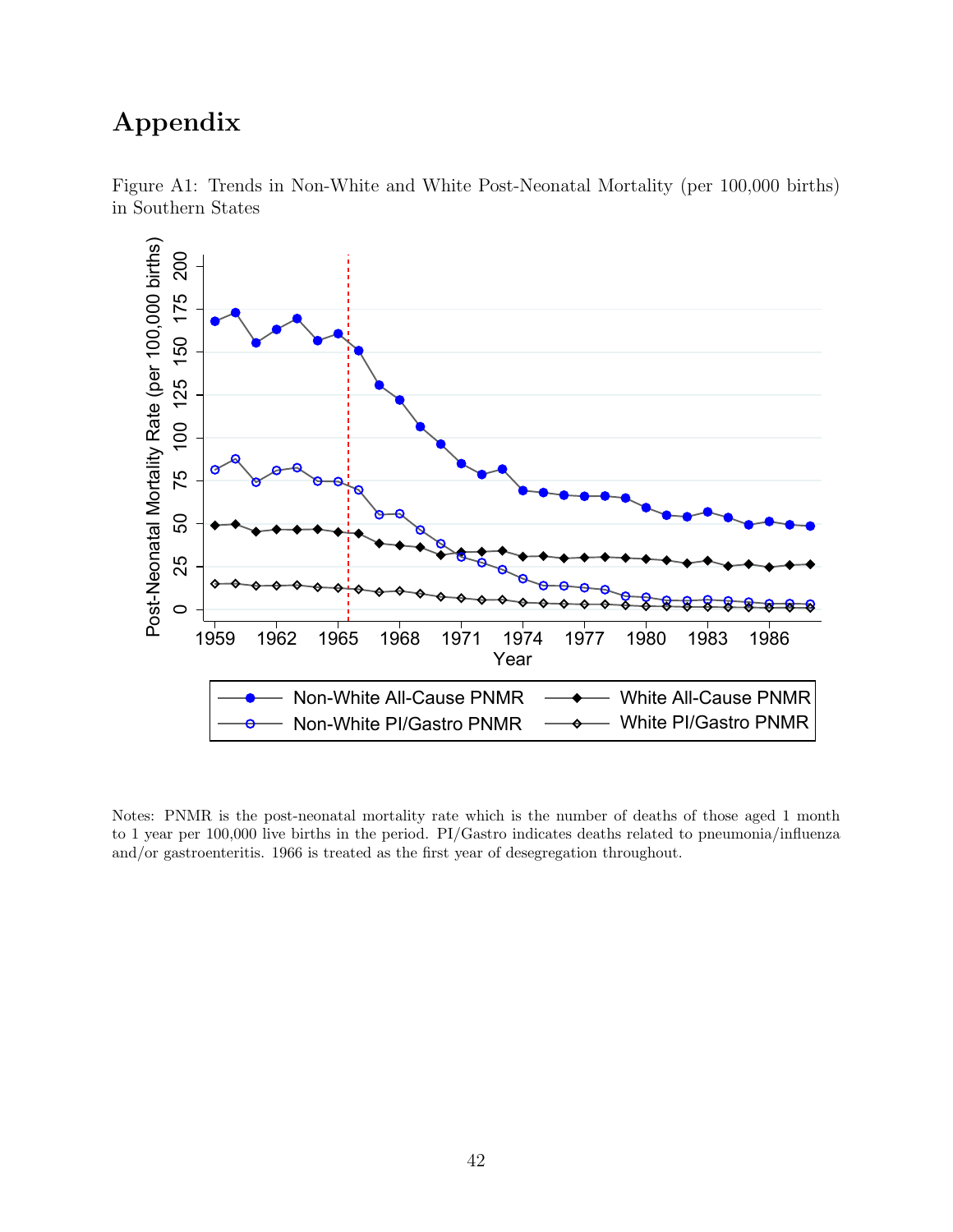# Appendix

Figure A1: Trends in Non-White and White Post-Neonatal Mortality (per 100,000 births) in Southern States

Notes: PNMR is the post-neonatal mortality rate which is the number of deaths of those aged 1 month to 1 year per 100,000 live births in the period. PI/Gastro indicates deaths related to pneumonia/influenza and/or gastroenteritis. 1966 is treated as the first year of desegregation throughout.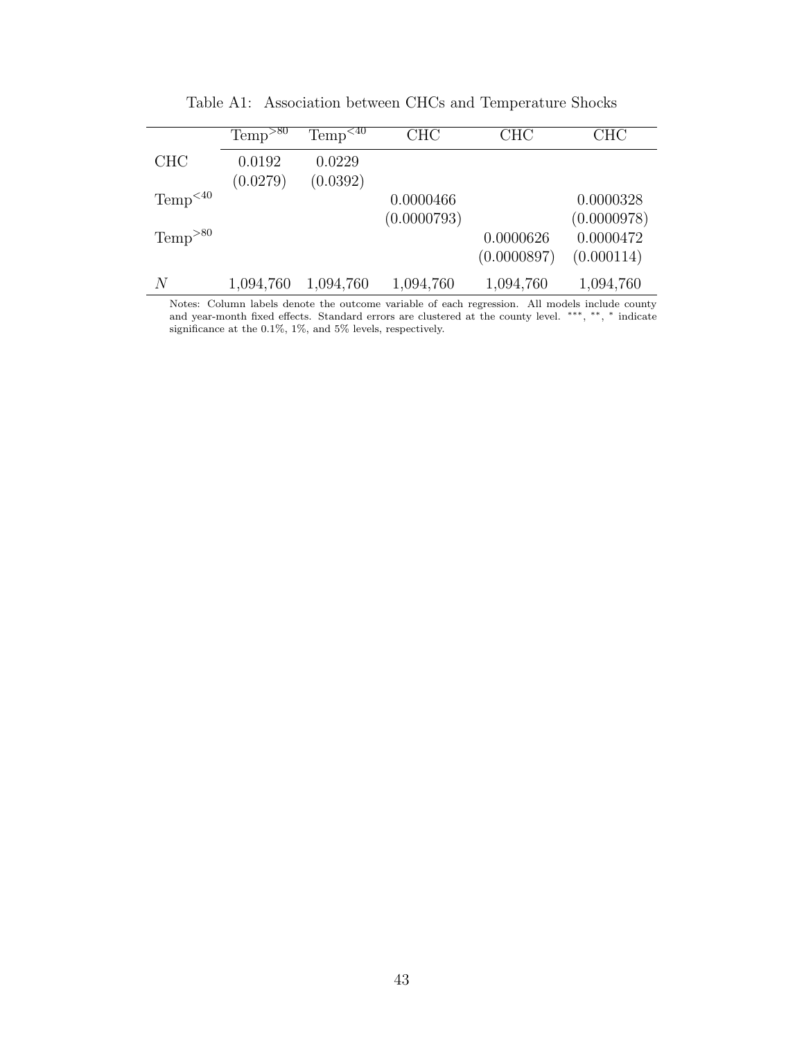Table A1: Association between CHCs and Temperature Shocks

| | $\text{Temp}^{>80}$ | $\text{Temp}^{<40}$ | CHC | CHC | CHC |
|---|---|---|---|---|---|
| CHC | 0.0192 | 0.0229 | | | |
| | (0.0279) | (0.0392) | | | |
| $\text{Temp}^{<40}$ | | | 0.0000466 | | 0.0000328 |
| | | | (0.0000793) | | (0.0000978) |
| $\text{Temp}^{>80}$ | | | | 0.0000626 | 0.0000472 |
| | | | | (0.0000897) | (0.000114) |
| $N$ | 1,094,760 | 1,094,760 | 1,094,760 | 1,094,760 | 1,094,760 |

Notes: Column labels denote the outcome variable of each regression. All models include county and year-month fixed effects. Standard errors are clustered at the county level. ***, **, * indicate significance at the 0.1%, 1%, and 5% levels, respectively.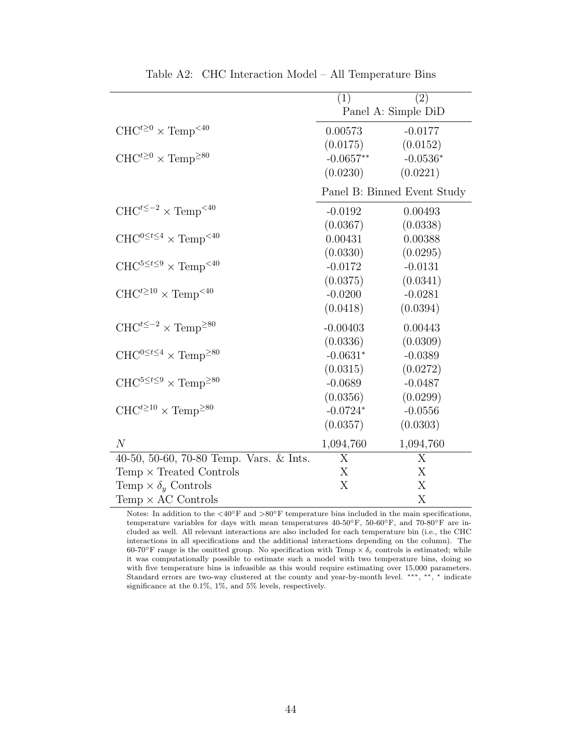Table A2: CHC Interaction Model – All Temperature Bins

| | (1) | (2) |
|---|---|---|
| | Panel A: Simple DiD | |
| $\text{CHC}^{t\geq0} \times \text{Temp}^{<40}$ | 0.00573 | -0.0177 |
| | (0.0175) | (0.0152) |
| $\text{CHC}^{t\geq0} \times \text{Temp}^{\geq80}$ | -0.0657** | -0.0536* |
| | (0.0230) | (0.0221) |
| | Panel B: Binned Event Study | |
| $\text{CHC}^{t\leq-2} \times \text{Temp}^{<40}$ | -0.0192 | 0.00493 |
| | (0.0367) | (0.0338) |
| $\text{CHC}^{0\leq t\leq4} \times \text{Temp}^{<40}$ | 0.00431 | 0.00388 |
| | (0.0330) | (0.0295) |
| $\text{CHC}^{5\leq t\leq9} \times \text{Temp}^{<40}$ | -0.0172 | -0.0131 |
| | (0.0375) | (0.0341) |
| $\text{CHC}^{t\geq10} \times \text{Temp}^{<40}$ | -0.0200 | -0.0281 |
| | (0.0418) | (0.0394) |
| $\text{CHC}^{t\leq-2} \times \text{Temp}^{\geq80}$ | -0.00403 | 0.00443 |
| | (0.0336) | (0.0309) |
| $\text{CHC}^{0\leq t\leq4} \times \text{Temp}^{\geq80}$ | -0.0631* | -0.0389 |
| | (0.0315) | (0.0272) |
| $\text{CHC}^{5\leq t\leq9} \times \text{Temp}^{\geq80}$ | -0.0689 | -0.0487 |
| | (0.0356) | (0.0299) |
| $\text{CHC}^{t\geq10} \times \text{Temp}^{\geq80}$ | -0.0724* | -0.0556 |
| | (0.0357) | (0.0303) |
| $N$ | 1,094,760 | 1,094,760 |
| 40-50, 50-60, 70-80 Temp. Vars. & Ints. | X | X |
| Temp × Treated Controls | X | X |
| Temp × $\delta_y$ Controls | X | X |
| Temp × AC Controls | | X |

Notes: In addition to the <40°F and >80°F temperature bins included in the main specifications, temperature variables for days with mean temperatures 40-50°F, 50-60°F, and 70-80°F are included as well. All relevant interactions are also included for each temperature bin (i.e., the CHC interactions in all specifications and the additional interactions depending on the column). The 60-70°F range is the omitted group. No specification with Temp × $\delta_c$ controls is estimated; while it was computationally possible to estimate such a model with two temperature bins, doing so with five temperature bins is infeasible as this would require estimating over 15,000 parameters. Standard errors are two-way clustered at the county and year-by-month level. ***, **, * indicate significance at the 0.1%, 1%, and 5% levels, respectively.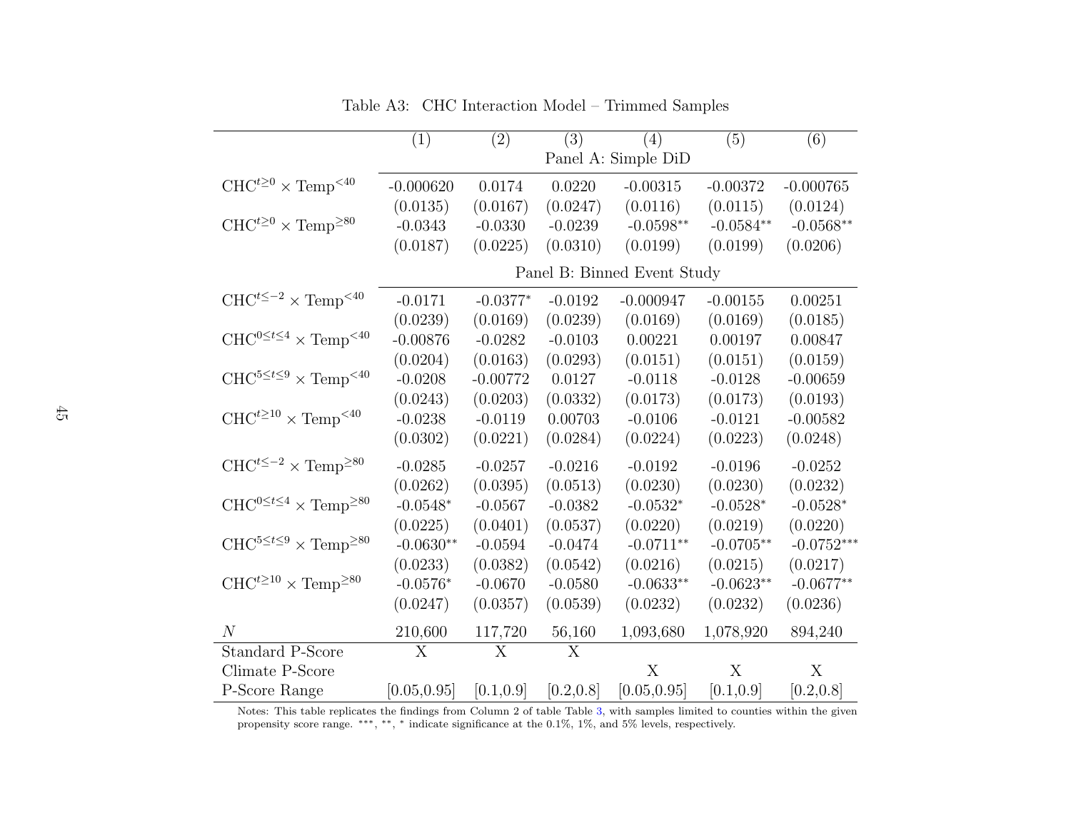Table A3: CHC Interaction Model – Trimmed Samples

| | (1) | (2) | (3) | (4) | (5) | (6) |
|---|---|---|---|---|---|---|
| | Panel A: Simple DiD | | | | | |
| $\text{CHC}^{t\geq0} \times \text{Temp}^{<40}$ | -0.000620 | 0.0174 | 0.0220 | -0.00315 | -0.00372 | -0.000765 |
| | (0.0135) | (0.0167) | (0.0247) | (0.0116) | (0.0115) | (0.0124) |
| $\text{CHC}^{t\geq0} \times \text{Temp}^{\geq80}$ | -0.0343 | -0.0330 | -0.0239 | -0.0598** | -0.0584** | -0.0568** |
| | (0.0187) | (0.0225) | (0.0310) | (0.0199) | (0.0199) | (0.0206) |
| | Panel B: Binned Event Study | | | | | |
| $\text{CHC}^{t\leq-2} \times \text{Temp}^{<40}$ | -0.0171 | -0.0377* | -0.0192 | -0.000947 | -0.00155 | 0.00251 |
| | (0.0239) | (0.0169) | (0.0239) | (0.0169) | (0.0169) | (0.0185) |
| $\text{CHC}^{0\leq t\leq4} \times \text{Temp}^{<40}$ | -0.00876 | -0.0282 | -0.0103 | 0.00221 | 0.00197 | 0.00847 |
| | (0.0204) | (0.0163) | (0.0293) | (0.0151) | (0.0151) | (0.0159) |
| $\text{CHC}^{5\leq t\leq9} \times \text{Temp}^{<40}$ | -0.0208 | -0.00772 | 0.0127 | -0.0118 | -0.0128 | -0.00659 |
| | (0.0243) | (0.0203) | (0.0332) | (0.0173) | (0.0173) | (0.0193) |
| $\text{CHC}^{t\geq10} \times \text{Temp}^{<40}$ | -0.0238 | -0.0119 | 0.00703 | -0.0106 | -0.0121 | -0.00582 |
| | (0.0302) | (0.0221) | (0.0284) | (0.0224) | (0.0223) | (0.0248) |
| $\text{CHC}^{t\leq-2} \times \text{Temp}^{\geq80}$ | -0.0285 | -0.0257 | -0.0216 | -0.0192 | -0.0196 | -0.0252 |
| | (0.0262) | (0.0395) | (0.0513) | (0.0230) | (0.0230) | (0.0232) |
| $\text{CHC}^{0\leq t\leq4} \times \text{Temp}^{\geq80}$ | -0.0548* | -0.0567 | -0.0382 | -0.0532* | -0.0528* | -0.0528* |
| | (0.0225) | (0.0401) | (0.0537) | (0.0220) | (0.0219) | (0.0220) |
| $\text{CHC}^{5\leq t\leq9} \times \text{Temp}^{\geq80}$ | -0.0630** | -0.0594 | -0.0474 | -0.0711** | -0.0705** | -0.0752*** |
| | (0.0233) | (0.0382) | (0.0542) | (0.0216) | (0.0215) | (0.0217) |
| $\text{CHC}^{t\geq10} \times \text{Temp}^{\geq80}$ | -0.0576* | -0.0670 | -0.0580 | -0.0633** | -0.0623** | -0.0677** |
| | (0.0247) | (0.0357) | (0.0539) | (0.0232) | (0.0232) | (0.0236) |
| $N$ | 210,600 | 117,720 | 56,160 | 1,093,680 | 1,078,920 | 894,240 |
| Standard P-Score | X | X | X | | | |
| Climate P-Score | | | | X | X | X |
| P-Score Range | [0.05,0.95] | [0.1,0.9] | [0.2,0.8] | [0.05,0.95] | [0.1,0.9] | [0.2,0.8] |

Notes: This table replicates the findings from Column 2 of table Table 3, with samples limited to counties within the given propensity score range. ***, **, * indicate significance at the 0.1%, 1%, and 5% levels, respectively.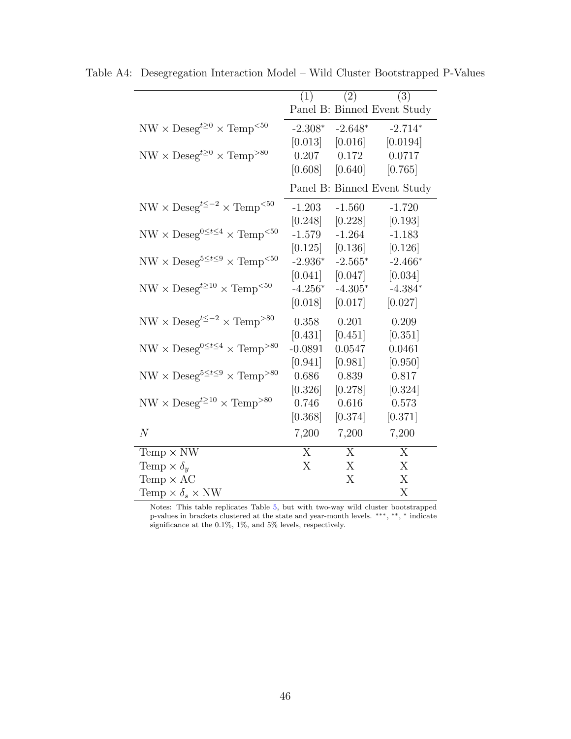Table A4: Desegregation Interaction Model – Wild Cluster Bootstrapped P-Values

| | (1) | (2) | (3) |
|---|---|---|---|
| | Panel B: Binned Event Study | | |
| NW × Deseg$^{t\geq 0}$ × Temp$^{<50}$ | -2.308* | -2.648* | -2.714* |
| | [0.013] | [0.016] | [0.0194] |
| NW × Deseg$^{t\geq 0}$ × Temp$^{>80}$ | 0.207 | 0.172 | 0.0717 |
| | [0.608] | [0.640] | [0.765] |
| | Panel B: Binned Event Study | | |
| NW × Deseg$^{t\leq -2}$ × Temp$^{<50}$ | -1.203 | -1.560 | -1.720 |
| | [0.248] | [0.228] | [0.193] |
| NW × Deseg$^{0\leq t\leq 4}$ × Temp$^{<50}$ | -1.579 | -1.264 | -1.183 |
| | [0.125] | [0.136] | [0.126] |
| NW × Deseg$^{5\leq t\leq 9}$ × Temp$^{<50}$ | -2.936* | -2.565* | -2.466* |
| | [0.041] | [0.047] | [0.034] |
| NW × Deseg$^{t\geq 10}$ × Temp$^{<50}$ | -4.256* | -4.305* | -4.384* |
| | [0.018] | [0.017] | [0.027] |
| NW × Deseg$^{t\leq -2}$ × Temp$^{>80}$ | 0.358 | 0.201 | 0.209 |
| | [0.431] | [0.451] | [0.351] |
| NW × Deseg$^{0\leq t\leq 4}$ × Temp$^{>80}$ | -0.0891 | 0.0547 | 0.0461 |
| | [0.941] | [0.981] | [0.950] |
| NW × Deseg$^{5\leq t\leq 9}$ × Temp$^{>80}$ | 0.686 | 0.839 | 0.817 |
| | [0.326] | [0.278] | [0.324] |
| NW × Deseg$^{t\geq 10}$ × Temp$^{>80}$ | 0.746 | 0.616 | 0.573 |
| | [0.368] | [0.374] | [0.371] |
| $N$ | 7,200 | 7,200 | 7,200 |
| Temp × NW | X | X | X |
| Temp × $\delta_y$ | X | X | X |
| Temp × AC | | X | X |
| Temp × $\delta_s$ × NW | | | X |

Notes: This table replicates Table 5, but with two-way wild cluster bootstrapped p-values in brackets clustered at the state and year-month levels. ***, **, * indicate significance at the 0.1%, 1%, and 5% levels, respectively.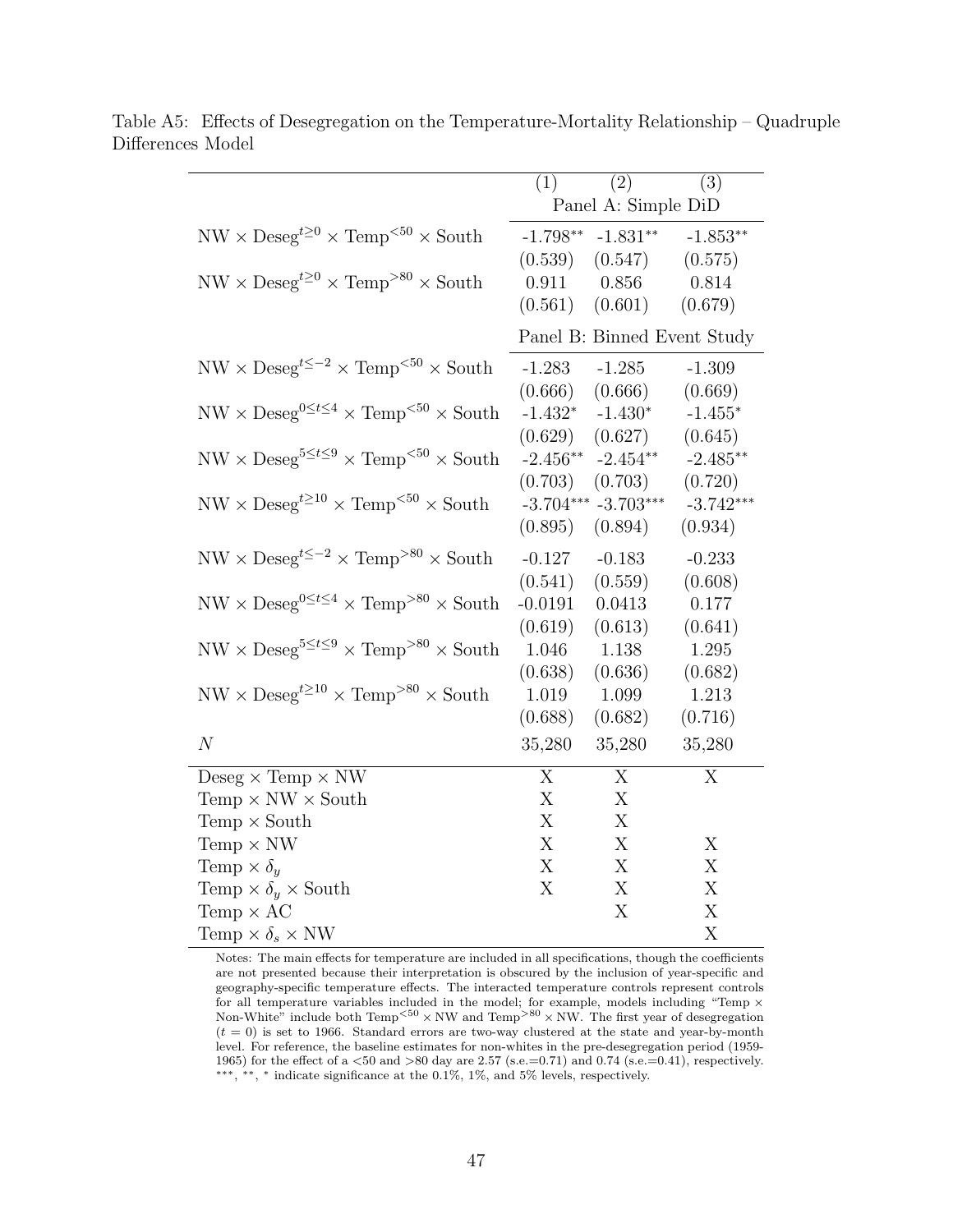Table A5: Effects of Desegregation on the Temperature-Mortality Relationship – Quadruple Differences Model

| | (1) | (2) | (3) |
|---|---|---|---|
| | Panel A: Simple DiD | | |
| NW × Deseg$^{t\geq0}$ × Temp$^{<50}$ × South | -1.798** | -1.831** | -1.853** |
| | (0.539) | (0.547) | (0.575) |
| NW × Deseg$^{t\geq0}$ × Temp$^{>80}$ × South | 0.911 | 0.856 | 0.814 |
| | (0.561) | (0.601) | (0.679) |
| | Panel B: Binned Event Study | | |
| NW × Deseg$^{t\leq-2}$ × Temp$^{<50}$ × South | -1.283 | -1.285 | -1.309 |
| | (0.666) | (0.666) | (0.669) |
| NW × Deseg$^{0\leq t\leq4}$ × Temp$^{<50}$ × South | -1.432* | -1.430* | -1.455* |
| | (0.629) | (0.627) | (0.645) |
| NW × Deseg$^{5\leq t\leq9}$ × Temp$^{<50}$ × South | -2.456** | -2.454** | -2.485** |
| | (0.703) | (0.703) | (0.720) |
| NW × Deseg$^{t\geq10}$ × Temp$^{<50}$ × South | -3.704*** | -3.703*** | -3.742*** |
| | (0.895) | (0.894) | (0.934) |
| NW × Deseg$^{t\leq-2}$ × Temp$^{>80}$ × South | -0.127 | -0.183 | -0.233 |
| | (0.541) | (0.559) | (0.608) |
| NW × Deseg$^{0\leq t\leq4}$ × Temp$^{>80}$ × South | -0.0191 | 0.0413 | 0.177 |
| | (0.619) | (0.613) | (0.641) |
| NW × Deseg$^{5\leq t\leq9}$ × Temp$^{>80}$ × South | 1.046 | 1.138 | 1.295 |
| | (0.638) | (0.636) | (0.682) |
| NW × Deseg$^{t\geq10}$ × Temp$^{>80}$ × South | 1.019 | 1.099 | 1.213 |
| | (0.688) | (0.682) | (0.716) |
| $N$ | 35,280 | 35,280 | 35,280 |
| Deseg × Temp × NW | X | X | X |
| Temp × NW × South | X | X | |
| Temp × South | X | X | |
| Temp × NW | X | X | X |
| Temp × $\delta_y$ | X | X | X |
| Temp × $\delta_y$ × South | X | X | X |
| Temp × AC | | X | X |
| Temp × $\delta_s$ × NW | | | X |

Notes: The main effects for temperature are included in all specifications, though the coefficients are not presented because their interpretation is obscured by the inclusion of year-specific and geography-specific temperature effects. The interacted temperature controls represent controls for all temperature variables included in the model; for example, models including "Temp × Non-White" include both Temp$^{<50}$ × NW and Temp$^{>80}$ × NW. The first year of desegregation ($t = 0$) is set to 1966. Standard errors are two-way clustered at the state and year-by-month level. For reference, the baseline estimates for non-whites in the pre-desegregation period (1959-1965) for the effect of a <50 and >80 day are 2.57 (s.e.=0.71) and 0.74 (s.e.=0.41), respectively. ***, **, * indicate significance at the 0.1%, 1%, and 5% levels, respectively.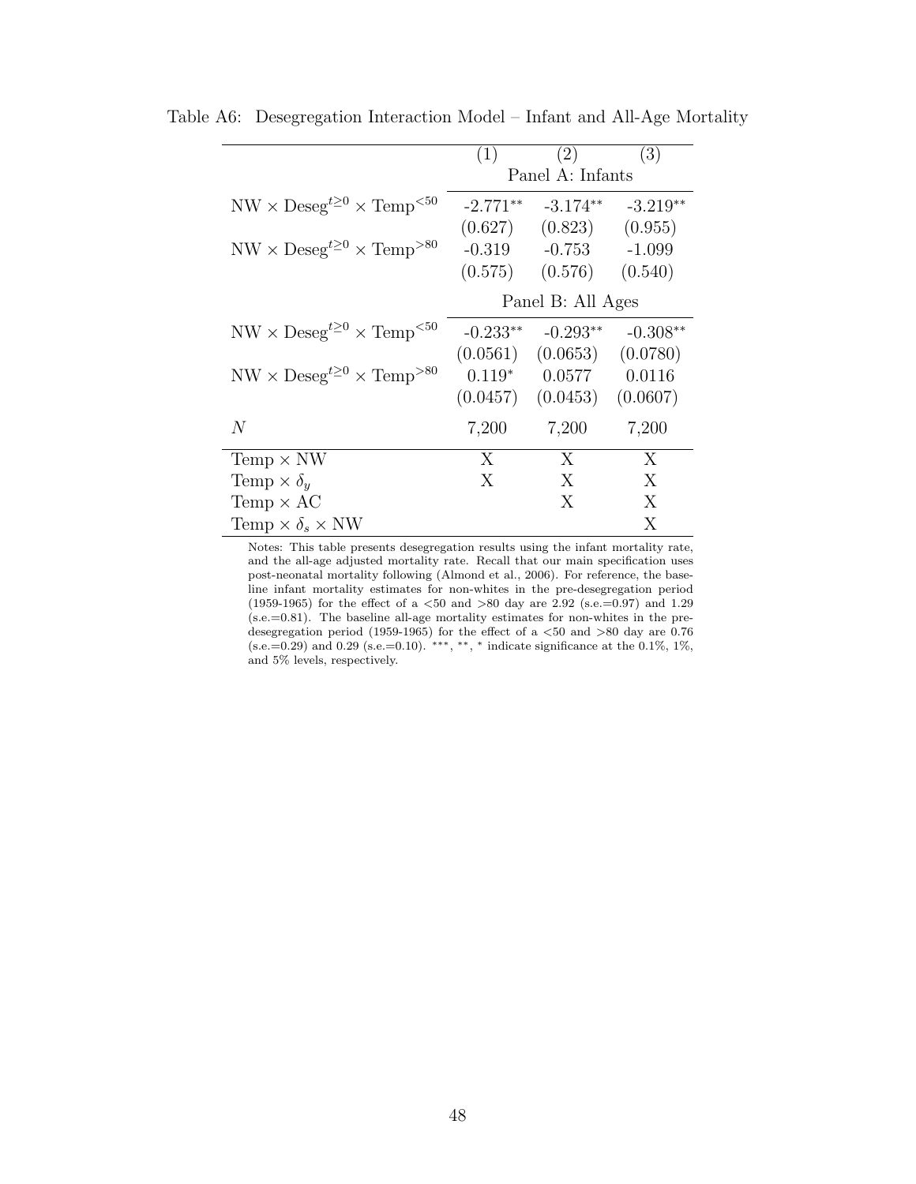Table A6: Desegregation Interaction Model – Infant and All-Age Mortality

| | (1) | (2) | (3) |
|---|---|---|---|
| | Panel A: Infants | | |
| NW × Deseg$^{t\geq 0}$ × Temp$^{<50}$ | -2.771** | -3.174** | -3.219** |
| | (0.627) | (0.823) | (0.955) |
| NW × Deseg$^{t\geq 0}$ × Temp$^{>80}$ | -0.319 | -0.753 | -1.099 |
| | (0.575) | (0.576) | (0.540) |
| | Panel B: All Ages | | |
| NW × Deseg$^{t\geq 0}$ × Temp$^{<50}$ | -0.233** | -0.293** | -0.308** |
| | (0.0561) | (0.0653) | (0.0780) |
| NW × Deseg$^{t\geq 0}$ × Temp$^{>80}$ | 0.119* | 0.0577 | 0.0116 |
| | (0.0457) | (0.0453) | (0.0607) |
| $N$ | 7,200 | 7,200 | 7,200 |
| Temp × NW | X | X | X |
| Temp × $\delta_y$ | X | X | X |
| Temp × AC | | X | X |
| Temp × $\delta_s$ × NW | | | X |

Notes: This table presents desegregation results using the infant mortality rate, and the all-age adjusted mortality rate. Recall that our main specification uses post-neonatal mortality following (Almond et al., 2006). For reference, the baseline infant mortality estimates for non-whites in the pre-desegregation period (1959-1965) for the effect of a <50 and >80 day are 2.92 (s.e.=0.97) and 1.29 (s.e.=0.81). The baseline all-age mortality estimates for non-whites in the pre-desegregation period (1959-1965) for the effect of a <50 and >80 day are 0.76 (s.e.=0.29) and 0.29 (s.e.=0.10). ***, **, * indicate significance at the 0.1%, 1%, and 5% levels, respectively.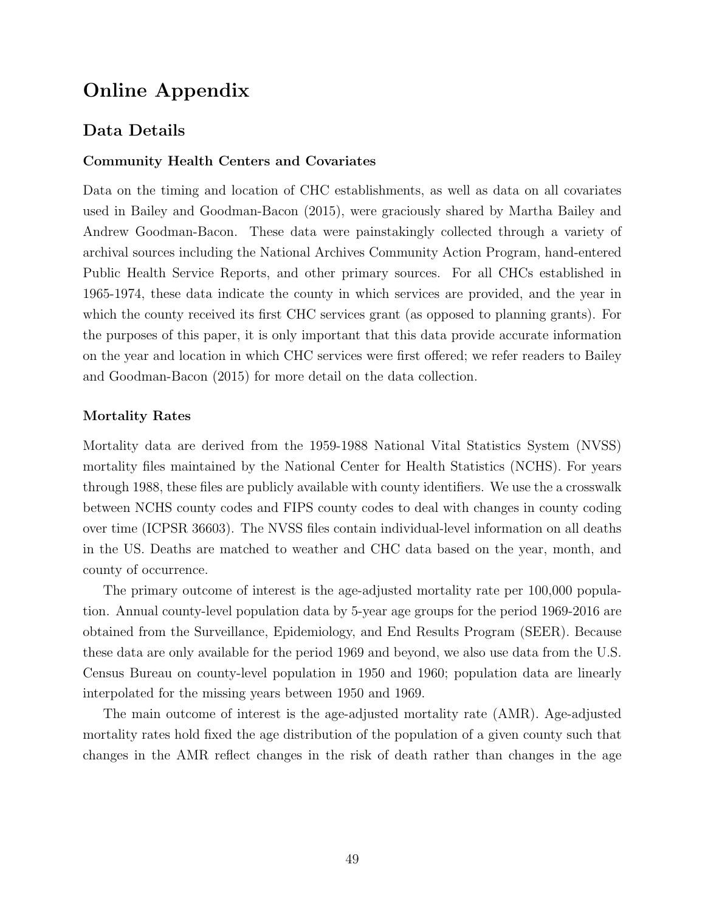# Online Appendix

## Data Details

### Community Health Centers and Covariates

Data on the timing and location of CHC establishments, as well as data on all covariates used in Bailey and Goodman-Bacon (2015), were graciously shared by Martha Bailey and Andrew Goodman-Bacon. These data were painstakingly collected through a variety of archival sources including the National Archives Community Action Program, hand-entered Public Health Service Reports, and other primary sources. For all CHCs established in 1965-1974, these data indicate the county in which services are provided, and the year in which the county received its first CHC services grant (as opposed to planning grants). For the purposes of this paper, it is only important that this data provide accurate information on the year and location in which CHC services were first offered; we refer readers to Bailey and Goodman-Bacon (2015) for more detail on the data collection.

### Mortality Rates

Mortality data are derived from the 1959-1988 National Vital Statistics System (NVSS) mortality files maintained by the National Center for Health Statistics (NCHS). For years through 1988, these files are publicly available with county identifiers. We use the a crosswalk between NCHS county codes and FIPS county codes to deal with changes in county coding over time (ICPSR 36603). The NVSS files contain individual-level information on all deaths in the US. Deaths are matched to weather and CHC data based on the year, month, and county of occurrence.

The primary outcome of interest is the age-adjusted mortality rate per 100,000 population. Annual county-level population data by 5-year age groups for the period 1969-2016 are obtained from the Surveillance, Epidemiology, and End Results Program (SEER). Because these data are only available for the period 1969 and beyond, we also use data from the U.S. Census Bureau on county-level population in 1950 and 1960; population data are linearly interpolated for the missing years between 1950 and 1969.

The main outcome of interest is the age-adjusted mortality rate (AMR). Age-adjusted mortality rates hold fixed the age distribution of the population of a given county such that changes in the AMR reflect changes in the risk of death rather than changes in the age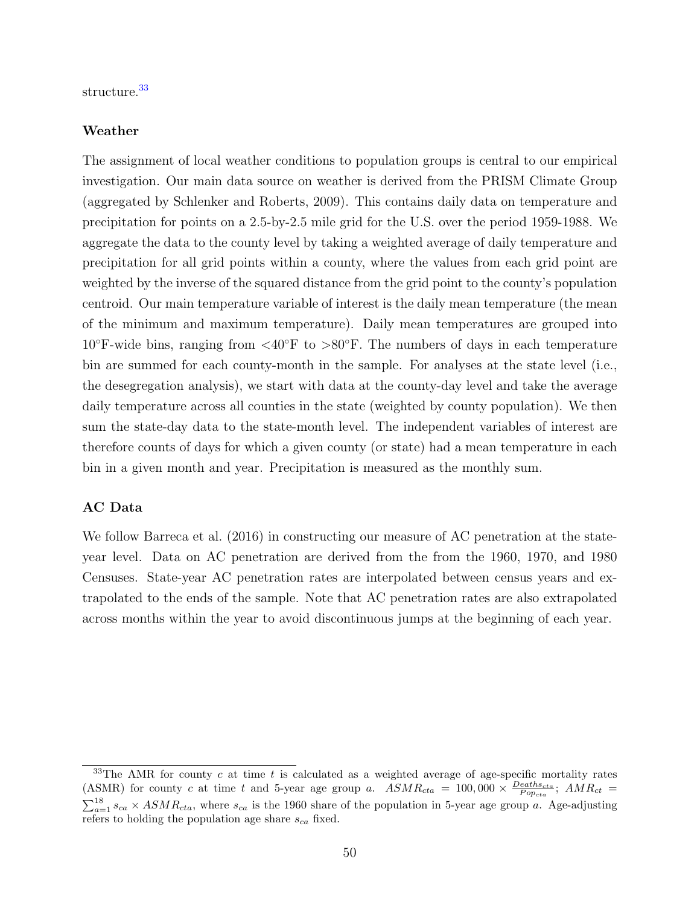structure.[33]

**Weather**

The assignment of local weather conditions to population groups is central to our empirical investigation. Our main data source on weather is derived from the PRISM Climate Group (aggregated by Schlenker and Roberts, 2009). This contains daily data on temperature and precipitation for points on a 2.5-by-2.5 mile grid for the U.S. over the period 1959-1988. We aggregate the data to the county level by taking a weighted average of daily temperature and precipitation for all grid points within a county, where the values from each grid point are weighted by the inverse of the squared distance from the grid point to the county's population centroid. Our main temperature variable of interest is the daily mean temperature (the mean of the minimum and maximum temperature). Daily mean temperatures are grouped into 10°F-wide bins, ranging from <40°F to >80°F. The numbers of days in each temperature bin are summed for each county-month in the sample. For analyses at the state level (i.e., the desegregation analysis), we start with data at the county-day level and take the average daily temperature across all counties in the state (weighted by county population). We then sum the state-day data to the state-month level. The independent variables of interest are therefore counts of days for which a given county (or state) had a mean temperature in each bin in a given month and year. Precipitation is measured as the monthly sum.

**AC Data**

We follow Barreca et al. (2016) in constructing our measure of AC penetration at the state-year level. Data on AC penetration are derived from the from the 1960, 1970, and 1980 Censuses. State-year AC penetration rates are interpolated between census years and extrapolated to the ends of the sample. Note that AC penetration rates are also extrapolated across months within the year to avoid discontinuous jumps at the beginning of each year.

---

[33] The AMR for county $c$ at time $t$ is calculated as a weighted average of age-specific mortality rates (ASMR) for county $c$ at time $t$ and 5-year age group $a$. $ASMR_{cta} = 100{,}000 \times \frac{Deaths_{cta}}{Pop_{cta}}$; $AMR_{ct} = \sum_{a=1}^{18} s_{ca} \times ASMR_{cta}$, where $s_{ca}$ is the 1960 share of the population in 5-year age group $a$. Age-adjusting refers to holding the population age share $s_{ca}$ fixed.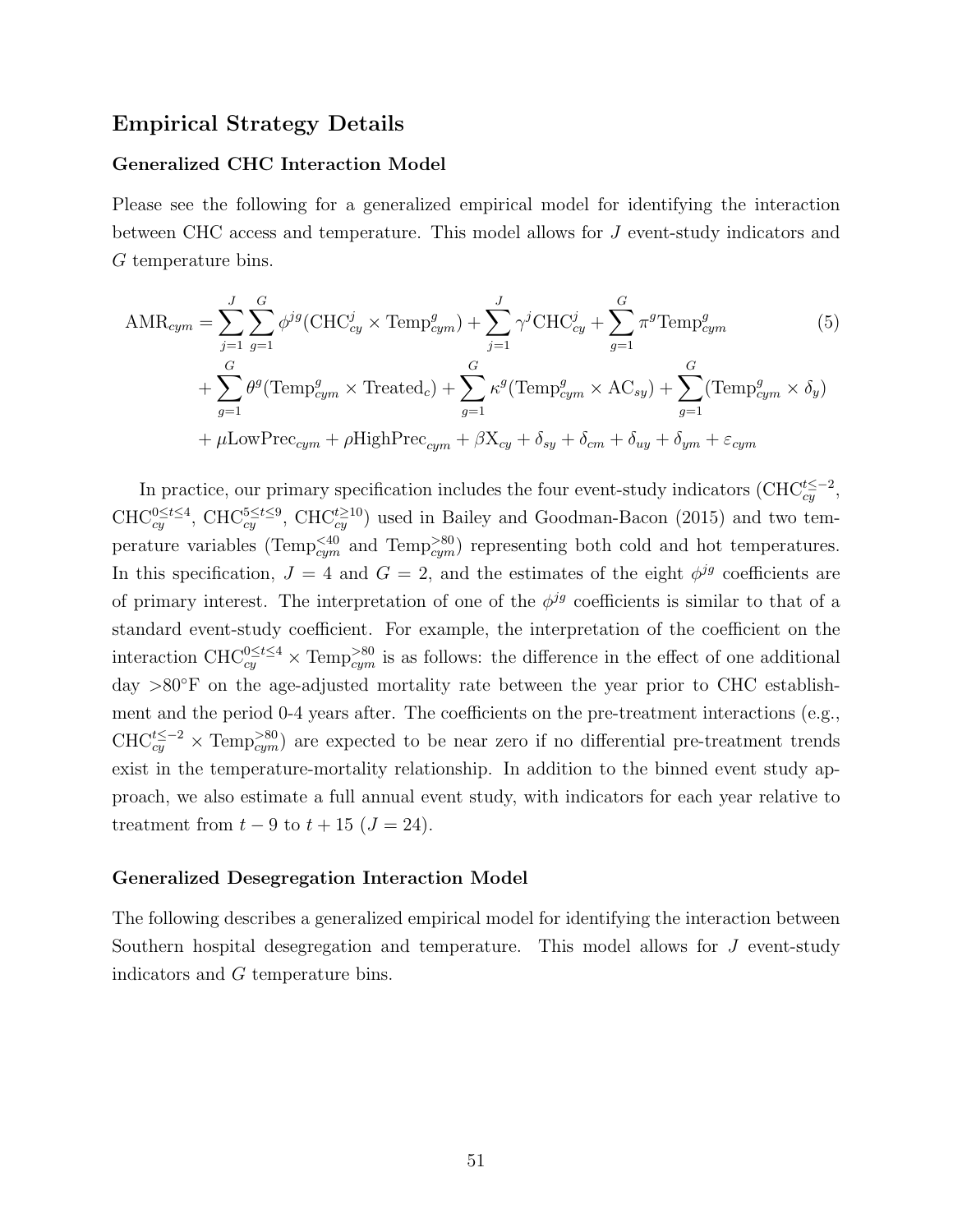## Empirical Strategy Details

### Generalized CHC Interaction Model

Please see the following for a generalized empirical model for identifying the interaction between CHC access and temperature. This model allows for $J$ event-study indicators and $G$ temperature bins.

$$
\begin{aligned}
\text{AMR}_{cym} = & \sum_{j=1}^{J}\sum_{g=1}^{G} \phi^{jg}(\text{CHC}_{cy}^{j} \times \text{Temp}_{cym}^{g}) + \sum_{j=1}^{J} \gamma^{j}\text{CHC}_{cy}^{j} + \sum_{g=1}^{G} \pi^{g}\text{Temp}_{cym}^{g} \\
& + \sum_{g=1}^{G} \theta^{g}(\text{Temp}_{cym}^{g} \times \text{Treated}_{c}) + \sum_{g=1}^{G} \kappa^{g}(\text{Temp}_{cym}^{g} \times \text{AC}_{sy}) + \sum_{g=1}^{G}(\text{Temp}_{cym}^{g} \times \delta_{y}) \\
& + \mu\text{LowPrec}_{cym} + \rho\text{HighPrec}_{cym} + \beta\text{X}_{cy} + \delta_{sy} + \delta_{cm} + \delta_{uy} + \delta_{ym} + \varepsilon_{cym}
\end{aligned} \tag{5}
$$

In practice, our primary specification includes the four event-study indicators ($\text{CHC}_{cy}^{t\leq-2}$, $\text{CHC}_{cy}^{0\leq t\leq 4}$, $\text{CHC}_{cy}^{5\leq t\leq 9}$, $\text{CHC}_{cy}^{t\geq 10}$) used in Bailey and Goodman-Bacon (2015) and two temperature variables ($\text{Temp}_{cym}^{<40}$ and $\text{Temp}_{cym}^{>80}$) representing both cold and hot temperatures. In this specification, $J = 4$ and $G = 2$, and the estimates of the eight $\phi^{jg}$ coefficients are of primary interest. The interpretation of one of the $\phi^{jg}$ coefficients is similar to that of a standard event-study coefficient. For example, the interpretation of the coefficient on the interaction $\text{CHC}_{cy}^{0\leq t\leq 4} \times \text{Temp}_{cym}^{>80}$ is as follows: the difference in the effect of one additional day >80°F on the age-adjusted mortality rate between the year prior to CHC establishment and the period 0-4 years after. The coefficients on the pre-treatment interactions (e.g., $\text{CHC}_{cy}^{t\leq-2} \times \text{Temp}_{cym}^{>80}$) are expected to be near zero if no differential pre-treatment trends exist in the temperature-mortality relationship. In addition to the binned event study approach, we also estimate a full annual event study, with indicators for each year relative to treatment from $t-9$ to $t+15$ ($J = 24$).

### Generalized Desegregation Interaction Model

The following describes a generalized empirical model for identifying the interaction between Southern hospital desegregation and temperature. This model allows for $J$ event-study indicators and $G$ temperature bins.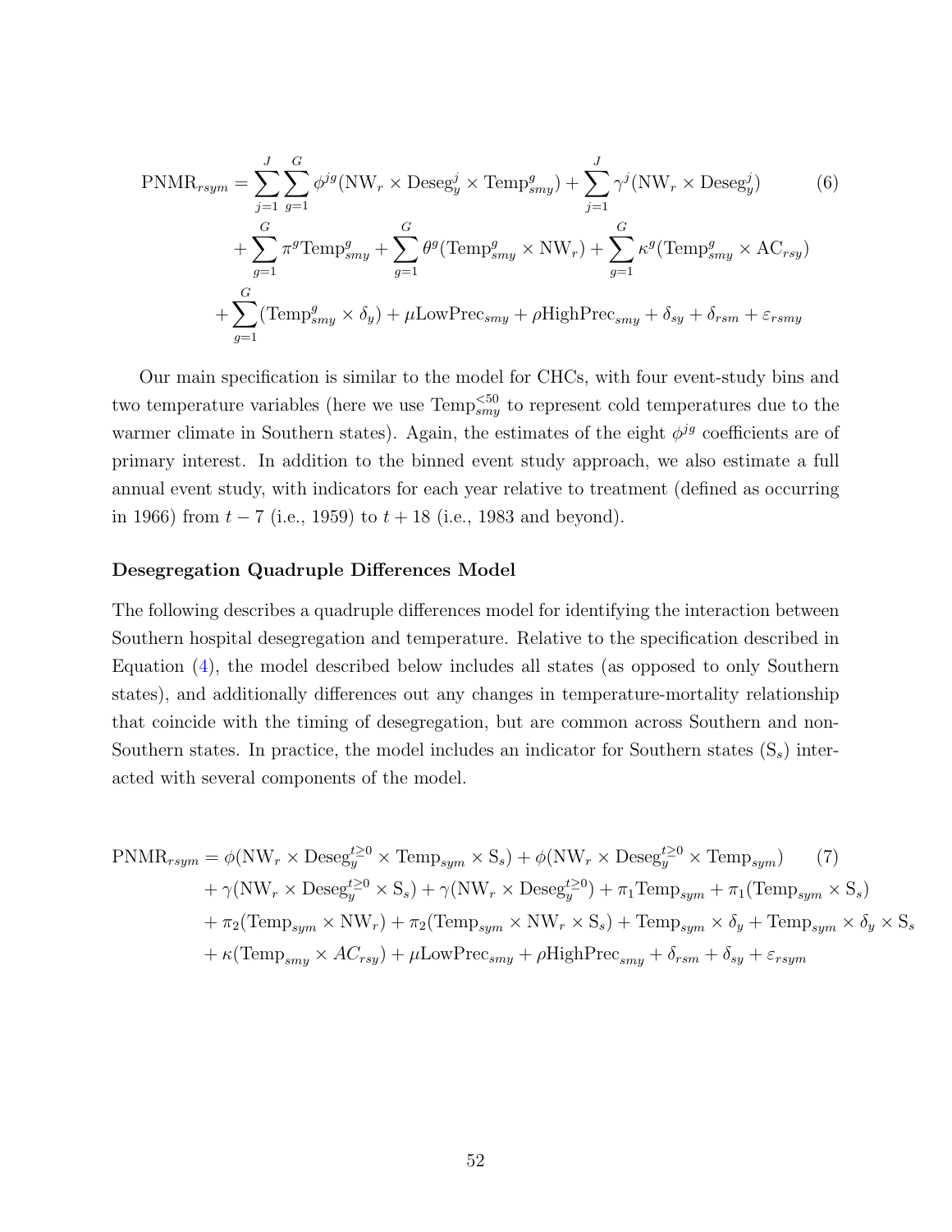$$
\begin{aligned}
\text{PNMR}_{rsym} = & \sum_{j=1}^{J}\sum_{g=1}^{G} \phi^{jg}(\text{NW}_r \times \text{Deseg}_y^j \times \text{Temp}_{smy}^g) + \sum_{j=1}^{J} \gamma^j(\text{NW}_r \times \text{Deseg}_y^j) \\
& + \sum_{g=1}^{G} \pi^g \text{Temp}_{smy}^g + \sum_{g=1}^{G} \theta^g(\text{Temp}_{smy}^g \times \text{NW}_r) + \sum_{g=1}^{G} \kappa^g(\text{Temp}_{smy}^g \times \text{AC}_{rsy}) \\
& + \sum_{g=1}^{G}(\text{Temp}_{smy}^g \times \delta_y) + \mu \text{LowPrec}_{smy} + \rho \text{HighPrec}_{smy} + \delta_{sy} + \delta_{rsm} + \varepsilon_{rsmy}
\end{aligned} \tag{6}
$$

Our main specification is similar to the model for CHCs, with four event-study bins and two temperature variables (here we use $\text{Temp}_{smy}^{<50}$ to represent cold temperatures due to the warmer climate in Southern states). Again, the estimates of the eight $\phi^{jg}$ coefficients are of primary interest. In addition to the binned event study approach, we also estimate a full annual event study, with indicators for each year relative to treatment (defined as occurring in 1966) from $t-7$ (i.e., 1959) to $t+18$ (i.e., 1983 and beyond).

**Desegregation Quadruple Differences Model**

The following describes a quadruple differences model for identifying the interaction between Southern hospital desegregation and temperature. Relative to the specification described in Equation (4), the model described below includes all states (as opposed to only Southern states), and additionally differences out any changes in temperature-mortality relationship that coincide with the timing of desegregation, but are common across Southern and non-Southern states. In practice, the model includes an indicator for Southern states ($\text{S}_s$) interacted with several components of the model.

$$
\begin{aligned}
\text{PNMR}_{rsym} = & \phi(\text{NW}_r \times \text{Deseg}_y^{t\geq 0} \times \text{Temp}_{sym} \times \text{S}_s) + \phi(\text{NW}_r \times \text{Deseg}_y^{t\geq 0} \times \text{Temp}_{sym}) \\
& + \gamma(\text{NW}_r \times \text{Deseg}_y^{t\geq 0} \times \text{S}_s) + \gamma(\text{NW}_r \times \text{Deseg}_y^{t\geq 0}) + \pi_1 \text{Temp}_{sym} + \pi_1(\text{Temp}_{sym} \times \text{S}_s) \\
& + \pi_2(\text{Temp}_{sym} \times \text{NW}_r) + \pi_2(\text{Temp}_{sym} \times \text{NW}_r \times \text{S}_s) + \text{Temp}_{sym} \times \delta_y + \text{Temp}_{sym} \times \delta_y \times \text{S}_s \\
& + \kappa(\text{Temp}_{smy} \times AC_{rsy}) + \mu \text{LowPrec}_{smy} + \rho \text{HighPrec}_{smy} + \delta_{rsm} + \delta_{sy} + \varepsilon_{rsym}
\end{aligned} \tag{7}
$$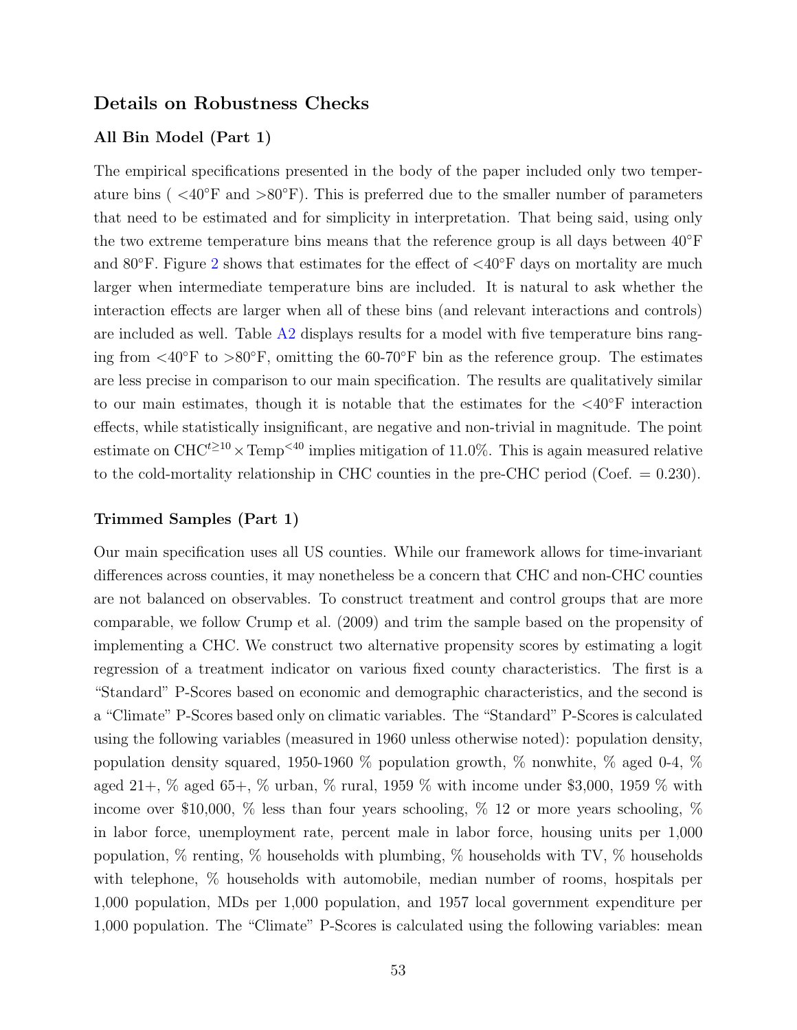## Details on Robustness Checks

### All Bin Model (Part 1)

The empirical specifications presented in the body of the paper included only two temperature bins ( <40°F and >80°F). This is preferred due to the smaller number of parameters that need to be estimated and for simplicity in interpretation. That being said, using only the two extreme temperature bins means that the reference group is all days between 40°F and 80°F. Figure 2 shows that estimates for the effect of <40°F days on mortality are much larger when intermediate temperature bins are included. It is natural to ask whether the interaction effects are larger when all of these bins (and relevant interactions and controls) are included as well. Table A2 displays results for a model with five temperature bins ranging from <40°F to >80°F, omitting the 60-70°F bin as the reference group. The estimates are less precise in comparison to our main specification. The results are qualitatively similar to our main estimates, though it is notable that the estimates for the <40°F interaction effects, while statistically insignificant, are negative and non-trivial in magnitude. The point estimate on $\text{CHC}^{t\geq10} \times \text{Temp}^{<40}$ implies mitigation of 11.0%. This is again measured relative to the cold-mortality relationship in CHC counties in the pre-CHC period (Coef. = 0.230).

### Trimmed Samples (Part 1)

Our main specification uses all US counties. While our framework allows for time-invariant differences across counties, it may nonetheless be a concern that CHC and non-CHC counties are not balanced on observables. To construct treatment and control groups that are more comparable, we follow Crump et al. (2009) and trim the sample based on the propensity of implementing a CHC. We construct two alternative propensity scores by estimating a logit regression of a treatment indicator on various fixed county characteristics. The first is a "Standard" P-Scores based on economic and demographic characteristics, and the second is a "Climate" P-Scores based only on climatic variables. The "Standard" P-Scores is calculated using the following variables (measured in 1960 unless otherwise noted): population density, population density squared, 1950-1960 % population growth, % nonwhite, % aged 0-4, % aged 21+, % aged 65+, % urban, % rural, 1959 % with income under $3,000, 1959 % with income over $10,000, % less than four years schooling, % 12 or more years schooling, % in labor force, unemployment rate, percent male in labor force, housing units per 1,000 population, % renting, % households with plumbing, % households with TV, % households with telephone, % households with automobile, median number of rooms, hospitals per 1,000 population, MDs per 1,000 population, and 1957 local government expenditure per 1,000 population. The "Climate" P-Scores is calculated using the following variables: mean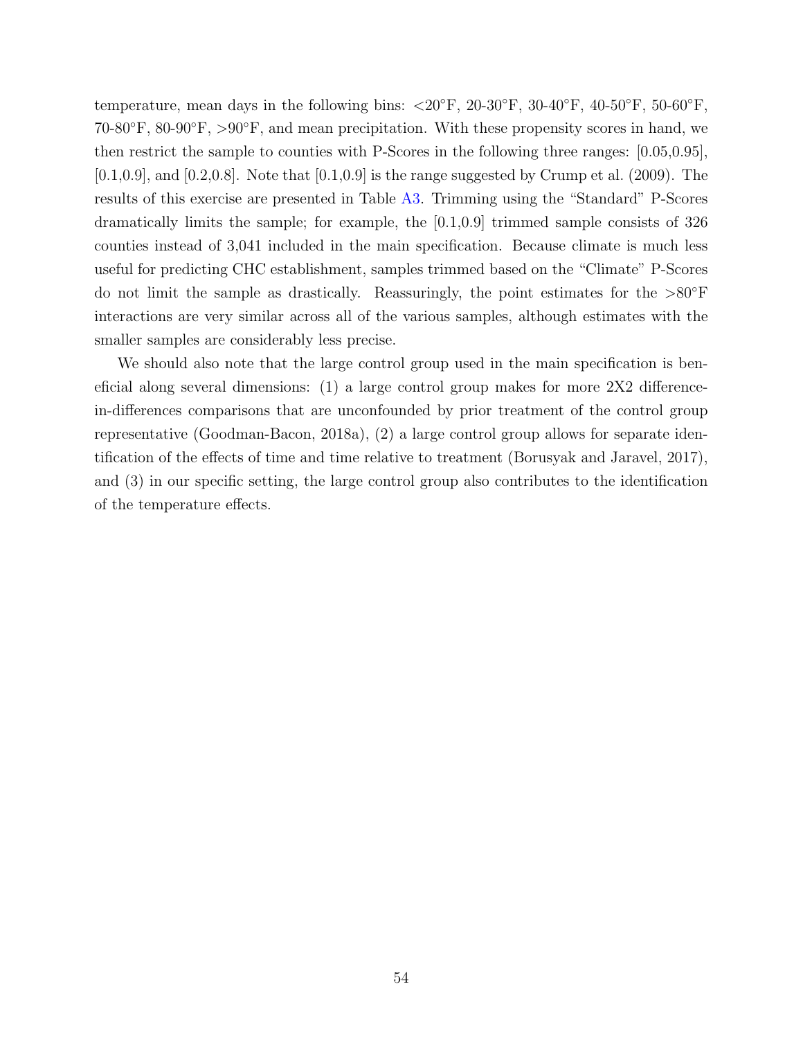temperature, mean days in the following bins: <20°F, 20-30°F, 30-40°F, 40-50°F, 50-60°F, 70-80°F, 80-90°F, >90°F, and mean precipitation. With these propensity scores in hand, we then restrict the sample to counties with P-Scores in the following three ranges: [0.05,0.95], [0.1,0.9], and [0.2,0.8]. Note that [0.1,0.9] is the range suggested by Crump et al. (2009). The results of this exercise are presented in Table A3. Trimming using the "Standard" P-Scores dramatically limits the sample; for example, the [0.1,0.9] trimmed sample consists of 326 counties instead of 3,041 included in the main specification. Because climate is much less useful for predicting CHC establishment, samples trimmed based on the "Climate" P-Scores do not limit the sample as drastically. Reassuringly, the point estimates for the >80°F interactions are very similar across all of the various samples, although estimates with the smaller samples are considerably less precise.

We should also note that the large control group used in the main specification is beneficial along several dimensions: (1) a large control group makes for more 2X2 difference-in-differences comparisons that are unconfounded by prior treatment of the control group representative (Goodman-Bacon, 2018a), (2) a large control group allows for separate identification of the effects of time and time relative to treatment (Borusyak and Jaravel, 2017), and (3) in our specific setting, the large control group also contributes to the identification of the temperature effects.